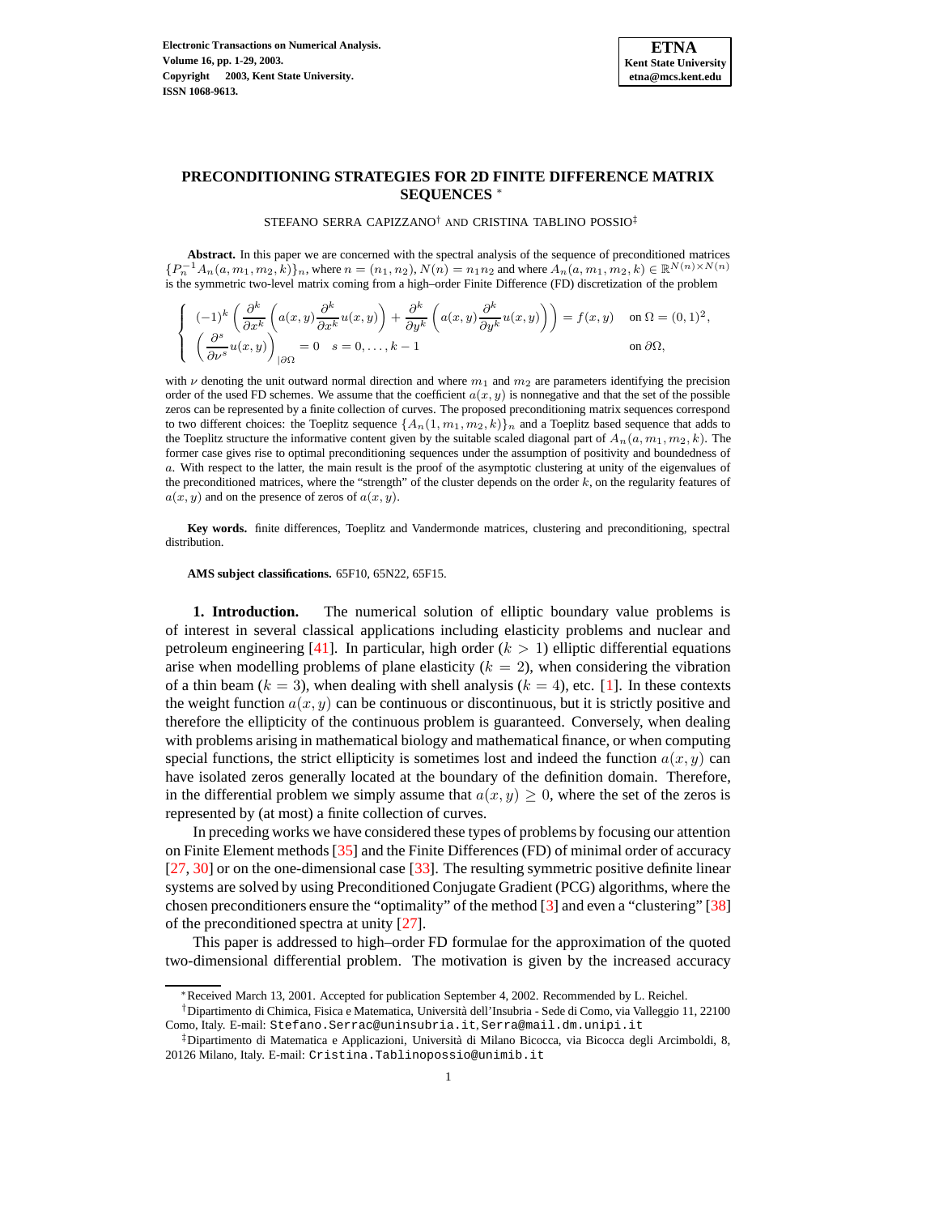# PRECONDITIONING STRATEGIES FOR 2D FINITE DIFFERENCE MATRIX SEQUENCES *

STEFANO SERRA CAPIZZANO† AND CRISTINA TABLINO POSSIO‡

**Abstract.** In this paper we are concerned with the spectral analysis of the sequence of preconditioned matrices $\{P_n^{-1}A_n(a,m_1,m_2,k)\}_n$, where $n=(n_1,n_2)$, $N(n)=n_1n_2$ and where $A_n(a,m_1,m_2,k)\in\mathbb{R}^{N(n)\times N(n)}$ is the symmetric two-level matrix coming from a high–order Finite Difference (FD) discretization of the problem

$$\begin{cases} (-1)^k\left(\dfrac{\partial^k}{\partial x^k}\left(a(x,y)\dfrac{\partial^k}{\partial x^k}u(x,y)\right)+\dfrac{\partial^k}{\partial y^k}\left(a(x,y)\dfrac{\partial^k}{\partial y^k}u(x,y)\right)\right)=f(x,y) & \text{on } \Omega=(0,1)^2,\\ \left(\dfrac{\partial^s}{\partial \nu^s}u(x,y)\right)_{|\partial\Omega}=0 \quad s=0,\dots,k-1 & \text{on } \partial\Omega, \end{cases}$$

with $\nu$ denoting the unit outward normal direction and where $m_1$ and $m_2$ are parameters identifying the precision order of the used FD schemes. We assume that the coefficient $a(x,y)$ is nonnegative and that the set of the possible zeros can be represented by a finite collection of curves. The proposed preconditioning matrix sequences correspond to two different choices: the Toeplitz sequence $\{A_n(1,m_1,m_2,k)\}_n$ and a Toeplitz based sequence that adds to the Toeplitz structure the informative content given by the suitable scaled diagonal part of $A_n(a,m_1,m_2,k)$. The former case gives rise to optimal preconditioning sequences under the assumption of positivity and boundedness of $a$. With respect to the latter, the main result is the proof of the asymptotic clustering at unity of the eigenvalues of the preconditioned matrices, where the "strength" of the cluster depends on the order $k$, on the regularity features of $a(x,y)$ and on the presence of zeros of $a(x,y)$.

**Key words.** finite differences, Toeplitz and Vandermonde matrices, clustering and preconditioning, spectral distribution.

**AMS subject classifications.** 65F10, 65N22, 65F15.

## 1. Introduction.

The numerical solution of elliptic boundary value problems is of interest in several classical applications including elasticity problems and nuclear and petroleum engineering [41]. In particular, high order ($k>1$) elliptic differential equations arise when modelling problems of plane elasticity ($k=2$), when considering the vibration of a thin beam ($k=3$), when dealing with shell analysis ($k=4$), etc. [1]. In these contexts the weight function $a(x,y)$ can be continuous or discontinuous, but it is strictly positive and therefore the ellipticity of the continuous problem is guaranteed. Conversely, when dealing with problems arising in mathematical biology and mathematical finance, or when computing special functions, the strict ellipticity is sometimes lost and indeed the function $a(x,y)$ can have isolated zeros generally located at the boundary of the definition domain. Therefore, in the differential problem we simply assume that $a(x,y)\geq 0$, where the set of the zeros is represented by (at most) a finite collection of curves.

In preceding works we have considered these types of problems by focusing our attention on Finite Element methods [35] and the Finite Differences (FD) of minimal order of accuracy [27, 30] or on the one-dimensional case [33]. The resulting symmetric positive definite linear systems are solved by using Preconditioned Conjugate Gradient (PCG) algorithms, where the chosen preconditioners ensure the "optimality" of the method [3] and even a "clustering" [38] of the preconditioned spectra at unity [27].

This paper is addressed to high–order FD formulae for the approximation of the quoted two-dimensional differential problem. The motivation is given by the increased accuracy

---

*Received March 13, 2001. Accepted for publication September 4, 2002. Recommended by L. Reichel.

†Dipartimento di Chimica, Fisica e Matematica, Università dell'Insubria - Sede di Como, via Valleggio 11, 22100 Como, Italy. E-mail: Stefano.Serrac@uninsubria.it, Serra@mail.dm.unipi.it

‡Dipartimento di Matematica e Applicazioni, Università di Milano Bicocca, via Bicocca degli Arcimboldi, 8, 20126 Milano, Italy. E-mail: Cristina.Tablinopossio@unimib.it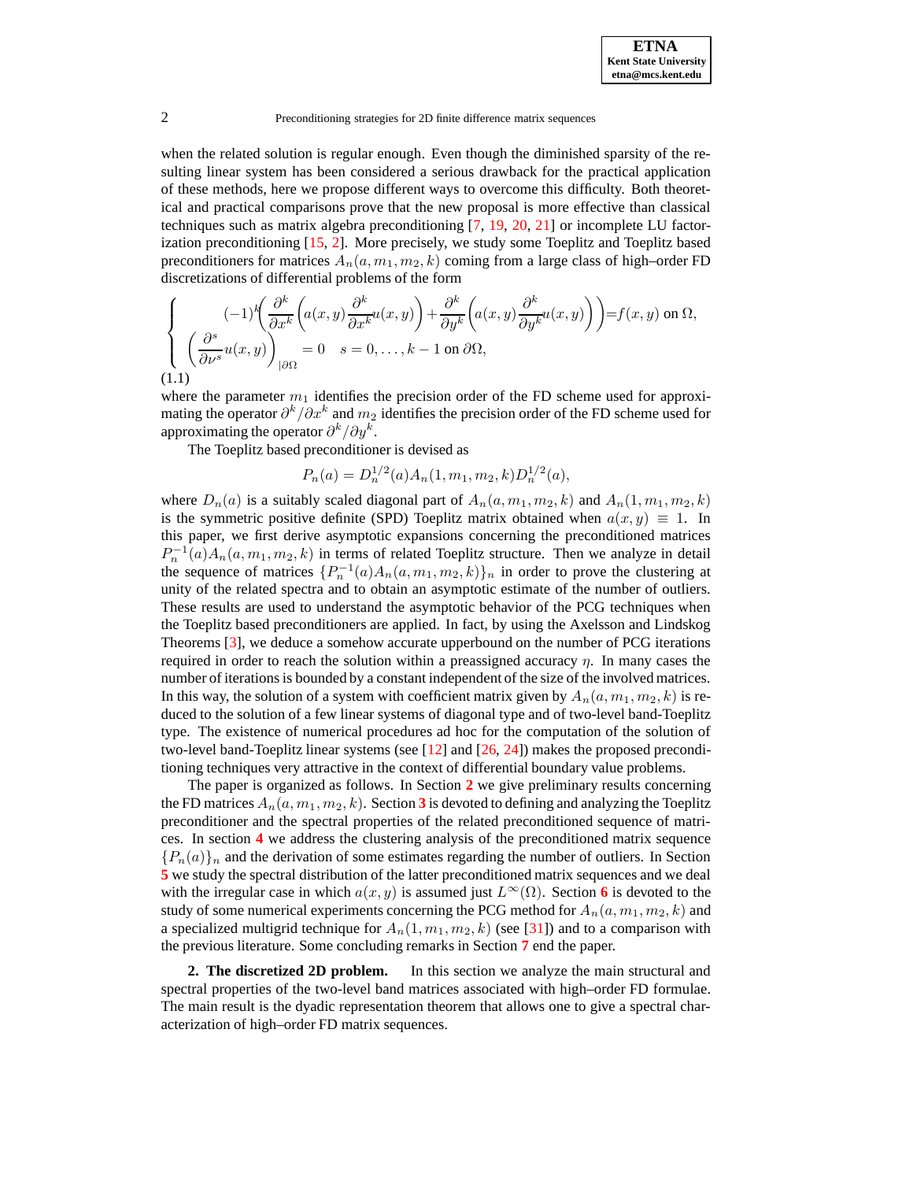when the related solution is regular enough. Even though the diminished sparsity of the resulting linear system has been considered a serious drawback for the practical application of these methods, here we propose different ways to overcome this difficulty. Both theoretical and practical comparisons prove that the new proposal is more effective than classical techniques such as matrix algebra preconditioning [7, 19, 20, 21] or incomplete LU factorization preconditioning [15, 2]. More precisely, we study some Toeplitz and Toeplitz based preconditioners for matrices $A_n(a, m_1, m_2, k)$ coming from a large class of high–order FD discretizations of differential problems of the form

$$
\begin{cases}
(-1)^k \left( \dfrac{\partial^k}{\partial x^k} \left( a(x,y) \dfrac{\partial^k}{\partial x^k} u(x,y) \right) + \dfrac{\partial^k}{\partial y^k} \left( a(x,y) \dfrac{\partial^k}{\partial y^k} u(x,y) \right) \right) = f(x,y) \text{ on } \Omega, \\
\left( \dfrac{\partial^s}{\partial \nu^s} u(x,y) \right)_{|\partial\Omega} = 0 \quad s = 0, \ldots, k-1 \text{ on } \partial\Omega,
\end{cases}
\tag{1.1}
$$

where the parameter $m_1$ identifies the precision order of the FD scheme used for approximating the operator $\partial^k / \partial x^k$ and $m_2$ identifies the precision order of the FD scheme used for approximating the operator $\partial^k / \partial y^k$.

The Toeplitz based preconditioner is devised as

$$
P_n(a) = D_n^{1/2}(a) A_n(1, m_1, m_2, k) D_n^{1/2}(a),
$$

where $D_n(a)$ is a suitably scaled diagonal part of $A_n(a, m_1, m_2, k)$ and $A_n(1, m_1, m_2, k)$ is the symmetric positive definite (SPD) Toeplitz matrix obtained when $a(x,y) \equiv 1$. In this paper, we first derive asymptotic expansions concerning the preconditioned matrices $P_n^{-1}(a) A_n(a, m_1, m_2, k)$ in terms of related Toeplitz structure. Then we analyze in detail the sequence of matrices $\{P_n^{-1}(a) A_n(a, m_1, m_2, k)\}_n$ in order to prove the clustering at unity of the related spectra and to obtain an asymptotic estimate of the number of outliers. These results are used to understand the asymptotic behavior of the PCG techniques when the Toeplitz based preconditioners are applied. In fact, by using the Axelsson and Lindskog Theorems [3], we deduce a somehow accurate upperbound on the number of PCG iterations required in order to reach the solution within a preassigned accuracy $\eta$. In many cases the number of iterations is bounded by a constant independent of the size of the involved matrices. In this way, the solution of a system with coefficient matrix given by $A_n(a, m_1, m_2, k)$ is reduced to the solution of a few linear systems of diagonal type and of two-level band-Toeplitz type. The existence of numerical procedures ad hoc for the computation of the solution of two-level band-Toeplitz linear systems (see [12] and [26, 24]) makes the proposed preconditioning techniques very attractive in the context of differential boundary value problems.

The paper is organized as follows. In Section **2** we give preliminary results concerning the FD matrices $A_n(a, m_1, m_2, k)$. Section **3** is devoted to defining and analyzing the Toeplitz preconditioner and the spectral properties of the related preconditioned sequence of matrices. In section **4** we address the clustering analysis of the preconditioned matrix sequence $\{P_n(a)\}_n$ and the derivation of some estimates regarding the number of outliers. In Section **5** we study the spectral distribution of the latter preconditioned matrix sequences and we deal with the irregular case in which $a(x,y)$ is assumed just $L^\infty(\Omega)$. Section **6** is devoted to the study of some numerical experiments concerning the PCG method for $A_n(a, m_1, m_2, k)$ and a specialized multigrid technique for $A_n(1, m_1, m_2, k)$ (see [31]) and to a comparison with the previous literature. Some concluding remarks in Section **7** end the paper.

## 2. The discretized 2D problem.

In this section we analyze the main structural and spectral properties of the two-level band matrices associated with high–order FD formulae. The main result is the dyadic representation theorem that allows one to give a spectral characterization of high–order FD matrix sequences.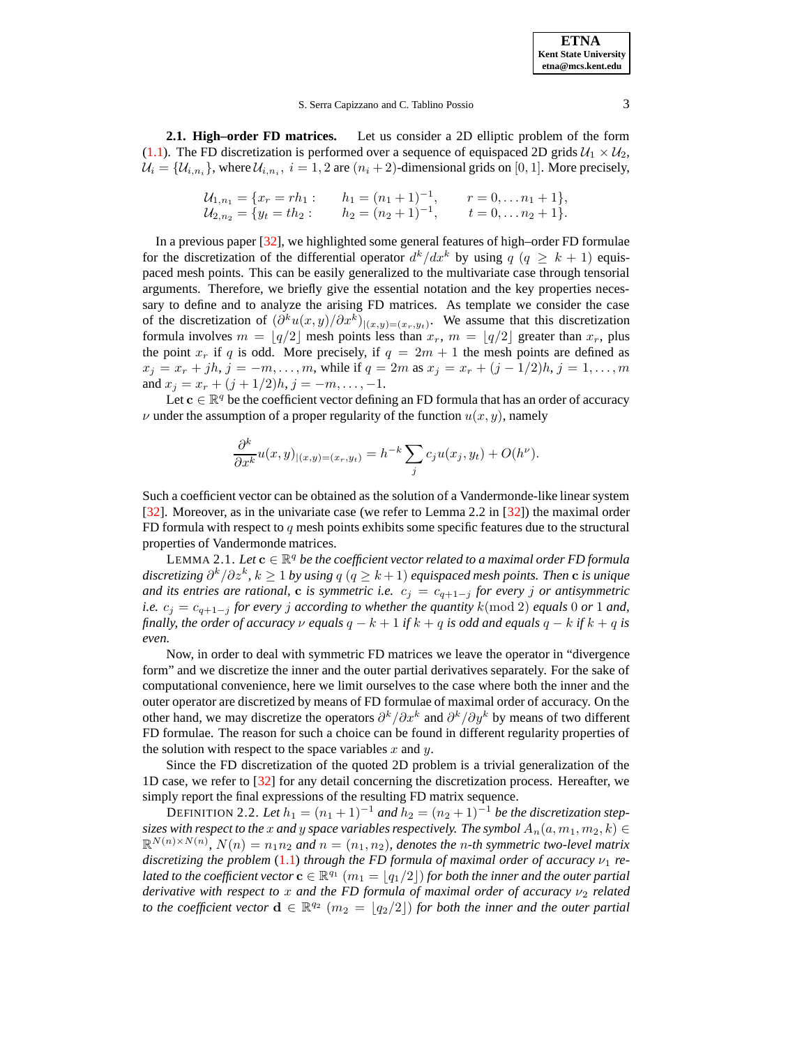**2.1. High–order FD matrices.** Let us consider a 2D elliptic problem of the form (1.1). The FD discretization is performed over a sequence of equispaced 2D grids $\mathcal{U}_1 \times \mathcal{U}_2$, $\mathcal{U}_i = \{\mathcal{U}_{i,n_i}\}$, where $\mathcal{U}_{i,n_i}$, $i = 1, 2$ are $(n_i + 2)$-dimensional grids on $[0, 1]$. More precisely,

$$
\begin{aligned}
\mathcal{U}_{1,n_1} &= \{x_r = rh_1 : \qquad h_1 = (n_1+1)^{-1}, \qquad r = 0, \dots n_1+1\},\\
\mathcal{U}_{2,n_2} &= \{y_t = th_2 : \qquad h_2 = (n_2+1)^{-1}, \qquad t = 0, \dots n_2+1\}.
\end{aligned}
$$

In a previous paper [32], we highlighted some general features of high–order FD formulae for the discretization of the differential operator $d^k/dx^k$ by using $q$ $(q \geq k+1)$ equispaced mesh points. This can be easily generalized to the multivariate case through tensorial arguments. Therefore, we briefly give the essential notation and the key properties necessary to define and to analyze the arising FD matrices. As template we consider the case of the discretization of $(\partial^k u(x,y)/\partial x^k)_{|(x,y)=(x_r,y_t)}$. We assume that this discretization formula involves $m = \lfloor q/2 \rfloor$ mesh points less than $x_r$, $m = \lfloor q/2 \rfloor$ greater than $x_r$, plus the point $x_r$ if $q$ is odd. More precisely, if $q = 2m+1$ the mesh points are defined as $x_j = x_r + jh$, $j = -m, \dots, m$, while if $q = 2m$ as $x_j = x_r + (j - 1/2)h$, $j = 1, \dots, m$ and $x_j = x_r + (j + 1/2)h$, $j = -m, \dots, -1$.

Let $\mathbf{c} \in \mathbb{R}^q$ be the coefficient vector defining an FD formula that has an order of accuracy $\nu$ under the assumption of a proper regularity of the function $u(x,y)$, namely

$$
\frac{\partial^k}{\partial x^k} u(x,y)_{|(x,y)=(x_r,y_t)} = h^{-k} \sum_j c_j u(x_j, y_t) + O(h^\nu).
$$

Such a coefficient vector can be obtained as the solution of a Vandermonde-like linear system [32]. Moreover, as in the univariate case (we refer to Lemma 2.2 in [32]) the maximal order FD formula with respect to $q$ mesh points exhibits some specific features due to the structural properties of Vandermonde matrices.

LEMMA 2.1. *Let $\mathbf{c} \in \mathbb{R}^q$ be the coefficient vector related to a maximal order FD formula discretizing $\partial^k/\partial z^k$, $k \geq 1$ by using $q$ $(q \geq k+1)$ equispaced mesh points. Then $\mathbf{c}$ is unique and its entries are rational, $\mathbf{c}$ is symmetric i.e. $c_j = c_{q+1-j}$ for every $j$ or antisymmetric i.e. $c_j = c_{q+1-j}$ for every $j$ according to whether the quantity $k (\mathrm{mod}\ 2)$ equals $0$ or $1$ and, finally, the order of accuracy $\nu$ equals $q - k + 1$ if $k + q$ is odd and equals $q - k$ if $k + q$ is even.*

Now, in order to deal with symmetric FD matrices we leave the operator in "divergence form" and we discretize the inner and the outer partial derivatives separately. For the sake of computational convenience, here we limit ourselves to the case where both the inner and the outer operator are discretized by means of FD formulae of maximal order of accuracy. On the other hand, we may discretize the operators $\partial^k/\partial x^k$ and $\partial^k/\partial y^k$ by means of two different FD formulae. The reason for such a choice can be found in different regularity properties of the solution with respect to the space variables $x$ and $y$.

Since the FD discretization of the quoted 2D problem is a trivial generalization of the 1D case, we refer to [32] for any detail concerning the discretization process. Hereafter, we simply report the final expressions of the resulting FD matrix sequence.

DEFINITION 2.2. *Let $h_1 = (n_1+1)^{-1}$ and $h_2 = (n_2+1)^{-1}$ be the discretization stepsizes with respect to the $x$ and $y$ space variables respectively. The symbol $A_n(a, m_1, m_2, k) \in \mathbb{R}^{N(n) \times N(n)}$, $N(n) = n_1 n_2$ and $n = (n_1, n_2)$, denotes the $n$-th symmetric two-level matrix discretizing the problem (1.1) through the FD formula of maximal order of accuracy $\nu_1$ related to the coefficient vector $\mathbf{c} \in \mathbb{R}^{q_1}$ $(m_1 = \lfloor q_1/2 \rfloor)$ for both the inner and the outer partial derivative with respect to $x$ and the FD formula of maximal order of accuracy $\nu_2$ related to the coefficient vector $\mathbf{d} \in \mathbb{R}^{q_2}$ $(m_2 = \lfloor q_2/2 \rfloor)$ for both the inner and the outer partial*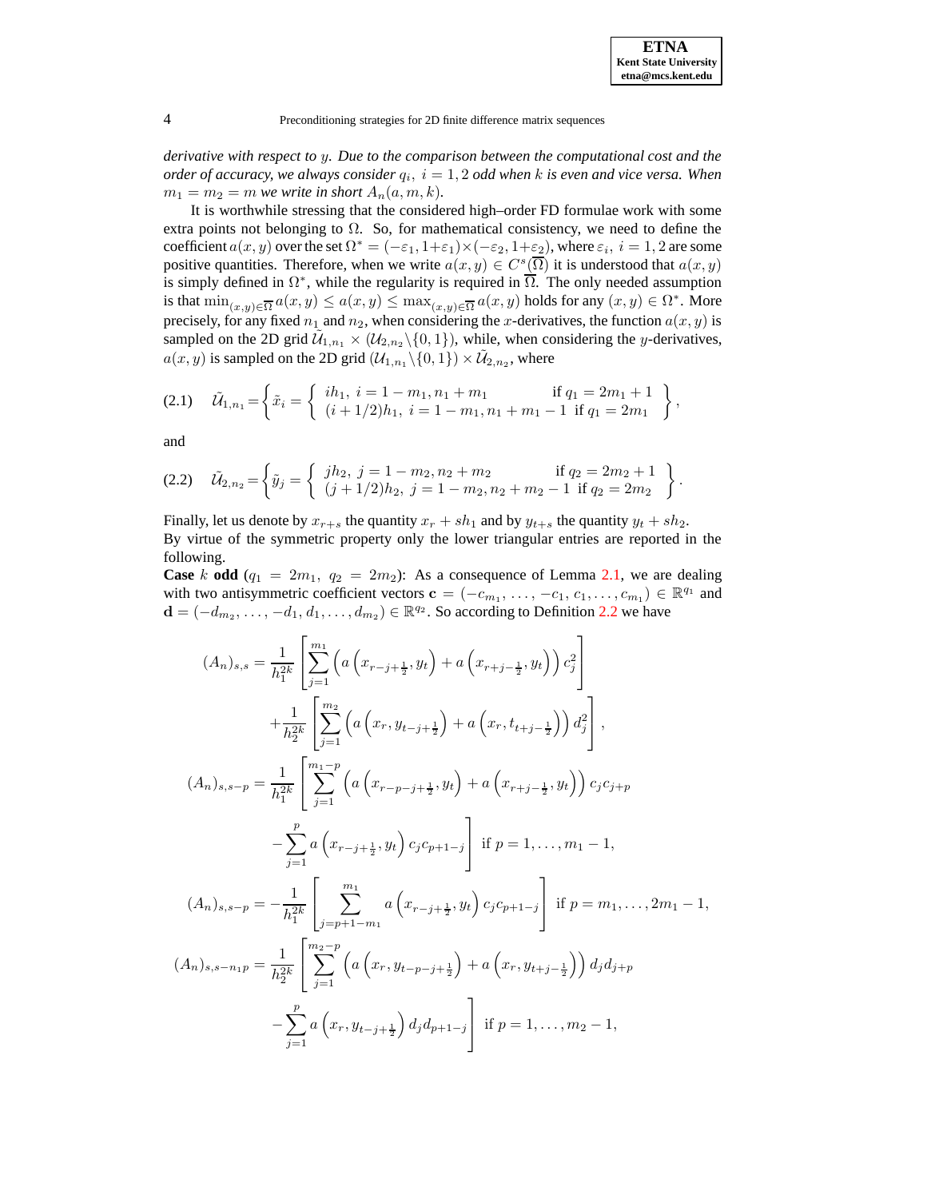*derivative with respect to $y$. Due to the comparison between the computational cost and the order of accuracy, we always consider $q_i,\ i = 1, 2$ odd when $k$ is even and vice versa. When $m_1 = m_2 = m$ we write in short $A_n(a, m, k)$.*

It is worthwhile stressing that the considered high–order FD formulae work with some extra points not belonging to $\Omega$. So, for mathematical consistency, we need to define the coefficient $a(x, y)$ over the set $\Omega^* = (-\varepsilon_1, 1+\varepsilon_1)\times(-\varepsilon_2, 1+\varepsilon_2)$, where $\varepsilon_i,\ i = 1, 2$ are some positive quantities. Therefore, when we write $a(x, y) \in C^s(\overline{\Omega})$ it is understood that $a(x, y)$ is simply defined in $\Omega^*$, while the regularity is required in $\overline{\Omega}$. The only needed assumption is that $\min_{(x,y)\in\overline{\Omega}} a(x, y) \le a(x, y) \le \max_{(x,y)\in\overline{\Omega}} a(x, y)$ holds for any $(x, y) \in \Omega^*$. More precisely, for any fixed $n_1$ and $n_2$, when considering the $x$-derivatives, the function $a(x, y)$ is sampled on the 2D grid $\tilde{\mathcal{U}}_{1,n_1} \times (\mathcal{U}_{2,n_2}\backslash\{0, 1\})$, while, when considering the $y$-derivatives, $a(x, y)$ is sampled on the 2D grid $(\mathcal{U}_{1,n_1}\backslash\{0, 1\}) \times \tilde{\mathcal{U}}_{2,n_2}$, where

$$
(2.1)\quad \tilde{\mathcal{U}}_{1,n_1} = \left\{ \tilde{x}_i = \left\{ \begin{array}{ll} ih_1,\ i = 1 - m_1, n_1 + m_1 & \text{if } q_1 = 2m_1 + 1 \\ (i + 1/2)h_1,\ i = 1 - m_1, n_1 + m_1 - 1 & \text{if } q_1 = 2m_1 \end{array} \right. \right\},
$$

and

$$
(2.2)\quad \tilde{\mathcal{U}}_{2,n_2} = \left\{ \tilde{y}_j = \left\{ \begin{array}{ll} jh_2,\ j = 1 - m_2, n_2 + m_2 & \text{if } q_2 = 2m_2 + 1 \\ (j + 1/2)h_2,\ j = 1 - m_2, n_2 + m_2 - 1 & \text{if } q_2 = 2m_2 \end{array} \right. \right\}.
$$

Finally, let us denote by $x_{r+s}$ the quantity $x_r + sh_1$ and by $y_{t+s}$ the quantity $y_t + sh_2$.
By virtue of the symmetric property only the lower triangular entries are reported in the following.

**Case $k$ odd** ($q_1 = 2m_1,\ q_2 = 2m_2$): As a consequence of Lemma 2.1, we are dealing with two antisymmetric coefficient vectors $\mathbf{c} = (-c_{m_1}, \ldots, -c_1, c_1, \ldots, c_{m_1}) \in \mathbb{R}^{q_1}$ and $\mathbf{d} = (-d_{m_2}, \ldots, -d_1, d_1, \ldots, d_{m_2}) \in \mathbb{R}^{q_2}$. So according to Definition 2.2 we have

$$
\begin{aligned}
(A_n)_{s,s} &= \frac{1}{h_1^{2k}}\left[\sum_{j=1}^{m_1}\left(a\left(x_{r-j+\frac{1}{2}}, y_t\right) + a\left(x_{r+j-\frac{1}{2}}, y_t\right)\right)c_j^2\right] \\
&\quad + \frac{1}{h_2^{2k}}\left[\sum_{j=1}^{m_2}\left(a\left(x_r, y_{t-j+\frac{1}{2}}\right) + a\left(x_r, t_{t+j-\frac{1}{2}}\right)\right)d_j^2\right], \\
(A_n)_{s,s-p} &= \frac{1}{h_1^{2k}}\left[\sum_{j=1}^{m_1-p}\left(a\left(x_{r-p-j+\frac{1}{2}}, y_t\right) + a\left(x_{r+j-\frac{1}{2}}, y_t\right)\right)c_jc_{j+p}\right. \\
&\quad \left. - \sum_{j=1}^{p} a\left(x_{r-j+\frac{1}{2}}, y_t\right)c_jc_{p+1-j}\right] \ \text{if } p = 1, \ldots, m_1 - 1, \\
(A_n)_{s,s-p} &= -\frac{1}{h_1^{2k}}\left[\sum_{j=p+1-m_1}^{m_1} a\left(x_{r-j+\frac{1}{2}}, y_t\right)c_jc_{p+1-j}\right] \ \text{if } p = m_1, \ldots, 2m_1 - 1, \\
(A_n)_{s,s-n_1p} &= \frac{1}{h_2^{2k}}\left[\sum_{j=1}^{m_2-p}\left(a\left(x_r, y_{t-p-j+\frac{1}{2}}\right) + a\left(x_r, y_{t+j-\frac{1}{2}}\right)\right)d_jd_{j+p}\right. \\
&\quad \left. - \sum_{j=1}^{p} a\left(x_r, y_{t-j+\frac{1}{2}}\right)d_jd_{p+1-j}\right] \ \text{if } p = 1, \ldots, m_2 - 1,
\end{aligned}
$$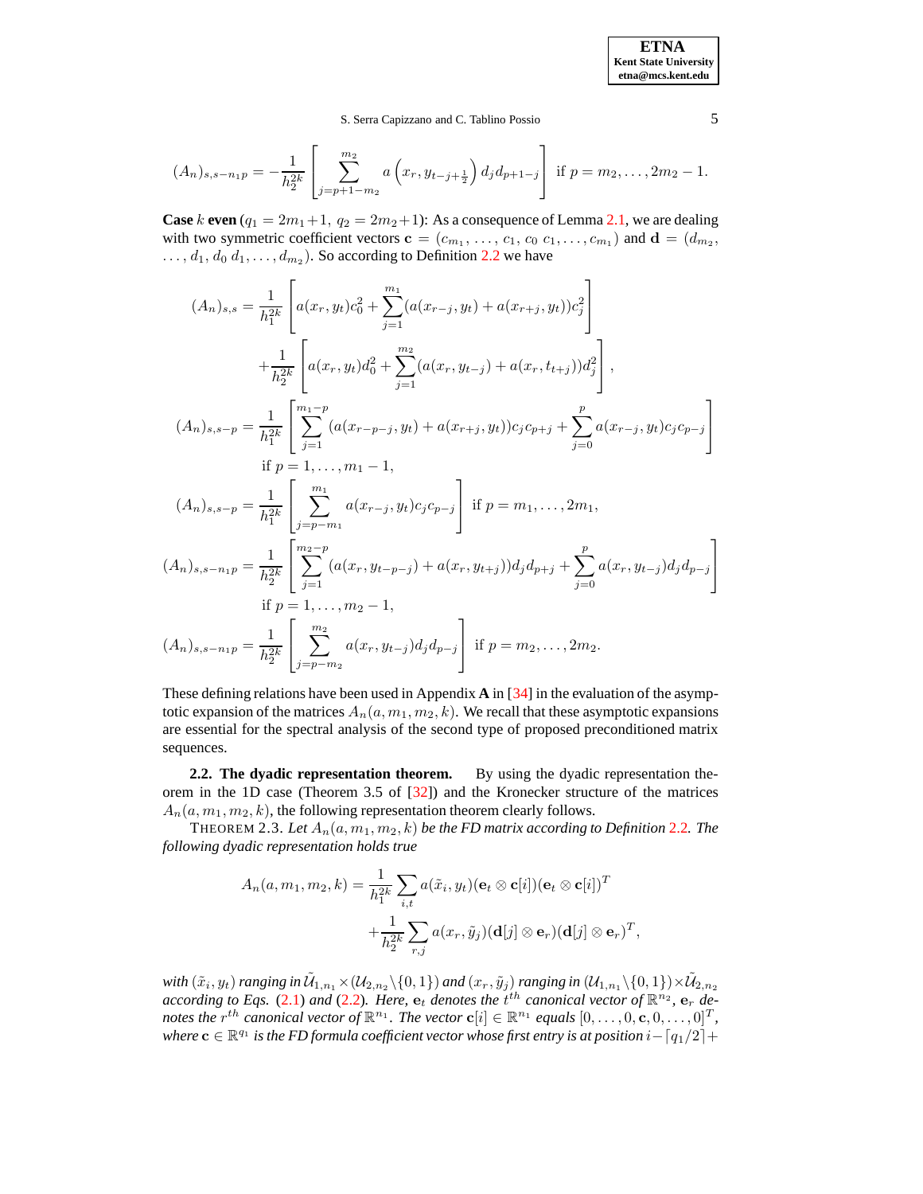$$(A_n)_{s,s-n_1p} = -\frac{1}{h_2^{2k}}\left[\sum_{j=p+1-m_2}^{m_2} a\left(x_r, y_{t-j+\frac{1}{2}}\right) d_j d_{p+1-j}\right] \text{ if } p = m_2, \ldots, 2m_2-1.$$

**Case** $k$ **even** ($q_1 = 2m_1+1,\ q_2 = 2m_2+1$): As a consequence of Lemma 2.1, we are dealing with two symmetric coefficient vectors $\mathbf{c} = (c_{m_1}, \ldots, c_1, c_0\ c_1, \ldots, c_{m_1})$ and $\mathbf{d} = (d_{m_2}, \ldots, d_1, d_0\ d_1, \ldots, d_{m_2})$. So according to Definition 2.2 we have

$$\begin{aligned}
(A_n)_{s,s} &= \frac{1}{h_1^{2k}}\left[a(x_r, y_t)c_0^2 + \sum_{j=1}^{m_1}(a(x_{r-j}, y_t) + a(x_{r+j}, y_t))c_j^2\right] \\
&\quad + \frac{1}{h_2^{2k}}\left[a(x_r, y_t)d_0^2 + \sum_{j=1}^{m_2}(a(x_r, y_{t-j}) + a(x_r, t_{t+j}))d_j^2\right], \\
(A_n)_{s,s-p} &= \frac{1}{h_1^{2k}}\left[\sum_{j=1}^{m_1-p}(a(x_{r-p-j}, y_t) + a(x_{r+j}, y_t))c_j c_{p+j} + \sum_{j=0}^{p} a(x_{r-j}, y_t)c_j c_{p-j}\right] \\
&\quad \text{if } p = 1, \ldots, m_1-1, \\
(A_n)_{s,s-p} &= \frac{1}{h_1^{2k}}\left[\sum_{j=p-m_1}^{m_1} a(x_{r-j}, y_t)c_j c_{p-j}\right] \text{ if } p = m_1, \ldots, 2m_1, \\
(A_n)_{s,s-n_1p} &= \frac{1}{h_2^{2k}}\left[\sum_{j=1}^{m_2-p}(a(x_r, y_{t-p-j}) + a(x_r, y_{t+j}))d_j d_{p+j} + \sum_{j=0}^{p} a(x_r, y_{t-j})d_j d_{p-j}\right] \\
&\quad \text{if } p = 1, \ldots, m_2-1, \\
(A_n)_{s,s-n_1p} &= \frac{1}{h_2^{2k}}\left[\sum_{j=p-m_2}^{m_2} a(x_r, y_{t-j})d_j d_{p-j}\right] \text{ if } p = m_2, \ldots, 2m_2.
\end{aligned}$$

These defining relations have been used in Appendix **A** in [34] in the evaluation of the asymptotic expansion of the matrices $A_n(a, m_1, m_2, k)$. We recall that these asymptotic expansions are essential for the spectral analysis of the second type of proposed preconditioned matrix sequences.

### 2.2. The dyadic representation theorem.

By using the dyadic representation theorem in the 1D case (Theorem 3.5 of [32]) and the Kronecker structure of the matrices $A_n(a, m_1, m_2, k)$, the following representation theorem clearly follows.

THEOREM 2.3. *Let $A_n(a, m_1, m_2, k)$ be the FD matrix according to Definition 2.2. The following dyadic representation holds true*

$$\begin{aligned}
A_n(a, m_1, m_2, k) &= \frac{1}{h_1^{2k}}\sum_{i,t} a(\tilde{x}_i, y_t)(\mathbf{e}_t \otimes \mathbf{c}[i])(\mathbf{e}_t \otimes \mathbf{c}[i])^T \\
&\quad + \frac{1}{h_2^{2k}}\sum_{r,j} a(x_r, \tilde{y}_j)(\mathbf{d}[j] \otimes \mathbf{e}_r)(\mathbf{d}[j] \otimes \mathbf{e}_r)^T,
\end{aligned}$$

*with $(\tilde{x}_i, y_t)$ ranging in $\tilde{\mathcal{U}}_{1,n_1} \times (\mathcal{U}_{2,n_2} \backslash \{0,1\})$ and $(x_r, \tilde{y}_j)$ ranging in $(\mathcal{U}_{1,n_1} \backslash \{0,1\}) \times \tilde{\mathcal{U}}_{2,n_2}$ according to Eqs. (2.1) and (2.2). Here, $\mathbf{e}_t$ denotes the $t^{th}$ canonical vector of $\mathbb{R}^{n_2}$, $\mathbf{e}_r$ denotes the $r^{th}$ canonical vector of $\mathbb{R}^{n_1}$. The vector $\mathbf{c}[i] \in \mathbb{R}^{n_1}$ equals $[0, \ldots, 0, \mathbf{c}, 0, \ldots, 0]^T$, where $\mathbf{c} \in \mathbb{R}^{q_1}$ is the FD formula coefficient vector whose first entry is at position $i - \lceil q_1/2 \rceil +$*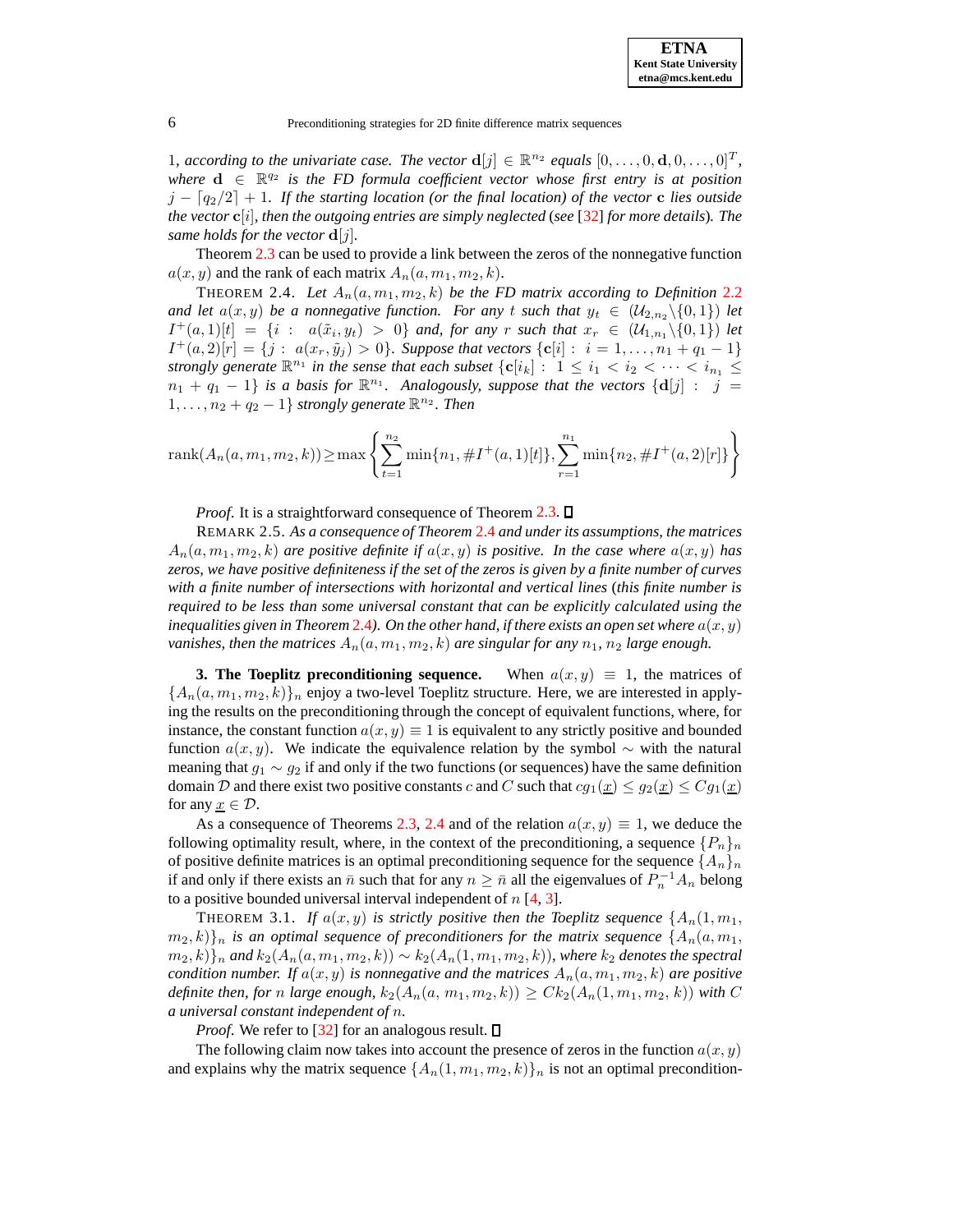1, *according to the univariate case. The vector* $\mathbf{d}[j] \in \mathbb{R}^{n_2}$ *equals* $[0, \ldots, 0, \mathbf{d}, 0, \ldots, 0]^T$*, where* $\mathbf{d} \in \mathbb{R}^{q_2}$ *is the FD formula coefficient vector whose first entry is at position* $j - \lceil q_2/2 \rceil + 1$*. If the starting location (or the final location) of the vector* $\mathbf{c}$ *lies outside the vector* $\mathbf{c}[i]$*, then the outgoing entries are simply neglected (see* [32] *for more details). The same holds for the vector* $\mathbf{d}[j]$*.*

Theorem 2.3 can be used to provide a link between the zeros of the nonnegative function $a(x, y)$ and the rank of each matrix $A_n(a, m_1, m_2, k)$.

THEOREM 2.4. *Let* $A_n(a, m_1, m_2, k)$ *be the FD matrix according to Definition 2.2 and let* $a(x, y)$ *be a nonnegative function. For any* $t$ *such that* $y_t \in (\mathcal{U}_{2,n_2} \backslash \{0, 1\})$ *let* $I^+(a, 1)[t] = \{i : a(\tilde{x}_i, y_t) > 0\}$ *and, for any* $r$ *such that* $x_r \in (\mathcal{U}_{1,n_1} \backslash \{0, 1\})$ *let* $I^+(a, 2)[r] = \{j : a(x_r, \tilde{y}_j) > 0\}$*. Suppose that vectors* $\{\mathbf{c}[i] : i = 1, \ldots, n_1 + q_1 - 1\}$ *strongly generate* $\mathbb{R}^{n_1}$ *in the sense that each subset* $\{\mathbf{c}[i_k] : 1 \leq i_1 < i_2 < \cdots < i_{n_1} \leq n_1 + q_1 - 1\}$ *is a basis for* $\mathbb{R}^{n_1}$*. Analogously, suppose that the vectors* $\{\mathbf{d}[j] : j = 1, \ldots, n_2 + q_2 - 1\}$ *strongly generate* $\mathbb{R}^{n_2}$*. Then*

$$\operatorname{rank}(A_n(a, m_1, m_2, k)) \geq \max \left\{ \sum_{t=1}^{n_2} \min\{n_1, \#I^+(a, 1)[t]\}, \sum_{r=1}^{n_1} \min\{n_2, \#I^+(a, 2)[r]\} \right\}$$

*Proof.* It is a straightforward consequence of Theorem 2.3. ∎

REMARK 2.5. *As a consequence of Theorem 2.4 and under its assumptions, the matrices* $A_n(a, m_1, m_2, k)$ *are positive definite if* $a(x, y)$ *is positive. In the case where* $a(x, y)$ *has zeros, we have positive definiteness if the set of the zeros is given by a finite number of curves with a finite number of intersections with horizontal and vertical lines (this finite number is required to be less than some universal constant that can be explicitly calculated using the inequalities given in Theorem 2.4). On the other hand, if there exists an open set where* $a(x, y)$ *vanishes, then the matrices* $A_n(a, m_1, m_2, k)$ *are singular for any* $n_1$*,* $n_2$ *large enough.*

## 3. The Toeplitz preconditioning sequence.

When $a(x, y) \equiv 1$, the matrices of $\{A_n(a, m_1, m_2, k)\}_n$ enjoy a two-level Toeplitz structure. Here, we are interested in applying the results on the preconditioning through the concept of equivalent functions, where, for instance, the constant function $a(x, y) \equiv 1$ is equivalent to any strictly positive and bounded function $a(x, y)$. We indicate the equivalence relation by the symbol $\sim$ with the natural meaning that $g_1 \sim g_2$ if and only if the two functions (or sequences) have the same definition domain $\mathcal{D}$ and there exist two positive constants $c$ and $C$ such that $cg_1(\underline{x}) \leq g_2(\underline{x}) \leq Cg_1(\underline{x})$ for any $\underline{x} \in \mathcal{D}$.

As a consequence of Theorems 2.3, 2.4 and of the relation $a(x, y) \equiv 1$, we deduce the following optimality result, where, in the context of the preconditioning, a sequence $\{P_n\}_n$ of positive definite matrices is an optimal preconditioning sequence for the sequence $\{A_n\}_n$ if and only if there exists an $\bar{n}$ such that for any $n \geq \bar{n}$ all the eigenvalues of $P_n^{-1}A_n$ belong to a positive bounded universal interval independent of $n$ [4, 3].

THEOREM 3.1. *If* $a(x, y)$ *is strictly positive then the Toeplitz sequence* $\{A_n(1, m_1, m_2, k)\}_n$ *is an optimal sequence of preconditioners for the matrix sequence* $\{A_n(a, m_1, m_2, k)\}_n$ *and* $k_2(A_n(a, m_1, m_2, k)) \sim k_2(A_n(1, m_1, m_2, k))$*, where* $k_2$ *denotes the spectral condition number. If* $a(x, y)$ *is nonnegative and the matrices* $A_n(a, m_1, m_2, k)$ *are positive definite then, for* $n$ *large enough,* $k_2(A_n(a, m_1, m_2, k)) \geq Ck_2(A_n(1, m_1, m_2, k))$ *with* $C$ *a universal constant independent of* $n$*.*

*Proof.* We refer to [32] for an analogous result. ∎

The following claim now takes into account the presence of zeros in the function $a(x, y)$ and explains why the matrix sequence $\{A_n(1, m_1, m_2, k)\}_n$ is not an optimal precondition-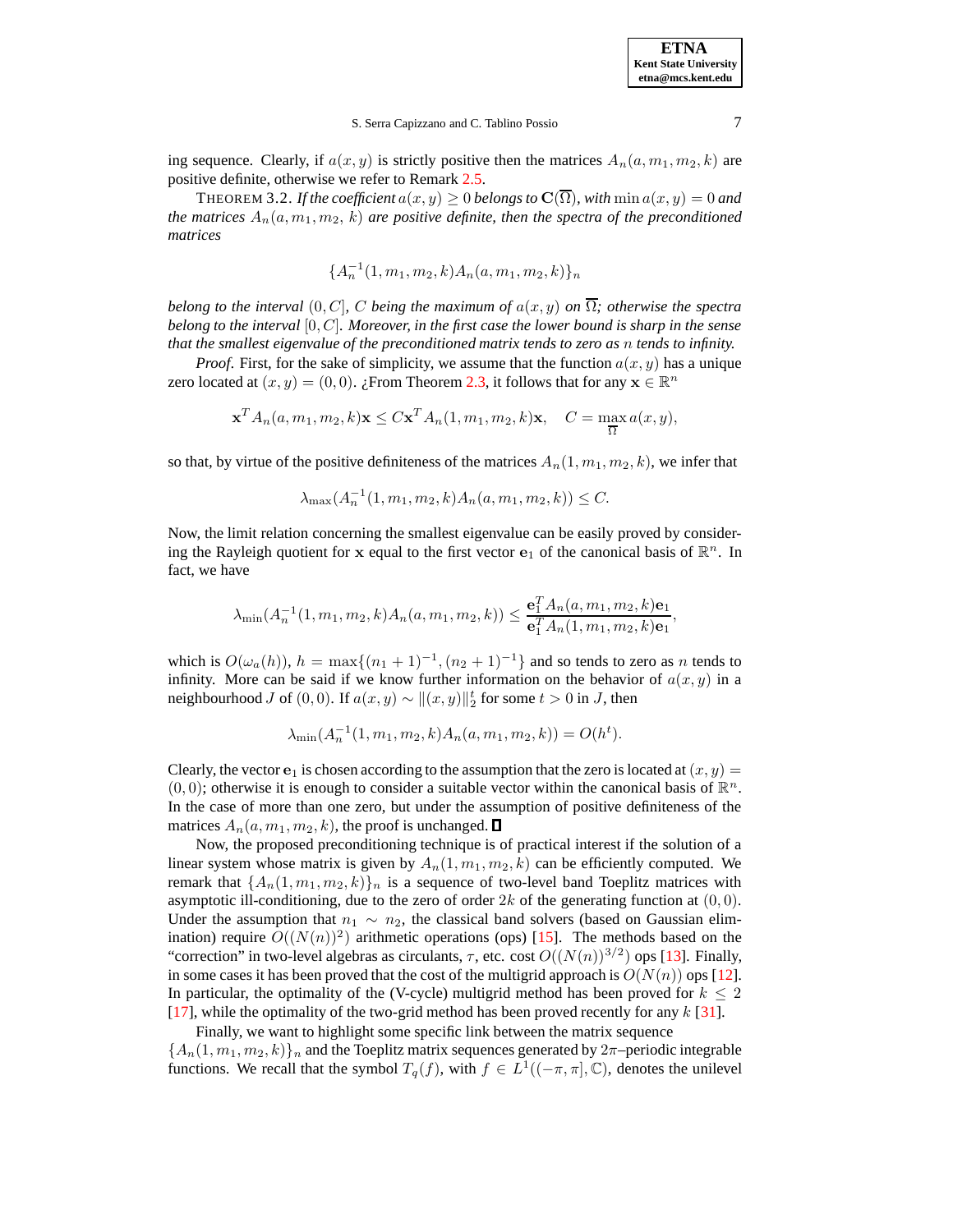ing sequence. Clearly, if $a(x, y)$ is strictly positive then the matrices $A_n(a, m_1, m_2, k)$ are positive definite, otherwise we refer to Remark 2.5.

THEOREM 3.2. *If the coefficient $a(x, y) \geq 0$ belongs to $\mathbf{C}(\overline{\Omega})$, with $\min a(x, y) = 0$ and the matrices $A_n(a, m_1, m_2, k)$ are positive definite, then the spectra of the preconditioned matrices*

$$\{A_n^{-1}(1, m_1, m_2, k) A_n(a, m_1, m_2, k)\}_n$$

*belong to the interval $(0, C]$, $C$ being the maximum of $a(x, y)$ on $\overline{\Omega}$; otherwise the spectra belong to the interval $[0, C]$. Moreover, in the first case the lower bound is sharp in the sense that the smallest eigenvalue of the preconditioned matrix tends to zero as $n$ tends to infinity.*

*Proof.* First, for the sake of simplicity, we assume that the function $a(x, y)$ has a unique zero located at $(x, y) = (0, 0)$. ¿From Theorem 2.3, it follows that for any $\mathbf{x} \in \mathbb{R}^n$

$$\mathbf{x}^T A_n(a, m_1, m_2, k)\mathbf{x} \leq C\mathbf{x}^T A_n(1, m_1, m_2, k)\mathbf{x}, \quad C = \max_{\overline{\Omega}} a(x, y),$$

so that, by virtue of the positive definiteness of the matrices $A_n(1, m_1, m_2, k)$, we infer that

$$\lambda_{\max}(A_n^{-1}(1, m_1, m_2, k)A_n(a, m_1, m_2, k)) \leq C.$$

Now, the limit relation concerning the smallest eigenvalue can be easily proved by considering the Rayleigh quotient for $\mathbf{x}$ equal to the first vector $\mathbf{e}_1$ of the canonical basis of $\mathbb{R}^n$. In fact, we have

$$\lambda_{\min}(A_n^{-1}(1, m_1, m_2, k)A_n(a, m_1, m_2, k)) \leq \frac{\mathbf{e}_1^T A_n(a, m_1, m_2, k)\mathbf{e}_1}{\mathbf{e}_1^T A_n(1, m_1, m_2, k)\mathbf{e}_1},$$

which is $O(\omega_a(h))$, $h = \max\{(n_1 + 1)^{-1}, (n_2 + 1)^{-1}\}$ and so tends to zero as $n$ tends to infinity. More can be said if we know further information on the behavior of $a(x, y)$ in a neighbourhood $J$ of $(0, 0)$. If $a(x, y) \sim \|(x, y)\|_2^t$ for some $t > 0$ in $J$, then

$$\lambda_{\min}(A_n^{-1}(1, m_1, m_2, k)A_n(a, m_1, m_2, k)) = O(h^t).$$

Clearly, the vector $\mathbf{e}_1$ is chosen according to the assumption that the zero is located at $(x, y) = (0, 0)$; otherwise it is enough to consider a suitable vector within the canonical basis of $\mathbb{R}^n$. In the case of more than one zero, but under the assumption of positive definiteness of the matrices $A_n(a, m_1, m_2, k)$, the proof is unchanged. ∎

Now, the proposed preconditioning technique is of practical interest if the solution of a linear system whose matrix is given by $A_n(1, m_1, m_2, k)$ can be efficiently computed. We remark that $\{A_n(1, m_1, m_2, k)\}_n$ is a sequence of two-level band Toeplitz matrices with asymptotic ill-conditioning, due to the zero of order $2k$ of the generating function at $(0, 0)$. Under the assumption that $n_1 \sim n_2$, the classical band solvers (based on Gaussian elimination) require $O((N(n))^2)$ arithmetic operations (ops) [15]. The methods based on the "correction" in two-level algebras as circulants, $\tau$, etc. cost $O((N(n))^{3/2})$ ops [13]. Finally, in some cases it has been proved that the cost of the multigrid approach is $O(N(n))$ ops [12]. In particular, the optimality of the (V-cycle) multigrid method has been proved for $k \leq 2$ [17], while the optimality of the two-grid method has been proved recently for any $k$ [31].

Finally, we want to highlight some specific link between the matrix sequence $\{A_n(1, m_1, m_2, k)\}_n$ and the Toeplitz matrix sequences generated by $2\pi$–periodic integrable functions. We recall that the symbol $T_q(f)$, with $f \in L^1((-\pi, \pi], \mathbb{C})$, denotes the unilevel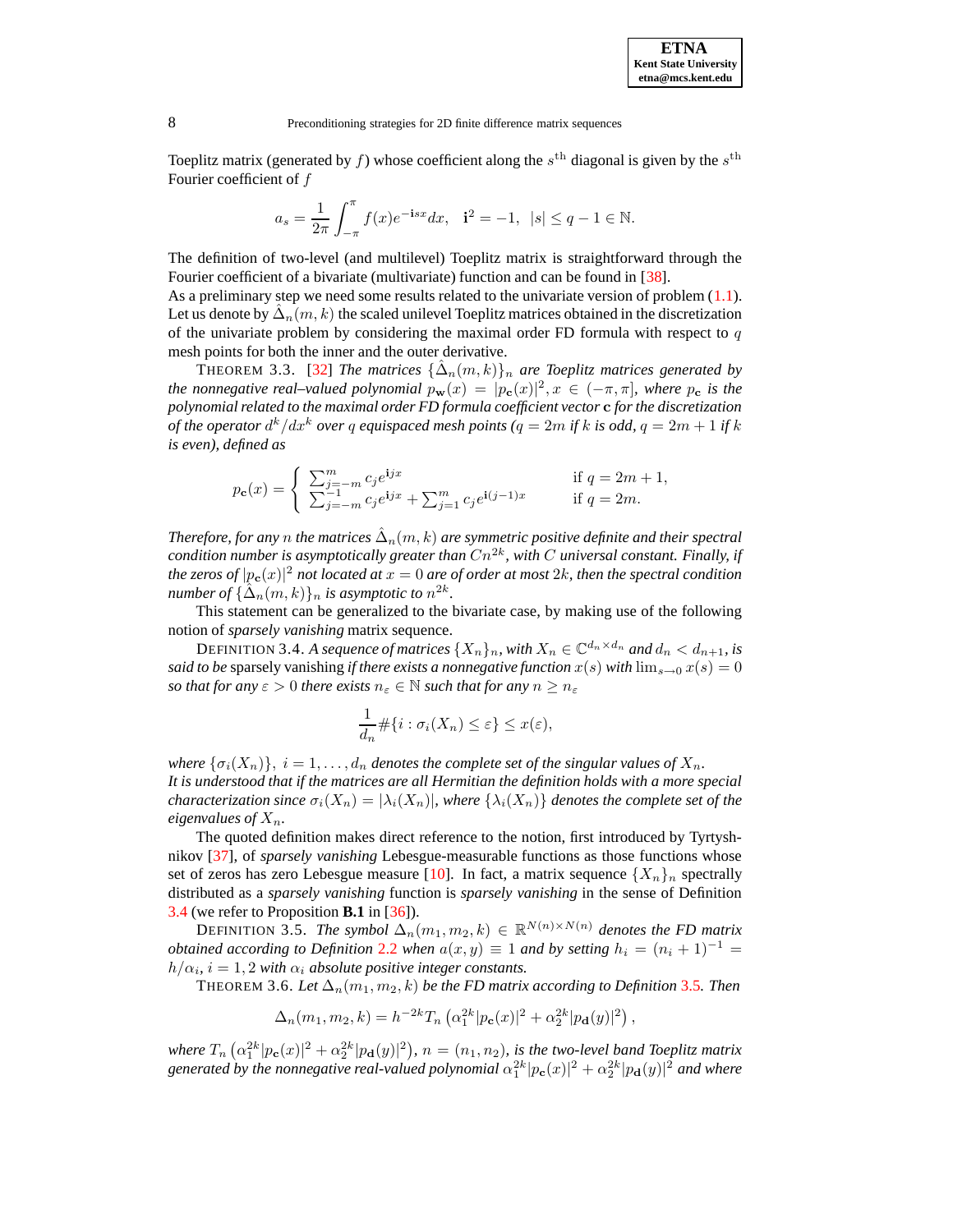Toeplitz matrix (generated by $f$) whose coefficient along the $s^{\text{th}}$ diagonal is given by the $s^{\text{th}}$ Fourier coefficient of $f$

$$a_s = \frac{1}{2\pi}\int_{-\pi}^{\pi} f(x)e^{-\mathbf{i}sx}dx, \quad \mathbf{i}^2 = -1, \ |s| \le q-1 \in \mathbb{N}.$$

The definition of two-level (and multilevel) Toeplitz matrix is straightforward through the Fourier coefficient of a bivariate (multivariate) function and can be found in [38].
As a preliminary step we need some results related to the univariate version of problem (1.1). Let us denote by $\hat{\Delta}_n(m,k)$ the scaled unilevel Toeplitz matrices obtained in the discretization of the univariate problem by considering the maximal order FD formula with respect to $q$ mesh points for both the inner and the outer derivative.

THEOREM 3.3. [32] *The matrices $\{\hat{\Delta}_n(m,k)\}_n$ are Toeplitz matrices generated by the nonnegative real–valued polynomial $p_{\mathbf{w}}(x) = |p_{\mathbf{c}}(x)|^2, x \in (-\pi,\pi]$, where $p_{\mathbf{c}}$ is the polynomial related to the maximal order FD formula coefficient vector $\mathbf{c}$ for the discretization of the operator $d^k/dx^k$ over $q$ equispaced mesh points ($q = 2m$ if $k$ is odd, $q = 2m+1$ if $k$ is even), defined as*

$$p_{\mathbf{c}}(x) = \begin{cases} \sum_{j=-m}^{m} c_j e^{\mathbf{i}jx} & \text{if } q = 2m+1, \\ \sum_{j=-m}^{-1} c_j e^{\mathbf{i}jx} + \sum_{j=1}^{m} c_j e^{\mathbf{i}(j-1)x} & \text{if } q = 2m. \end{cases}$$

*Therefore, for any $n$ the matrices $\hat{\Delta}_n(m,k)$ are symmetric positive definite and their spectral condition number is asymptotically greater than $Cn^{2k}$, with $C$ universal constant. Finally, if the zeros of $|p_{\mathbf{c}}(x)|^2$ not located at $x = 0$ are of order at most $2k$, then the spectral condition number of $\{\hat{\Delta}_n(m,k)\}_n$ is asymptotic to $n^{2k}$.*

This statement can be generalized to the bivariate case, by making use of the following notion of *sparsely vanishing* matrix sequence.

DEFINITION 3.4. *A sequence of matrices $\{X_n\}_n$, with $X_n \in \mathbb{C}^{d_n \times d_n}$ and $d_n < d_{n+1}$, is said to be* sparsely vanishing *if there exists a nonnegative function $x(s)$ with $\lim_{s\to 0} x(s) = 0$ so that for any $\varepsilon > 0$ there exists $n_\varepsilon \in \mathbb{N}$ such that for any $n \ge n_\varepsilon$*

$$\frac{1}{d_n}\#\{i : \sigma_i(X_n) \le \varepsilon\} \le x(\varepsilon),$$

*where $\{\sigma_i(X_n)\}, \ i = 1,\ldots,d_n$ denotes the complete set of the singular values of $X_n$.*
*It is understood that if the matrices are all Hermitian the definition holds with a more special characterization since $\sigma_i(X_n) = |\lambda_i(X_n)|$, where $\{\lambda_i(X_n)\}$ denotes the complete set of the eigenvalues of $X_n$.*

The quoted definition makes direct reference to the notion, first introduced by Tyrtyshnikov [37], of *sparsely vanishing* Lebesgue-measurable functions as those functions whose set of zeros has zero Lebesgue measure [10]. In fact, a matrix sequence $\{X_n\}_n$ spectrally distributed as a *sparsely vanishing* function is *sparsely vanishing* in the sense of Definition 3.4 (we refer to Proposition **B.1** in [36]).

DEFINITION 3.5. *The symbol $\Delta_n(m_1,m_2,k) \in \mathbb{R}^{N(n)\times N(n)}$ denotes the FD matrix obtained according to Definition 2.2 when $a(x,y) \equiv 1$ and by setting $h_i = (n_i+1)^{-1} = h/\alpha_i, i = 1,2$ with $\alpha_i$ absolute positive integer constants.*

THEOREM 3.6. *Let $\Delta_n(m_1,m_2,k)$ be the FD matrix according to Definition 3.5. Then*

$$\Delta_n(m_1,m_2,k) = h^{-2k} T_n\left(\alpha_1^{2k}|p_{\mathbf{c}}(x)|^2 + \alpha_2^{2k}|p_{\mathbf{d}}(y)|^2\right),$$

*where $T_n\left(\alpha_1^{2k}|p_{\mathbf{c}}(x)|^2 + \alpha_2^{2k}|p_{\mathbf{d}}(y)|^2\right)$, $n = (n_1,n_2)$, is the two-level band Toeplitz matrix generated by the nonnegative real-valued polynomial $\alpha_1^{2k}|p_{\mathbf{c}}(x)|^2 + \alpha_2^{2k}|p_{\mathbf{d}}(y)|^2$ and where*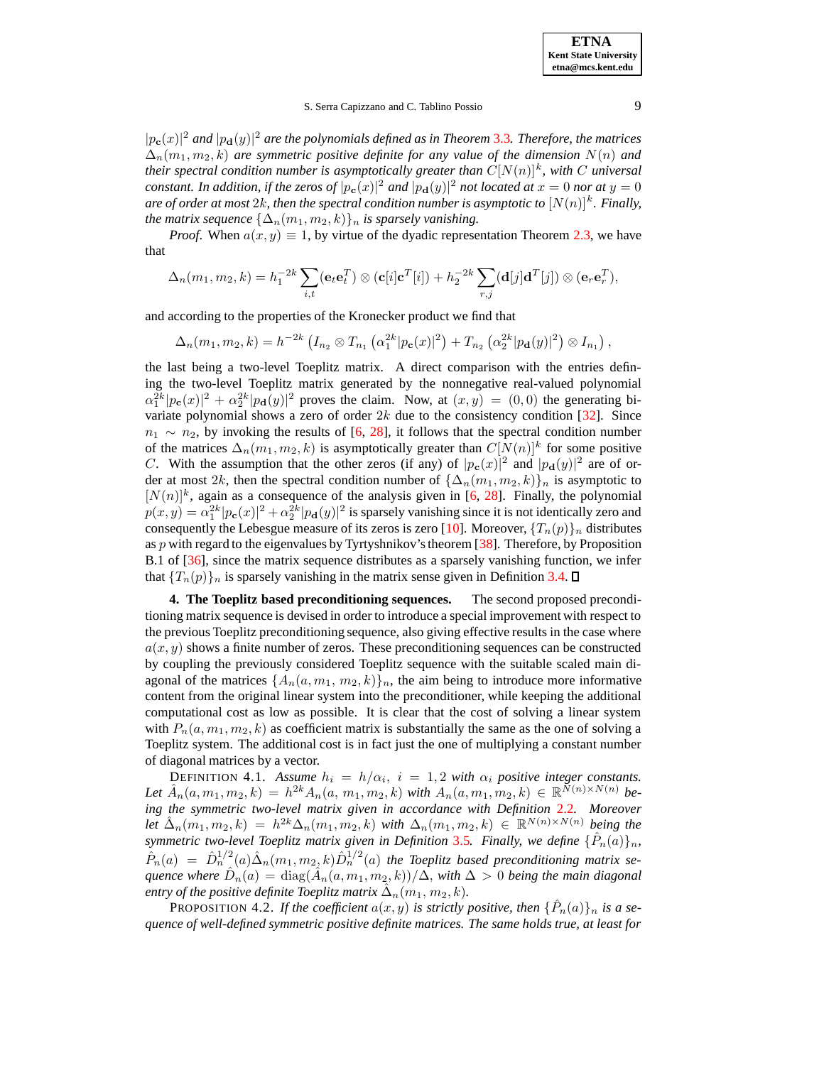*$|p_{\mathbf{c}}(x)|^2$ and $|p_{\mathbf{d}}(y)|^2$ are the polynomials defined as in Theorem 3.3. Therefore, the matrices $\Delta_n(m_1, m_2, k)$ are symmetric positive definite for any value of the dimension $N(n)$ and their spectral condition number is asymptotically greater than $C[N(n)]^k$, with $C$ universal constant. In addition, if the zeros of $|p_{\mathbf{c}}(x)|^2$ and $|p_{\mathbf{d}}(y)|^2$ not located at $x = 0$ nor at $y = 0$ are of order at most $2k$, then the spectral condition number is asymptotic to $[N(n)]^k$. Finally, the matrix sequence $\{\Delta_n(m_1, m_2, k)\}_n$ is sparsely vanishing.*

*Proof.* When $a(x, y) \equiv 1$, by virtue of the dyadic representation Theorem 2.3, we have that

$$\Delta_n(m_1, m_2, k) = h_1^{-2k} \sum_{i,t} (\mathbf{e}_t \mathbf{e}_t^T) \otimes (\mathbf{c}[i]\mathbf{c}^T[i]) + h_2^{-2k} \sum_{r,j} (\mathbf{d}[j]\mathbf{d}^T[j]) \otimes (\mathbf{e}_r \mathbf{e}_r^T),$$

and according to the properties of the Kronecker product we find that

$$\Delta_n(m_1, m_2, k) = h^{-2k} \left( I_{n_2} \otimes T_{n_1}\left(\alpha_1^{2k}|p_{\mathbf{c}}(x)|^2\right) + T_{n_2}\left(\alpha_2^{2k}|p_{\mathbf{d}}(y)|^2\right) \otimes I_{n_1} \right),$$

the last being a two-level Toeplitz matrix. A direct comparison with the entries defining the two-level Toeplitz matrix generated by the nonnegative real-valued polynomial $\alpha_1^{2k}|p_{\mathbf{c}}(x)|^2 + \alpha_2^{2k}|p_{\mathbf{d}}(y)|^2$ proves the claim. Now, at $(x, y) = (0, 0)$ the generating bivariate polynomial shows a zero of order $2k$ due to the consistency condition [32]. Since $n_1 \sim n_2$, by invoking the results of [6, 28], it follows that the spectral condition number of the matrices $\Delta_n(m_1, m_2, k)$ is asymptotically greater than $C[N(n)]^k$ for some positive $C$. With the assumption that the other zeros (if any) of $|p_{\mathbf{c}}(x)|^2$ and $|p_{\mathbf{d}}(y)|^2$ are of order at most $2k$, then the spectral condition number of $\{\Delta_n(m_1, m_2, k)\}_n$ is asymptotic to $[N(n)]^k$, again as a consequence of the analysis given in [6, 28]. Finally, the polynomial $p(x, y) = \alpha_1^{2k}|p_{\mathbf{c}}(x)|^2 + \alpha_2^{2k}|p_{\mathbf{d}}(y)|^2$ is sparsely vanishing since it is not identically zero and consequently the Lebesgue measure of its zeros is zero [10]. Moreover, $\{T_n(p)\}_n$ distributes as $p$ with regard to the eigenvalues by Tyrtyshnikov's theorem [38]. Therefore, by Proposition B.1 of [36], since the matrix sequence distributes as a sparsely vanishing function, we infer that $\{T_n(p)\}_n$ is sparsely vanishing in the matrix sense given in Definition 3.4. ∎

## 4. The Toeplitz based preconditioning sequences.

The second proposed preconditioning matrix sequence is devised in order to introduce a special improvement with respect to the previous Toeplitz preconditioning sequence, also giving effective results in the case where $a(x, y)$ shows a finite number of zeros. These preconditioning sequences can be constructed by coupling the previously considered Toeplitz sequence with the suitable scaled main diagonal of the matrices $\{A_n(a, m_1, m_2, k)\}_n$, the aim being to introduce more informative content from the original linear system into the preconditioner, while keeping the additional computational cost as low as possible. It is clear that the cost of solving a linear system with $P_n(a, m_1, m_2, k)$ as coefficient matrix is substantially the same as the one of solving a Toeplitz system. The additional cost is in fact just the one of multiplying a constant number of diagonal matrices by a vector.

DEFINITION 4.1. *Assume $h_i = h/\alpha_i$, $i = 1, 2$ with $\alpha_i$ positive integer constants. Let $\hat{A}_n(a, m_1, m_2, k) = h^{2k} A_n(a, m_1, m_2, k)$ with $A_n(a, m_1, m_2, k) \in \mathbb{R}^{N(n)\times N(n)}$ being the symmetric two-level matrix given in accordance with Definition 2.2. Moreover let $\hat{\Delta}_n(m_1, m_2, k) = h^{2k}\Delta_n(m_1, m_2, k)$ with $\Delta_n(m_1, m_2, k) \in \mathbb{R}^{N(n)\times N(n)}$ being the symmetric two-level Toeplitz matrix given in Definition 3.5. Finally, we define $\{\hat{P}_n(a)\}_n$, $\hat{P}_n(a) = \hat{D}_n^{1/2}(a)\hat{\Delta}_n(m_1, m_2, k)\hat{D}_n^{1/2}(a)$ the Toeplitz based preconditioning matrix sequence where $\hat{D}_n(a) = \mathrm{diag}(\hat{A}_n(a, m_1, m_2, k))/\Delta$, with $\Delta > 0$ being the main diagonal entry of the positive definite Toeplitz matrix $\hat{\Delta}_n(m_1, m_2, k)$.*

PROPOSITION 4.2. *If the coefficient $a(x, y)$ is strictly positive, then $\{\hat{P}_n(a)\}_n$ is a sequence of well-defined symmetric positive definite matrices. The same holds true, at least for*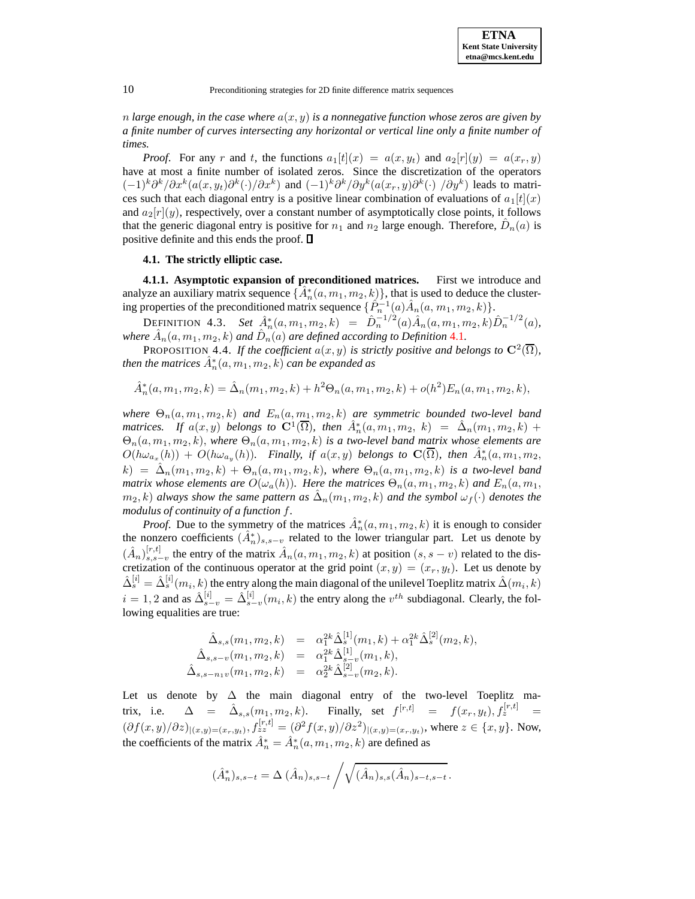$n$ *large enough, in the case where* $a(x, y)$ *is a nonnegative function whose zeros are given by a finite number of curves intersecting any horizontal or vertical line only a finite number of times.*

*Proof.* For any $r$ and $t$, the functions $a_1[t](x) = a(x, y_t)$ and $a_2[r](y) = a(x_r, y)$ have at most a finite number of isolated zeros. Since the discretization of the operators $(-1)^k \partial^k/\partial x^k (a(x, y_t)\partial^k(\cdot)/\partial x^k)$ and $(-1)^k \partial^k/\partial y^k (a(x_r, y)\partial^k(\cdot)\ /\partial y^k)$ leads to matrices such that each diagonal entry is a positive linear combination of evaluations of $a_1[t](x)$ and $a_2[r](y)$, respectively, over a constant number of asymptotically close points, it follows that the generic diagonal entry is positive for $n_1$ and $n_2$ large enough. Therefore, $\hat{D}_n(a)$ is positive definite and this ends the proof. ∎

### 4.1. The strictly elliptic case.

**4.1.1. Asymptotic expansion of preconditioned matrices.** First we introduce and analyze an auxiliary matrix sequence $\{\hat{A}^*_n(a, m_1, m_2, k)\}$, that is used to deduce the clustering properties of the preconditioned matrix sequence $\{\hat{P}_n^{-1}(a)\hat{A}_n(a, m_1, m_2, k)\}$.

DEFINITION 4.3. *Set* $\hat{A}^*_n(a, m_1, m_2, k) = \hat{D}_n^{-1/2}(a)\hat{A}_n(a, m_1, m_2, k)\hat{D}_n^{-1/2}(a)$, *where* $\hat{A}_n(a, m_1, m_2, k)$ *and* $\hat{D}_n(a)$ *are defined according to Definition 4.1.*

PROPOSITION 4.4. *If the coefficient* $a(x, y)$ *is strictly positive and belongs to* $\mathbf{C}^2(\overline{\Omega})$*, then the matrices* $\hat{A}^*_n(a, m_1, m_2, k)$ *can be expanded as*

$$\hat{A}^*_n(a, m_1, m_2, k) = \hat{\Delta}_n(m_1, m_2, k) + h^2\Theta_n(a, m_1, m_2, k) + o(h^2)E_n(a, m_1, m_2, k),$$

*where* $\Theta_n(a, m_1, m_2, k)$ *and* $E_n(a, m_1, m_2, k)$ *are symmetric bounded two-level band matrices. If* $a(x, y)$ *belongs to* $\mathbf{C}^1(\overline{\Omega})$*, then* $\hat{A}^*_n(a, m_1, m_2,\ k) = \hat{\Delta}_n(m_1, m_2, k) + \Theta_n(a, m_1, m_2, k)$*, where* $\Theta_n(a, m_1, m_2, k)$ *is a two-level band matrix whose elements are* $O(h\omega_{a_x}(h)) + O(h\omega_{a_y}(h))$*. Finally, if* $a(x, y)$ *belongs to* $\mathbf{C}(\overline{\Omega})$*, then* $\hat{A}^*_n(a, m_1, m_2,\ k) = \hat{\Delta}_n(m_1, m_2, k) + \Theta_n(a, m_1, m_2, k)$*, where* $\Theta_n(a, m_1, m_2, k)$ *is a two-level band matrix whose elements are* $O(\omega_a(h))$*. Here the matrices* $\Theta_n(a, m_1, m_2, k)$ *and* $E_n(a, m_1, m_2, k)$ *always show the same pattern as* $\hat{\Delta}_n(m_1, m_2, k)$ *and the symbol* $\omega_f(\cdot)$ *denotes the modulus of continuity of a function* $f$*.*

*Proof.* Due to the symmetry of the matrices $\hat{A}^*_n(a, m_1, m_2, k)$ it is enough to consider the nonzero coefficients $(\hat{A}^*_n)_{s,s-v}$ related to the lower triangular part. Let us denote by $(\hat{A}_n)^{[r,t]}_{s,s-v}$ the entry of the matrix $\hat{A}_n(a, m_1, m_2, k)$ at position $(s, s - v)$ related to the discretization of the continuous operator at the grid point $(x, y) = (x_r, y_t)$. Let us denote by $\hat{\Delta}^{[i]}_s = \hat{\Delta}^{[i]}_s(m_i, k)$ the entry along the main diagonal of the unilevel Toeplitz matrix $\hat{\Delta}(m_i, k)$ $i = 1, 2$ and as $\hat{\Delta}^{[i]}_{s-v} = \hat{\Delta}^{[i]}_{s-v}(m_i, k)$ the entry along the $v^{th}$ subdiagonal. Clearly, the following equalities are true:

$$\begin{aligned}
\hat{\Delta}_{s,s}(m_1, m_2, k) &= \alpha_1^{2k}\hat{\Delta}^{[1]}_s(m_1, k) + \alpha_1^{2k}\hat{\Delta}^{[2]}_s(m_2, k),\\
\hat{\Delta}_{s,s-v}(m_1, m_2, k) &= \alpha_1^{2k}\hat{\Delta}^{[1]}_{s-v}(m_1, k),\\
\hat{\Delta}_{s,s-n_1 v}(m_1, m_2, k) &= \alpha_2^{2k}\hat{\Delta}^{[2]}_{s-v}(m_2, k).
\end{aligned}$$

Let us denote by $\Delta$ the main diagonal entry of the two-level Toeplitz matrix, i.e. $\Delta = \hat{\Delta}_{s,s}(m_1, m_2, k)$. Finally, set $f^{[r,t]} = f(x_r, y_t), f^{[r,t]}_z = (\partial f(x, y)/\partial z)_{|(x,y)=(x_r,y_t)}, f^{[r,t]}_{zz} = (\partial^2 f(x, y)/\partial z^2)_{|(x,y)=(x_r,y_t)}$, where $z \in \{x, y\}$. Now, the coefficients of the matrix $\hat{A}^*_n = \hat{A}^*_n(a, m_1, m_2, k)$ are defined as

$$(\hat{A}^*_n)_{s,s-t} = \Delta\ (\hat{A}_n)_{s,s-t} \Big/ \sqrt{(\hat{A}_n)_{s,s}(\hat{A}_n)_{s-t,s-t}}.$$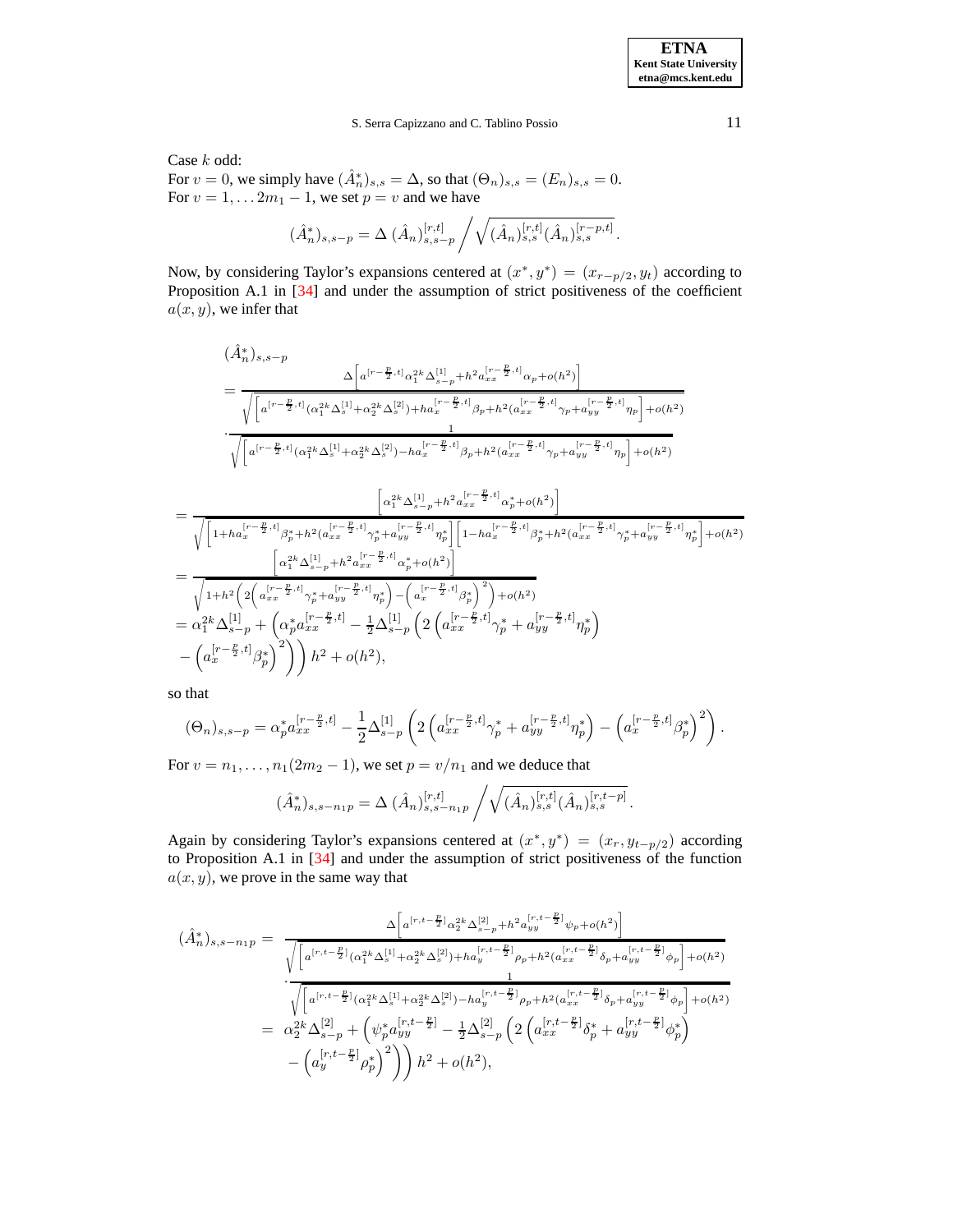Case $k$ odd:
For $v = 0$, we simply have $(\hat{A}_n^*)_{s,s} = \Delta$, so that $(\Theta_n)_{s,s} = (E_n)_{s,s} = 0$.
For $v = 1, \ldots 2m_1 - 1$, we set $p = v$ and we have

$$(\hat{A}_n^*)_{s,s-p} = \Delta \; (\hat{A}_n)_{s,s-p}^{[r,t]} \Big/ \sqrt{(\hat{A}_n)_{s,s}^{[r,t]} (\hat{A}_n)_{s,s}^{[r-p,t]}}.$$

Now, by considering Taylor's expansions centered at $(x^*, y^*) = (x_{r-p/2}, y_t)$ according to Proposition A.1 in [34] and under the assumption of strict positiveness of the coefficient $a(x, y)$, we infer that

$$\begin{aligned}
&(\hat{A}_n^*)_{s,s-p} \\
&= \frac{\Delta\left[a^{[r-\frac{p}{2},t]}\alpha_1^{2k}\Delta^{[1]}_{s-p} + h^2 a_{xx}^{[r-\frac{p}{2},t]}\alpha_p + o(h^2)\right]}{\sqrt{\left[a^{[r-\frac{p}{2},t]}(\alpha_1^{2k}\Delta^{[1]}_s + \alpha_2^{2k}\Delta^{[2]}_s) + h a_x^{[r-\frac{p}{2},t]}\beta_p + h^2(a_{xx}^{[r-\frac{p}{2},t]}\gamma_p + a_{yy}^{[r-\frac{p}{2},t]}\eta_p\right] + o(h^2)}} \\
&\quad \cdot \frac{1}{\sqrt{\left[a^{[r-\frac{p}{2},t]}(\alpha_1^{2k}\Delta^{[1]}_s + \alpha_2^{2k}\Delta^{[2]}_s) - h a_x^{[r-\frac{p}{2},t]}\beta_p + h^2(a_{xx}^{[r-\frac{p}{2},t]}\gamma_p + a_{yy}^{[r-\frac{p}{2},t]}\eta_p\right] + o(h^2)}}
\end{aligned}$$

$$\begin{aligned}
&= \frac{\left[\alpha_1^{2k}\Delta^{[1]}_{s-p} + h^2 a_{xx}^{[r-\frac{p}{2},t]}\alpha_p^* + o(h^2)\right]}{\sqrt{\left[1 + h a_x^{[r-\frac{p}{2},t]}\beta_p^* + h^2(a_{xx}^{[r-\frac{p}{2},t]}\gamma_p^* + a_{yy}^{[r-\frac{p}{2},t]}\eta_p^*\right]\left[1 - h a_x^{[r-\frac{p}{2},t]}\beta_p^* + h^2(a_{xx}^{[r-\frac{p}{2},t]}\gamma_p^* + a_{yy}^{[r-\frac{p}{2},t]}\eta_p^*\right] + o(h^2)}} \\
&= \frac{\left[\alpha_1^{2k}\Delta^{[1]}_{s-p} + h^2 a_{xx}^{[r-\frac{p}{2},t]}\alpha_p^* + o(h^2)\right]}{\sqrt{1 + h^2\left(2\left(a_{xx}^{[r-\frac{p}{2},t]}\gamma_p^* + a_{yy}^{[r-\frac{p}{2},t]}\eta_p^*\right) - \left(a_x^{[r-\frac{p}{2},t]}\beta_p^*\right)^2\right) + o(h^2)}} \\
&= \alpha_1^{2k}\Delta^{[1]}_{s-p} + \left(\alpha_p^* a_{xx}^{[r-\frac{p}{2},t]} - \frac{1}{2}\Delta^{[1]}_{s-p}\left(2\left(a_{xx}^{[r-\frac{p}{2},t]}\gamma_p^* + a_{yy}^{[r-\frac{p}{2},t]}\eta_p^*\right)\right.\right. \\
&\quad \left.\left. - \left(a_x^{[r-\frac{p}{2},t]}\beta_p^*\right)^2\right)\right) h^2 + o(h^2),
\end{aligned}$$

so that

$$(\Theta_n)_{s,s-p} = \alpha_p^* a_{xx}^{[r-\frac{p}{2},t]} - \frac{1}{2}\Delta^{[1]}_{s-p}\left(2\left(a_{xx}^{[r-\frac{p}{2},t]}\gamma_p^* + a_{yy}^{[r-\frac{p}{2},t]}\eta_p^*\right) - \left(a_x^{[r-\frac{p}{2},t]}\beta_p^*\right)^2\right).$$

For $v = n_1, \ldots, n_1(2m_2 - 1)$, we set $p = v/n_1$ and we deduce that

$$(\hat{A}_n^*)_{s,s-n_1 p} = \Delta \; (\hat{A}_n)_{s,s-n_1 p}^{[r,t]} \Big/ \sqrt{(\hat{A}_n)_{s,s}^{[r,t]} (\hat{A}_n)_{s,s}^{[r,t-p]}}.$$

Again by considering Taylor's expansions centered at $(x^*, y^*) = (x_r, y_{t-p/2})$ according to Proposition A.1 in [34] and under the assumption of strict positiveness of the function $a(x, y)$, we prove in the same way that

$$\begin{aligned}
(\hat{A}_n^*)_{s,s-n_1 p} &= \frac{\Delta\left[a^{[r,t-\frac{p}{2}]}\alpha_2^{2k}\Delta^{[2]}_{s-p} + h^2 a_{yy}^{[r,t-\frac{p}{2}]}\psi_p + o(h^2)\right]}{\sqrt{\left[a^{[r,t-\frac{p}{2}]}(\alpha_1^{2k}\Delta^{[1]}_s + \alpha_2^{2k}\Delta^{[2]}_s) + h a_y^{[r,t-\frac{p}{2}]}\rho_p + h^2(a_{xx}^{[r,t-\frac{p}{2}]}\delta_p + a_{yy}^{[r,t-\frac{p}{2}]}\phi_p\right] + o(h^2)}} \\
&\quad \cdot \frac{1}{\sqrt{\left[a^{[r,t-\frac{p}{2}]}(\alpha_1^{2k}\Delta^{[1]}_s + \alpha_2^{2k}\Delta^{[2]}_s) - h a_y^{[r,t-\frac{p}{2}]}\rho_p + h^2(a_{xx}^{[r,t-\frac{p}{2}]}\delta_p + a_{yy}^{[r,t-\frac{p}{2}]}\phi_p\right] + o(h^2)}} \\
&= \alpha_2^{2k}\Delta^{[2]}_{s-p} + \left(\psi_p^* a_{yy}^{[r,t-\frac{p}{2}]} - \frac{1}{2}\Delta^{[2]}_{s-p}\left(2\left(a_{xx}^{[r,t-\frac{p}{2}]}\delta_p^* + a_{yy}^{[r,t-\frac{p}{2}]}\phi_p^*\right)\right.\right. \\
&\quad \left.\left. - \left(a_y^{[r,t-\frac{p}{2}]}\rho_p^*\right)^2\right)\right) h^2 + o(h^2),
\end{aligned}$$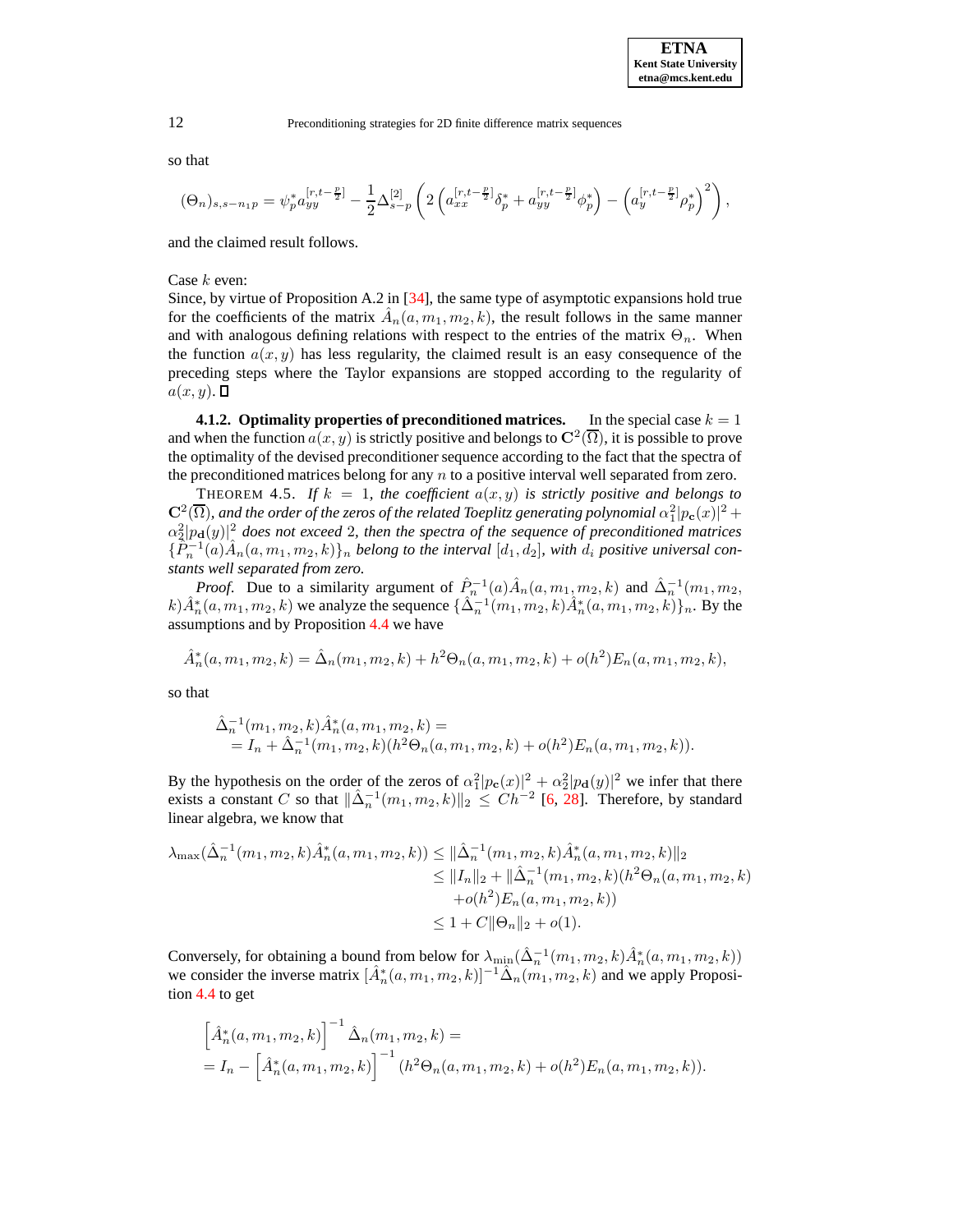so that

$$(\Theta_n)_{s,s-n_1 p} = \psi_p^* a_{yy}^{[r,t-\frac{p}{2}]} - \frac{1}{2}\Delta_{s-p}^{[2]}\left(2\left(a_{xx}^{[r,t-\frac{p}{2}]}\delta_p^* + a_{yy}^{[r,t-\frac{p}{2}]}\phi_p^*\right) - \left(a_y^{[r,t-\frac{p}{2}]}\rho_p^*\right)^2\right),$$

and the claimed result follows.

Case $k$ even:
Since, by virtue of Proposition A.2 in [34], the same type of asymptotic expansions hold true for the coefficients of the matrix $\hat{A}_n(a, m_1, m_2, k)$, the result follows in the same manner and with analogous defining relations with respect to the entries of the matrix $\Theta_n$. When the function $a(x, y)$ has less regularity, the claimed result is an easy consequence of the preceding steps where the Taylor expansions are stopped according to the regularity of $a(x, y)$. ☐

**4.1.2. Optimality properties of preconditioned matrices.** In the special case $k = 1$ and when the function $a(x, y)$ is strictly positive and belongs to $\mathbf{C}^2(\overline{\Omega})$, it is possible to prove the optimality of the devised preconditioner sequence according to the fact that the spectra of the preconditioned matrices belong for any $n$ to a positive interval well separated from zero.

THEOREM 4.5. *If $k = 1$, the coefficient $a(x, y)$ is strictly positive and belongs to $\mathbf{C}^2(\overline{\Omega})$, and the order of the zeros of the related Toeplitz generating polynomial $\alpha_1^2|p_{\mathbf{c}}(x)|^2 + \alpha_2^2|p_{\mathbf{d}}(y)|^2$ does not exceed 2, then the spectra of the sequence of preconditioned matrices $\{\hat{P}_n^{-1}(a)\hat{A}_n(a, m_1, m_2, k)\}_n$ belong to the interval $[d_1, d_2]$, with $d_i$ positive universal constants well separated from zero.*

*Proof.* Due to a similarity argument of $\hat{P}_n^{-1}(a)\hat{A}_n(a, m_1, m_2, k)$ and $\hat{\Delta}_n^{-1}(m_1, m_2, k)\hat{A}_n^*(a, m_1, m_2, k)$ we analyze the sequence $\{\hat{\Delta}_n^{-1}(m_1, m_2, k)\hat{A}_n^*(a, m_1, m_2, k)\}_n$. By the assumptions and by Proposition 4.4 we have

$$\hat{A}_n^*(a, m_1, m_2, k) = \hat{\Delta}_n(m_1, m_2, k) + h^2\Theta_n(a, m_1, m_2, k) + o(h^2)E_n(a, m_1, m_2, k),$$

so that

$$\begin{aligned}
&\hat{\Delta}_n^{-1}(m_1, m_2, k)\hat{A}_n^*(a, m_1, m_2, k) = \\
&\quad = I_n + \hat{\Delta}_n^{-1}(m_1, m_2, k)(h^2\Theta_n(a, m_1, m_2, k) + o(h^2)E_n(a, m_1, m_2, k)).
\end{aligned}$$

By the hypothesis on the order of the zeros of $\alpha_1^2|p_{\mathbf{c}}(x)|^2 + \alpha_2^2|p_{\mathbf{d}}(y)|^2$ we infer that there exists a constant $C$ so that $\|\hat{\Delta}_n^{-1}(m_1, m_2, k)\|_2 \leq Ch^{-2}$ [6, 28]. Therefore, by standard linear algebra, we know that

$$\begin{aligned}
\lambda_{\max}(\hat{\Delta}_n^{-1}(m_1, m_2, k)\hat{A}_n^*(a, m_1, m_2, k)) &\leq \|\hat{\Delta}_n^{-1}(m_1, m_2, k)\hat{A}_n^*(a, m_1, m_2, k)\|_2 \\
&\leq \|I_n\|_2 + \|\hat{\Delta}_n^{-1}(m_1, m_2, k)(h^2\Theta_n(a, m_1, m_2, k) \\
&\quad + o(h^2)E_n(a, m_1, m_2, k))\\
&\leq 1 + C\|\Theta_n\|_2 + o(1).
\end{aligned}$$

Conversely, for obtaining a bound from below for $\lambda_{\min}(\hat{\Delta}_n^{-1}(m_1, m_2, k)\hat{A}_n^*(a, m_1, m_2, k))$ we consider the inverse matrix $[\hat{A}_n^*(a, m_1, m_2, k)]^{-1}\hat{\Delta}_n(m_1, m_2, k)$ and we apply Proposition 4.4 to get

$$\begin{aligned}
&\left[\hat{A}_n^*(a, m_1, m_2, k)\right]^{-1}\hat{\Delta}_n(m_1, m_2, k) = \\
&= I_n - \left[\hat{A}_n^*(a, m_1, m_2, k)\right]^{-1}(h^2\Theta_n(a, m_1, m_2, k) + o(h^2)E_n(a, m_1, m_2, k)).
\end{aligned}$$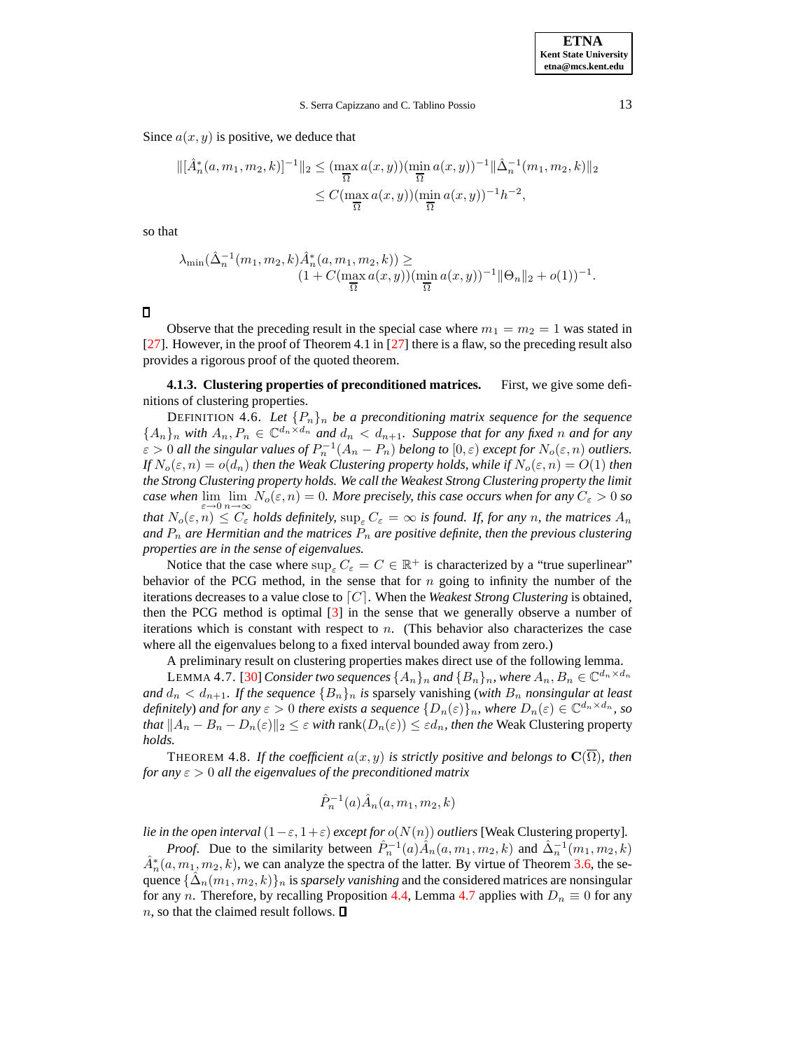Since $a(x,y)$ is positive, we deduce that

$$
\begin{aligned}
\|[\hat{A}_n^*(a,m_1,m_2,k)]^{-1}\|_2 &\le (\max_{\overline{\Omega}} a(x,y))(\min_{\overline{\Omega}} a(x,y))^{-1}\|\hat{\Delta}_n^{-1}(m_1,m_2,k)\|_2 \\
&\le C(\max_{\overline{\Omega}} a(x,y))(\min_{\overline{\Omega}} a(x,y))^{-1}h^{-2},
\end{aligned}
$$

so that

$$
\lambda_{\min}(\hat{\Delta}_n^{-1}(m_1,m_2,k)\hat{A}_n^*(a,m_1,m_2,k)) \ge (1 + C(\max_{\overline{\Omega}} a(x,y))(\min_{\overline{\Omega}} a(x,y))^{-1}\|\Theta_n\|_2 + o(1))^{-1}.
$$

∎

Observe that the preceding result in the special case where $m_1 = m_2 = 1$ was stated in [27]. However, in the proof of Theorem 4.1 in [27] there is a flaw, so the preceding result also provides a rigorous proof of the quoted theorem.

#### 4.1.3. Clustering properties of preconditioned matrices.

First, we give some definitions of clustering properties.

DEFINITION 4.6. *Let $\{P_n\}_n$ be a preconditioning matrix sequence for the sequence $\{A_n\}_n$ with $A_n, P_n \in \mathbb{C}^{d_n \times d_n}$ and $d_n < d_{n+1}$. Suppose that for any fixed $n$ and for any $\varepsilon > 0$ all the singular values of $P_n^{-1}(A_n - P_n)$ belong to $[0,\varepsilon)$ except for $N_o(\varepsilon, n)$ outliers. If $N_o(\varepsilon, n) = o(d_n)$ then the Weak Clustering property holds, while if $N_o(\varepsilon, n) = O(1)$ then the Strong Clustering property holds. We call the Weakest Strong Clustering property the limit case when $\lim_{\varepsilon\to 0}\lim_{n\to\infty} N_o(\varepsilon, n) = 0$. More precisely, this case occurs when for any $C_\varepsilon > 0$ so that $N_o(\varepsilon, n) \le C_\varepsilon$ holds definitely, $\sup_\varepsilon C_\varepsilon = \infty$ is found. If, for any $n$, the matrices $A_n$ and $P_n$ are Hermitian and the matrices $P_n$ are positive definite, then the previous clustering properties are in the sense of eigenvalues.*

Notice that the case where $\sup_\varepsilon C_\varepsilon = C \in \mathbb{R}^+$ is characterized by a "true superlinear" behavior of the PCG method, in the sense that for $n$ going to infinity the number of the iterations decreases to a value close to $\lceil C \rceil$. When the *Weakest Strong Clustering* is obtained, then the PCG method is optimal [3] in the sense that we generally observe a number of iterations which is constant with respect to $n$. (This behavior also characterizes the case where all the eigenvalues belong to a fixed interval bounded away from zero.)

A preliminary result on clustering properties makes direct use of the following lemma.

LEMMA 4.7. [30] *Consider two sequences $\{A_n\}_n$ and $\{B_n\}_n$, where $A_n, B_n \in \mathbb{C}^{d_n \times d_n}$ and $d_n < d_{n+1}$. If the sequence $\{B_n\}_n$ is* sparsely vanishing (*with $B_n$ nonsingular at least definitely*) *and for any $\varepsilon > 0$ there exists a sequence $\{D_n(\varepsilon)\}_n$, where $D_n(\varepsilon) \in \mathbb{C}^{d_n \times d_n}$, so that $\|A_n - B_n - D_n(\varepsilon)\|_2 \le \varepsilon$ with* rank$(D_n(\varepsilon)) \le \varepsilon d_n$, *then the* Weak Clustering property *holds.*

THEOREM 4.8. *If the coefficient $a(x,y)$ is strictly positive and belongs to $\mathbf{C}(\overline{\Omega})$, then for any $\varepsilon > 0$ all the eigenvalues of the preconditioned matrix*

$$
\hat{P}_n^{-1}(a)\hat{A}_n(a,m_1,m_2,k)
$$

*lie in the open interval $(1-\varepsilon, 1+\varepsilon)$ except for $o(N(n))$ outliers* [Weak Clustering property].

*Proof.* Due to the similarity between $\hat{P}_n^{-1}(a)\hat{A}_n(a,m_1,m_2,k)$ and $\hat{\Delta}_n^{-1}(m_1,m_2,k)$ $\hat{A}_n^*(a,m_1,m_2,k)$, we can analyze the spectra of the latter. By virtue of Theorem 3.6, the sequence $\{\hat{\Delta}_n(m_1,m_2,k)\}_n$ is *sparsely vanishing* and the considered matrices are nonsingular for any $n$. Therefore, by recalling Proposition 4.4, Lemma 4.7 applies with $D_n \equiv 0$ for any $n$, so that the claimed result follows. ∎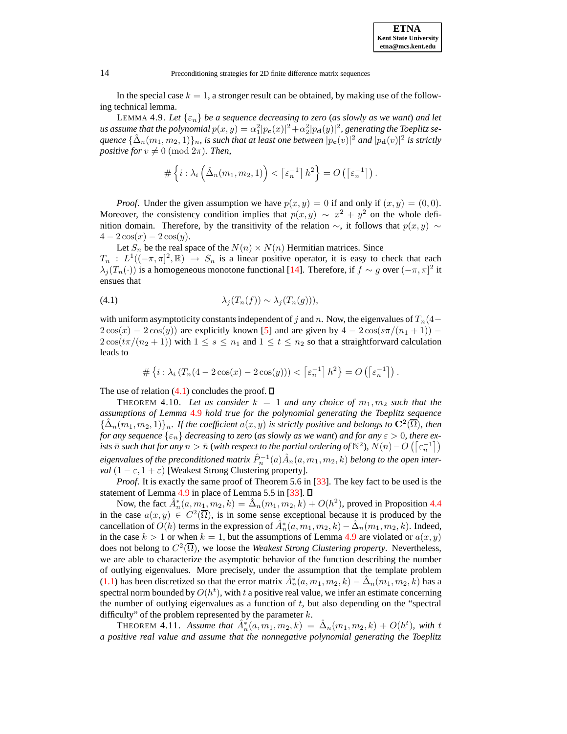In the special case $k = 1$, a stronger result can be obtained, by making use of the following technical lemma.

LEMMA 4.9. *Let $\{\varepsilon_n\}$ be a sequence decreasing to zero (as slowly as we want) and let us assume that the polynomial $p(x,y) = \alpha_1^2 |p_{\mathbf{c}}(x)|^2 + \alpha_2^2 |p_{\mathbf{d}}(y)|^2$, generating the Toeplitz sequence $\{\hat{\Delta}_n(m_1, m_2, 1)\}_n$, is such that at least one between $|p_{\mathbf{c}}(v)|^2$ and $|p_{\mathbf{d}}(v)|^2$ is strictly positive for $v \neq 0 \pmod{2\pi}$. Then,*

$$\#\left\{ i : \lambda_i \left( \hat{\Delta}_n(m_1, m_2, 1) \right) < \left\lceil \varepsilon_n^{-1} \right\rceil h^2 \right\} = O\left( \left\lceil \varepsilon_n^{-1} \right\rceil \right).$$

*Proof.* Under the given assumption we have $p(x,y) = 0$ if and only if $(x,y) = (0,0)$. Moreover, the consistency condition implies that $p(x,y) \sim x^2 + y^2$ on the whole definition domain. Therefore, by the transitivity of the relation $\sim$, it follows that $p(x,y) \sim 4 - 2\cos(x) - 2\cos(y)$.

Let $S_n$ be the real space of the $N(n) \times N(n)$ Hermitian matrices. Since $T_n : L^1((-\pi,\pi]^2, \mathbb{R}) \to S_n$ is a linear positive operator, it is easy to check that each $\lambda_j(T_n(\cdot))$ is a homogeneous monotone functional [14]. Therefore, if $f \sim g$ over $(-\pi,\pi]^2$ it ensues that

$$\lambda_j(T_n(f)) \sim \lambda_j(T_n(g))), \tag{4.1}$$

with uniform asymptoticity constants independent of $j$ and $n$. Now, the eigenvalues of $T_n(4 - 2\cos(x) - 2\cos(y))$ are explicitly known [5] and are given by $4 - 2\cos(s\pi/(n_1+1)) - 2\cos(t\pi/(n_2+1))$ with $1 \leq s \leq n_1$ and $1 \leq t \leq n_2$ so that a straightforward calculation leads to

$$\#\left\{ i : \lambda_i \left( T_n(4 - 2\cos(x) - 2\cos(y)) \right) < \left\lceil \varepsilon_n^{-1} \right\rceil h^2 \right\} = O\left( \left\lceil \varepsilon_n^{-1} \right\rceil \right).$$

The use of relation (4.1) concludes the proof. ∎

THEOREM 4.10. *Let us consider $k = 1$ and any choice of $m_1, m_2$ such that the assumptions of Lemma 4.9 hold true for the polynomial generating the Toeplitz sequence $\{\hat{\Delta}_n(m_1, m_2, 1)\}_n$. If the coefficient $a(x,y)$ is strictly positive and belongs to $\mathbf{C}^2(\overline{\Omega})$, then for any sequence $\{\varepsilon_n\}$ decreasing to zero (as slowly as we want) and for any $\varepsilon > 0$, there exists $\bar{n}$ such that for any $n > \bar{n}$ (with respect to the partial ordering of $\mathbb{N}^2$), $N(n) - O\left(\left\lceil \varepsilon_n^{-1} \right\rceil\right)$ eigenvalues of the preconditioned matrix $\hat{P}_n^{-1}(a)\hat{A}_n(a, m_1, m_2, k)$ belong to the open interval $(1-\varepsilon, 1+\varepsilon)$* [Weakest Strong Clustering property].

*Proof.* It is exactly the same proof of Theorem 5.6 in [33]. The key fact to be used is the statement of Lemma 4.9 in place of Lemma 5.5 in [33]. ∎

Now, the fact $\hat{A}_n^*(a, m_1, m_2, k) = \hat{\Delta}_n(m_1, m_2, k) + O(h^2)$, proved in Proposition 4.4 in the case $a(x,y) \in C^2(\overline{\Omega})$, is in some sense exceptional because it is produced by the cancellation of $O(h)$ terms in the expression of $\hat{A}_n^*(a, m_1, m_2, k) - \hat{\Delta}_n(m_1, m_2, k)$. Indeed, in the case $k > 1$ or when $k = 1$, but the assumptions of Lemma 4.9 are violated or $a(x,y)$ does not belong to $C^2(\overline{\Omega})$, we loose the *Weakest Strong Clustering property*. Nevertheless, we are able to characterize the asymptotic behavior of the function describing the number of outlying eigenvalues. More precisely, under the assumption that the template problem (1.1) has been discretized so that the error matrix $\hat{A}_n^*(a, m_1, m_2, k) - \hat{\Delta}_n(m_1, m_2, k)$ has a spectral norm bounded by $O(h^t)$, with $t$ a positive real value, we infer an estimate concerning the number of outlying eigenvalues as a function of $t$, but also depending on the "spectral difficulty" of the problem represented by the parameter $k$.

THEOREM 4.11. *Assume that $\hat{A}_n^*(a, m_1, m_2, k) = \hat{\Delta}_n(m_1, m_2, k) + O(h^t)$, with $t$ a positive real value and assume that the nonnegative polynomial generating the Toeplitz*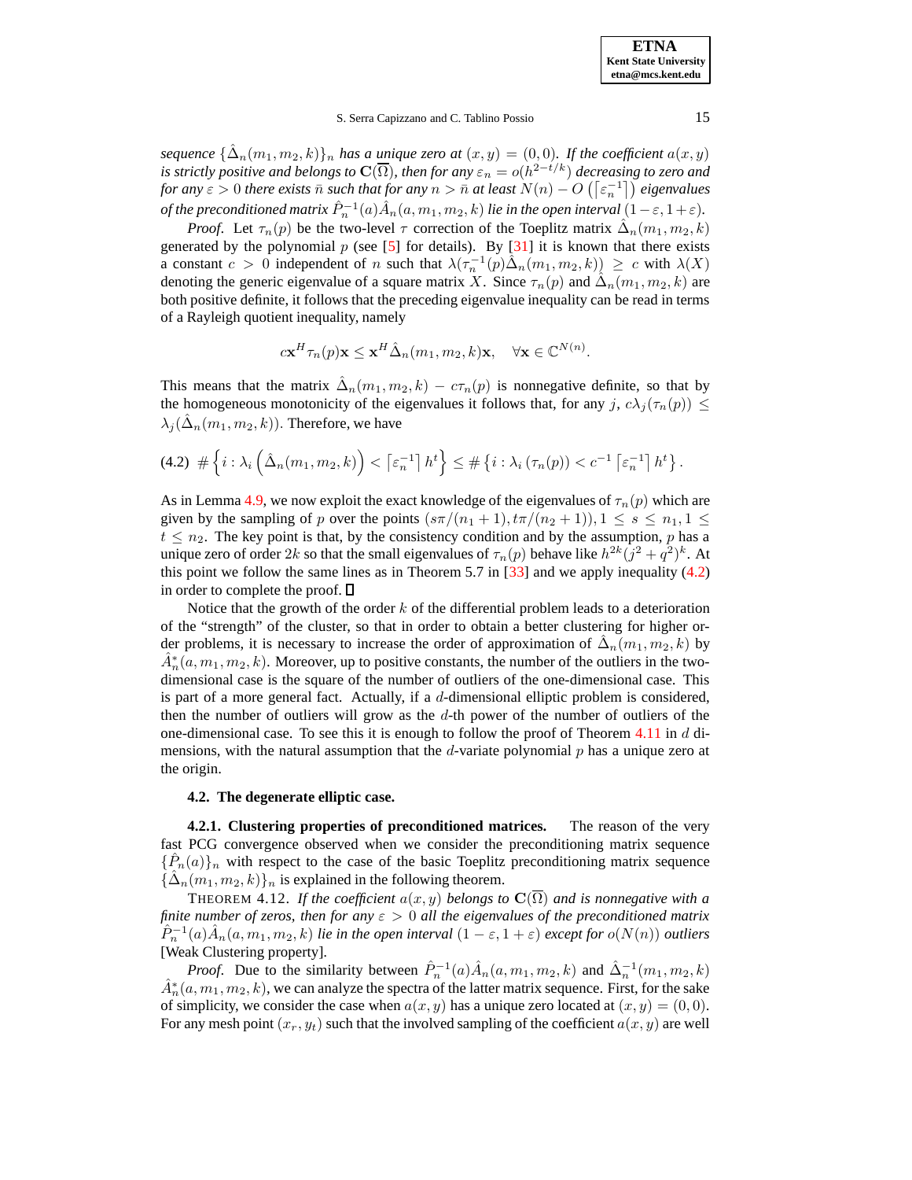*sequence $\{\hat{\Delta}_n(m_1, m_2, k)\}_n$ has a unique zero at $(x, y) = (0, 0)$. If the coefficient $a(x, y)$ is strictly positive and belongs to $\mathbf{C}(\overline{\Omega})$, then for any $\varepsilon_n = o(h^{2-t/k})$ decreasing to zero and for any $\varepsilon > 0$ there exists $\bar{n}$ such that for any $n > \bar{n}$ at least $N(n) - O\left(\lceil \varepsilon_n^{-1} \rceil\right)$ eigenvalues of the preconditioned matrix $\hat{P}_n^{-1}(a)\hat{A}_n(a, m_1, m_2, k)$ lie in the open interval $(1-\varepsilon, 1+\varepsilon)$.*

*Proof.* Let $\tau_n(p)$ be the two-level $\tau$ correction of the Toeplitz matrix $\hat{\Delta}_n(m_1, m_2, k)$ generated by the polynomial $p$ (see [5] for details). By [31] it is known that there exists a constant $c > 0$ independent of $n$ such that $\lambda(\tau_n^{-1}(p)\hat{\Delta}_n(m_1, m_2, k)) \geq c$ with $\lambda(X)$ denoting the generic eigenvalue of a square matrix $X$. Since $\tau_n(p)$ and $\hat{\Delta}_n(m_1, m_2, k)$ are both positive definite, it follows that the preceding eigenvalue inequality can be read in terms of a Rayleigh quotient inequality, namely

$$c\mathbf{x}^H \tau_n(p)\mathbf{x} \leq \mathbf{x}^H \hat{\Delta}_n(m_1, m_2, k)\mathbf{x}, \quad \forall \mathbf{x} \in \mathbb{C}^{N(n)}.$$

This means that the matrix $\hat{\Delta}_n(m_1, m_2, k) - c\tau_n(p)$ is nonnegative definite, so that by the homogeneous monotonicity of the eigenvalues it follows that, for any $j$, $c\lambda_j(\tau_n(p)) \leq \lambda_j(\hat{\Delta}_n(m_1, m_2, k))$. Therefore, we have

$$\#\left\{i : \lambda_i\left(\hat{\Delta}_n(m_1, m_2, k)\right) < \lceil \varepsilon_n^{-1} \rceil h^t\right\} \leq \#\left\{i : \lambda_i\left(\tau_n(p)\right) < c^{-1} \lceil \varepsilon_n^{-1} \rceil h^t\right\}. \tag{4.2}$$

As in Lemma 4.9, we now exploit the exact knowledge of the eigenvalues of $\tau_n(p)$ which are given by the sampling of $p$ over the points $(s\pi/(n_1+1), t\pi/(n_2+1)), 1 \leq s \leq n_1, 1 \leq t \leq n_2$. The key point is that, by the consistency condition and by the assumption, $p$ has a unique zero of order $2k$ so that the small eigenvalues of $\tau_n(p)$ behave like $h^{2k}(j^2+q^2)^k$. At this point we follow the same lines as in Theorem 5.7 in [33] and we apply inequality (4.2) in order to complete the proof. ∎

Notice that the growth of the order $k$ of the differential problem leads to a deterioration of the "strength" of the cluster, so that in order to obtain a better clustering for higher order problems, it is necessary to increase the order of approximation of $\hat{\Delta}_n(m_1, m_2, k)$ by $\hat{A}_n^*(a, m_1, m_2, k)$. Moreover, up to positive constants, the number of the outliers in the two-dimensional case is the square of the number of outliers of the one-dimensional case. This is part of a more general fact. Actually, if a $d$-dimensional elliptic problem is considered, then the number of outliers will grow as the $d$-th power of the number of outliers of the one-dimensional case. To see this it is enough to follow the proof of Theorem 4.11 in $d$ dimensions, with the natural assumption that the $d$-variate polynomial $p$ has a unique zero at the origin.

### 4.2. The degenerate elliptic case.

#### 4.2.1. Clustering properties of preconditioned matrices.

The reason of the very fast PCG convergence observed when we consider the preconditioning matrix sequence $\{\hat{P}_n(a)\}_n$ with respect to the case of the basic Toeplitz preconditioning matrix sequence $\{\hat{\Delta}_n(m_1, m_2, k)\}_n$ is explained in the following theorem.

THEOREM 4.12. *If the coefficient $a(x, y)$ belongs to $\mathbf{C}(\overline{\Omega})$ and is nonnegative with a finite number of zeros, then for any $\varepsilon > 0$ all the eigenvalues of the preconditioned matrix $\hat{P}_n^{-1}(a)\hat{A}_n(a, m_1, m_2, k)$ lie in the open interval $(1-\varepsilon, 1+\varepsilon)$ except for $o(N(n))$ outliers* [Weak Clustering property].

*Proof.* Due to the similarity between $\hat{P}_n^{-1}(a)\hat{A}_n(a, m_1, m_2, k)$ and $\hat{\Delta}_n^{-1}(m_1, m_2, k)$ $\hat{A}_n^*(a, m_1, m_2, k)$, we can analyze the spectra of the latter matrix sequence. First, for the sake of simplicity, we consider the case when $a(x, y)$ has a unique zero located at $(x, y) = (0, 0)$. For any mesh point $(x_r, y_t)$ such that the involved sampling of the coefficient $a(x, y)$ are well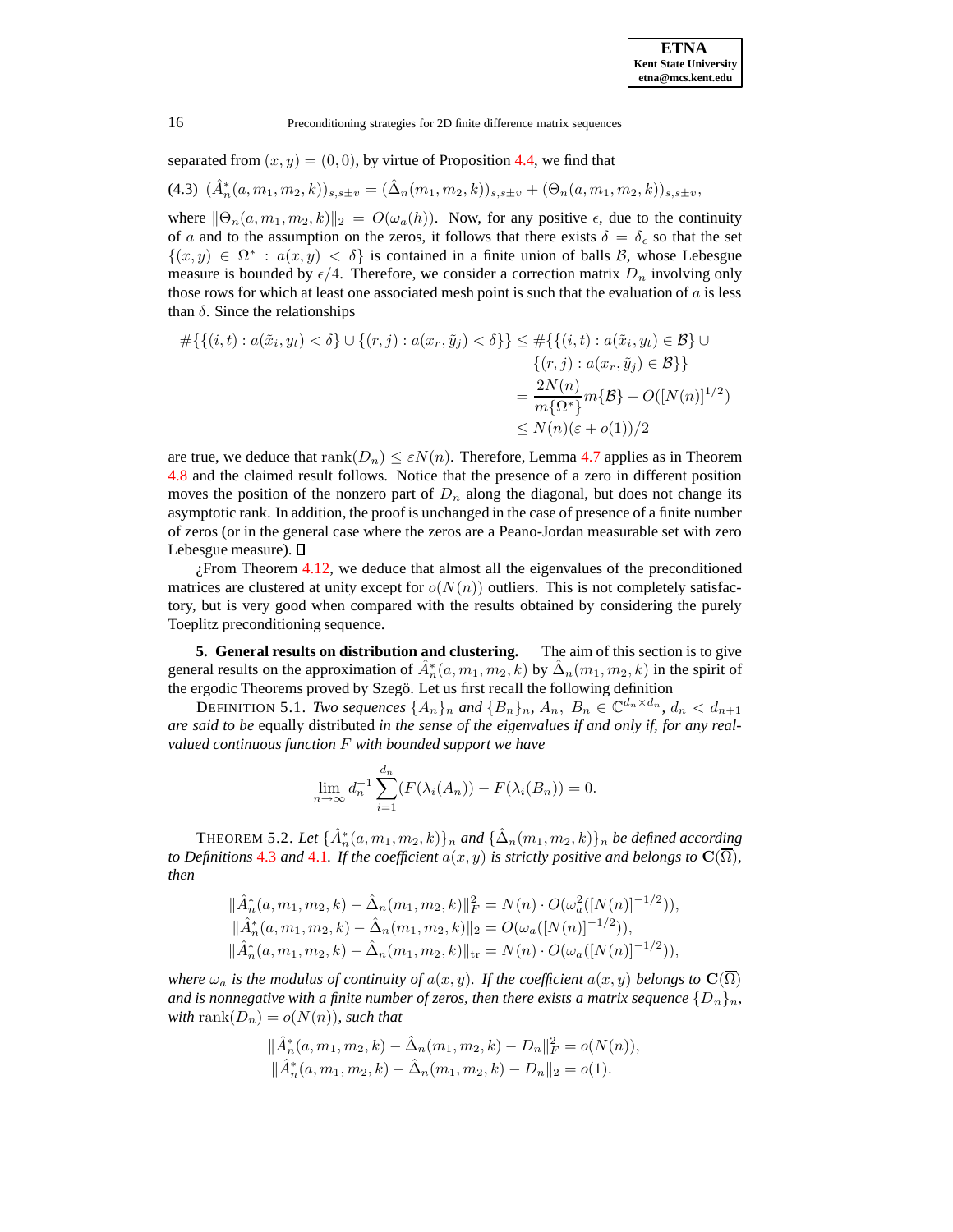separated from $(x, y) = (0, 0)$, by virtue of Proposition 4.4, we find that

$$(4.3)\quad (\hat{A}_n^*(a, m_1, m_2, k))_{s,s\pm v} = (\hat{\Delta}_n(m_1, m_2, k))_{s,s\pm v} + (\Theta_n(a, m_1, m_2, k))_{s,s\pm v},$$

where $\|\Theta_n(a, m_1, m_2, k)\|_2 = O(\omega_a(h))$. Now, for any positive $\epsilon$, due to the continuity of $a$ and to the assumption on the zeros, it follows that there exists $\delta = \delta_\epsilon$ so that the set $\{(x, y) \in \Omega^* : a(x, y) < \delta\}$ is contained in a finite union of balls $\mathcal{B}$, whose Lebesgue measure is bounded by $\epsilon/4$. Therefore, we consider a correction matrix $D_n$ involving only those rows for which at least one associated mesh point is such that the evaluation of $a$ is less than $\delta$. Since the relationships

$$\begin{aligned}
\#\{\{(i,t) : a(\tilde{x}_i, y_t) < \delta\} \cup \{(r,j) : a(x_r, \tilde{y}_j) < \delta\}\} &\leq \#\{\{(i,t) : a(\tilde{x}_i, y_t) \in \mathcal{B}\} \cup \\
&\qquad \{(r,j) : a(x_r, \tilde{y}_j) \in \mathcal{B}\}\} \\
&= \frac{2N(n)}{m\{\Omega^*\}} m\{\mathcal{B}\} + O([N(n)]^{1/2}) \\
&\leq N(n)(\varepsilon + o(1))/2
\end{aligned}$$

are true, we deduce that $\mathrm{rank}(D_n) \leq \varepsilon N(n)$. Therefore, Lemma 4.7 applies as in Theorem 4.8 and the claimed result follows. Notice that the presence of a zero in different position moves the position of the nonzero part of $D_n$ along the diagonal, but does not change its asymptotic rank. In addition, the proof is unchanged in the case of presence of a finite number of zeros (or in the general case where the zeros are a Peano-Jordan measurable set with zero Lebesgue measure). ∎

¿From Theorem 4.12, we deduce that almost all the eigenvalues of the preconditioned matrices are clustered at unity except for $o(N(n))$ outliers. This is not completely satisfactory, but is very good when compared with the results obtained by considering the purely Toeplitz preconditioning sequence.

## 5. General results on distribution and clustering.

The aim of this section is to give general results on the approximation of $\hat{A}_n^*(a, m_1, m_2, k)$ by $\hat{\Delta}_n(m_1, m_2, k)$ in the spirit of the ergodic Theorems proved by Szegö. Let us first recall the following definition

DEFINITION 5.1. *Two sequences $\{A_n\}_n$ and $\{B_n\}_n$, $A_n,\ B_n \in \mathbb{C}^{d_n \times d_n}$, $d_n < d_{n+1}$ are said to be* equally distributed *in the sense of the eigenvalues if and only if, for any real-valued continuous function $F$ with bounded support we have*

$$\lim_{n\to\infty} d_n^{-1} \sum_{i=1}^{d_n} (F(\lambda_i(A_n)) - F(\lambda_i(B_n)) = 0.$$

THEOREM 5.2. *Let $\{\hat{A}_n^*(a, m_1, m_2, k)\}_n$ and $\{\hat{\Delta}_n(m_1, m_2, k)\}_n$ be defined according to Definitions 4.3 and 4.1. If the coefficient $a(x, y)$ is strictly positive and belongs to $\mathbf{C}(\overline{\Omega})$, then*

$$\begin{aligned}
\|\hat{A}_n^*(a, m_1, m_2, k) - \hat{\Delta}_n(m_1, m_2, k)\|_F^2 &= N(n) \cdot O(\omega_a^2([N(n)]^{-1/2})), \\
\|\hat{A}_n^*(a, m_1, m_2, k) - \hat{\Delta}_n(m_1, m_2, k)\|_2 &= O(\omega_a([N(n)]^{-1/2})), \\
\|\hat{A}_n^*(a, m_1, m_2, k) - \hat{\Delta}_n(m_1, m_2, k)\|_{\mathrm{tr}} &= N(n) \cdot O(\omega_a([N(n)]^{-1/2})),
\end{aligned}$$

*where $\omega_a$ is the modulus of continuity of $a(x, y)$. If the coefficient $a(x, y)$ belongs to $\mathbf{C}(\overline{\Omega})$ and is nonnegative with a finite number of zeros, then there exists a matrix sequence $\{D_n\}_n$, with $\mathrm{rank}(D_n) = o(N(n))$, such that*

$$\begin{aligned}
\|\hat{A}_n^*(a, m_1, m_2, k) - \hat{\Delta}_n(m_1, m_2, k) - D_n\|_F^2 &= o(N(n)), \\
\|\hat{A}_n^*(a, m_1, m_2, k) - \hat{\Delta}_n(m_1, m_2, k) - D_n\|_2 &= o(1).
\end{aligned}$$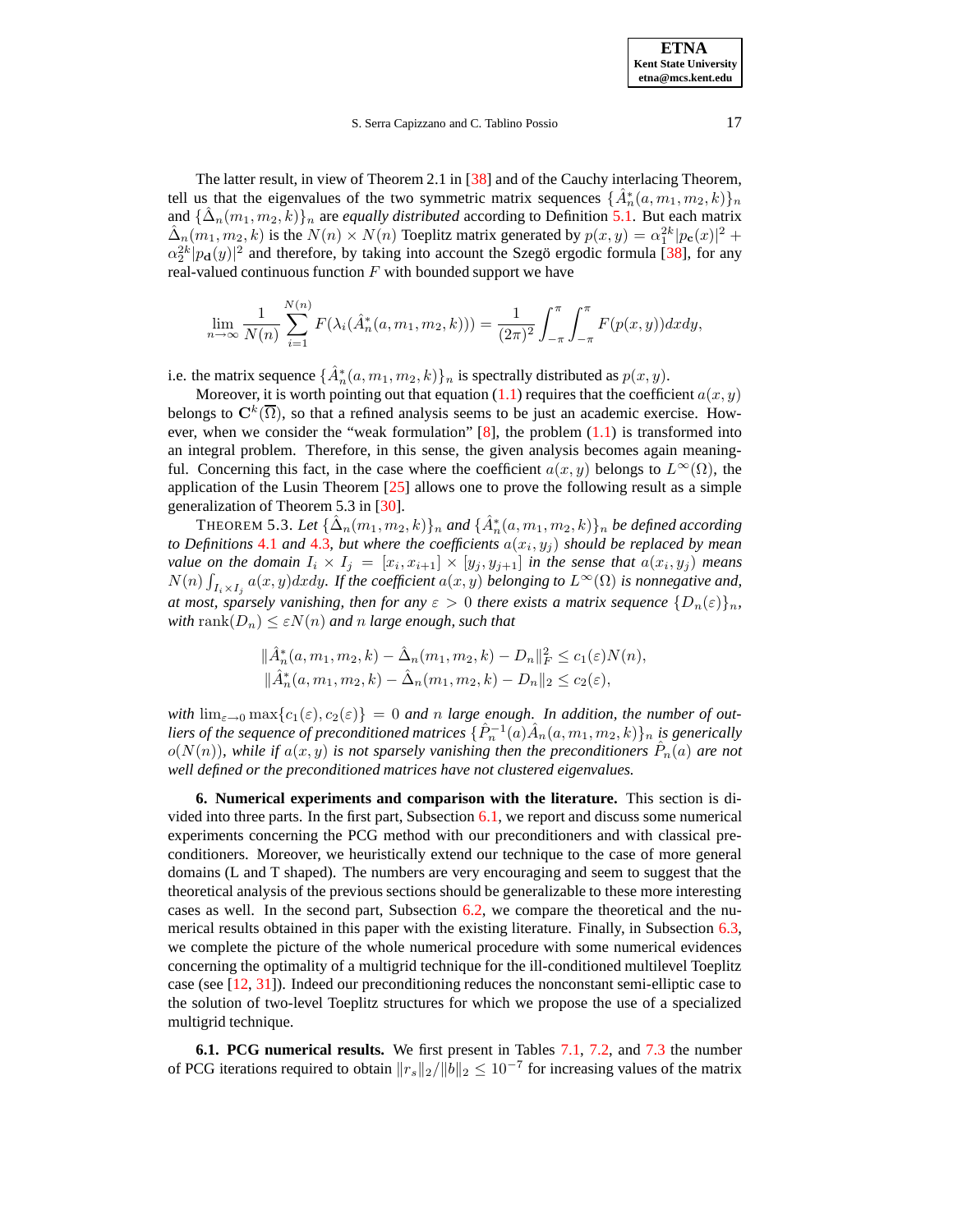The latter result, in view of Theorem 2.1 in [38] and of the Cauchy interlacing Theorem, tell us that the eigenvalues of the two symmetric matrix sequences $\{\hat{A}_n^*(a,m_1,m_2,k)\}_n$ and $\{\hat{\Delta}_n(m_1,m_2,k)\}_n$ are *equally distributed* according to Definition 5.1. But each matrix $\hat{\Delta}_n(m_1,m_2,k)$ is the $N(n)\times N(n)$ Toeplitz matrix generated by $p(x,y)=\alpha_1^{2k}|p_{\mathbf{c}}(x)|^2+\alpha_2^{2k}|p_{\mathbf{d}}(y)|^2$ and therefore, by taking into account the Szegö ergodic formula [38], for any real-valued continuous function $F$ with bounded support we have

$$\lim_{n\to\infty}\frac{1}{N(n)}\sum_{i=1}^{N(n)}F(\lambda_i(\hat{A}_n^*(a,m_1,m_2,k)))=\frac{1}{(2\pi)^2}\int_{-\pi}^{\pi}\int_{-\pi}^{\pi}F(p(x,y))dxdy,$$

i.e. the matrix sequence $\{\hat{A}_n^*(a,m_1,m_2,k)\}_n$ is spectrally distributed as $p(x,y)$.

Moreover, it is worth pointing out that equation (1.1) requires that the coefficient $a(x,y)$ belongs to $\mathbf{C}^k(\overline{\Omega})$, so that a refined analysis seems to be just an academic exercise. However, when we consider the "weak formulation" [8], the problem (1.1) is transformed into an integral problem. Therefore, in this sense, the given analysis becomes again meaningful. Concerning this fact, in the case where the coefficient $a(x,y)$ belongs to $L^\infty(\Omega)$, the application of the Lusin Theorem [25] allows one to prove the following result as a simple generalization of Theorem 5.3 in [30].

THEOREM 5.3. *Let $\{\hat{\Delta}_n(m_1,m_2,k)\}_n$ and $\{\hat{A}_n^*(a,m_1,m_2,k)\}_n$ be defined according to Definitions 4.1 and 4.3, but where the coefficients $a(x_i,y_j)$ should be replaced by mean value on the domain $I_i\times I_j=[x_i,x_{i+1}]\times[y_j,y_{j+1}]$ in the sense that $a(x_i,y_j)$ means $N(n)\int_{I_i\times I_j}a(x,y)dxdy$. If the coefficient $a(x,y)$ belonging to $L^\infty(\Omega)$ is nonnegative and, at most, sparsely vanishing, then for any $\varepsilon>0$ there exists a matrix sequence $\{D_n(\varepsilon)\}_n$, with $\mathrm{rank}(D_n)\le\varepsilon N(n)$ and $n$ large enough, such that*

$$\|\hat{A}_n^*(a,m_1,m_2,k)-\hat{\Delta}_n(m_1,m_2,k)-D_n\|_F^2\le c_1(\varepsilon)N(n),$$
$$\|\hat{A}_n^*(a,m_1,m_2,k)-\hat{\Delta}_n(m_1,m_2,k)-D_n\|_2\le c_2(\varepsilon),$$

*with $\lim_{\varepsilon\to 0}\max\{c_1(\varepsilon),c_2(\varepsilon)\}=0$ and $n$ large enough. In addition, the number of outliers of the sequence of preconditioned matrices $\{\hat{P}_n^{-1}(a)\hat{A}_n(a,m_1,m_2,k)\}_n$ is generically $o(N(n))$, while if $a(x,y)$ is not sparsely vanishing then the preconditioners $\hat{P}_n(a)$ are not well defined or the preconditioned matrices have not clustered eigenvalues.*

## 6. Numerical experiments and comparison with the literature.

This section is divided into three parts. In the first part, Subsection 6.1, we report and discuss some numerical experiments concerning the PCG method with our preconditioners and with classical preconditioners. Moreover, we heuristically extend our technique to the case of more general domains (L and T shaped). The numbers are very encouraging and seem to suggest that the theoretical analysis of the previous sections should be generalizable to these more interesting cases as well. In the second part, Subsection 6.2, we compare the theoretical and the numerical results obtained in this paper with the existing literature. Finally, in Subsection 6.3, we complete the picture of the whole numerical procedure with some numerical evidences concerning the optimality of a multigrid technique for the ill-conditioned multilevel Toeplitz case (see [12, 31]). Indeed our preconditioning reduces the nonconstant semi-elliptic case to the solution of two-level Toeplitz structures for which we propose the use of a specialized multigrid technique.

### 6.1. PCG numerical results.

We first present in Tables 7.1, 7.2, and 7.3 the number of PCG iterations required to obtain $\|r_s\|_2/\|b\|_2\le 10^{-7}$ for increasing values of the matrix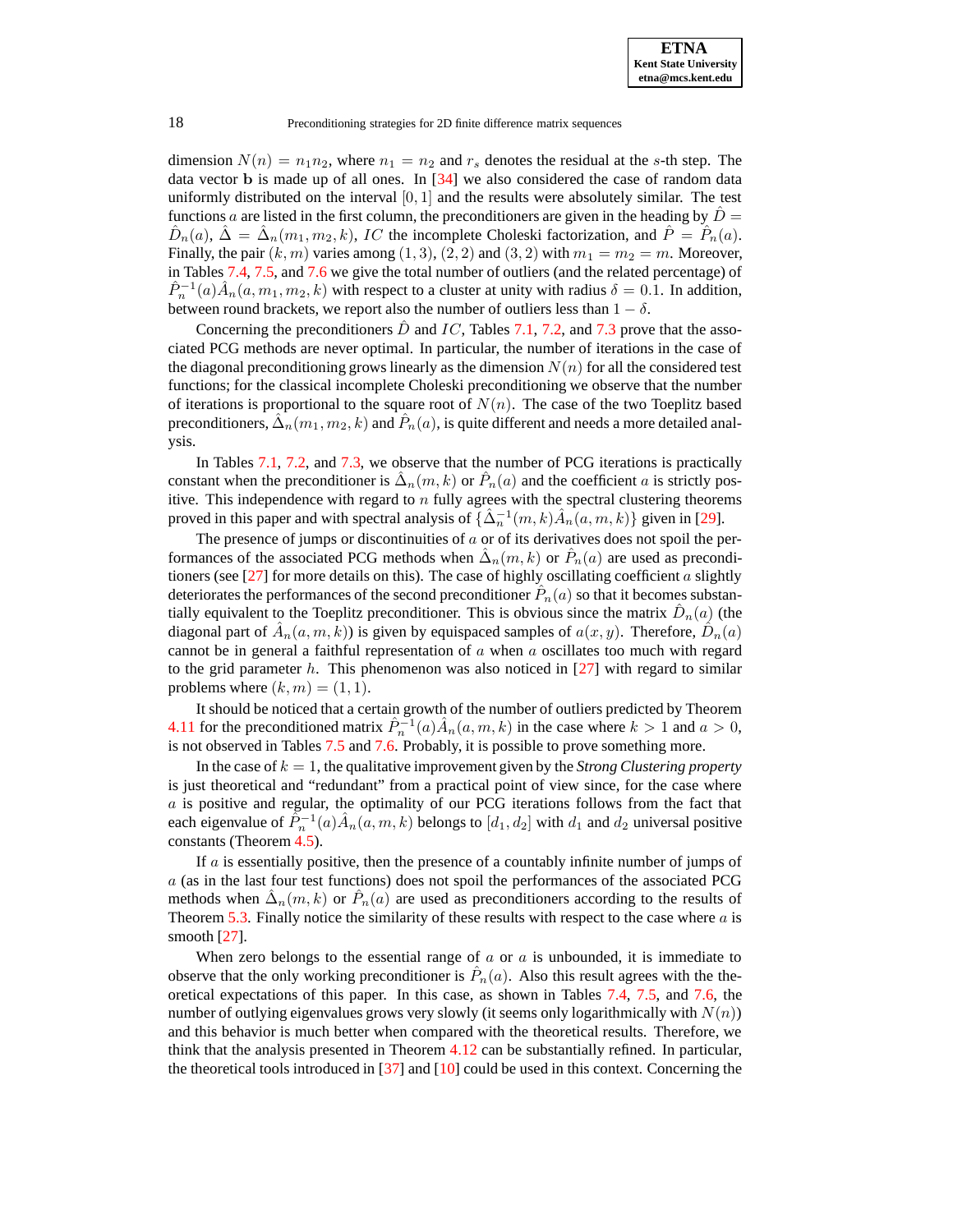dimension $N(n) = n_1 n_2$, where $n_1 = n_2$ and $r_s$ denotes the residual at the $s$-th step. The data vector $\mathbf{b}$ is made up of all ones. In [34] we also considered the case of random data uniformly distributed on the interval $[0, 1]$ and the results were absolutely similar. The test functions $a$ are listed in the first column, the preconditioners are given in the heading by $\hat{D} = \hat{D}_n(a)$, $\hat{\Delta} = \hat{\Delta}_n(m_1, m_2, k)$, $IC$ the incomplete Choleski factorization, and $\hat{P} = \hat{P}_n(a)$. Finally, the pair $(k, m)$ varies among $(1, 3)$, $(2, 2)$ and $(3, 2)$ with $m_1 = m_2 = m$. Moreover, in Tables 7.4, 7.5, and 7.6 we give the total number of outliers (and the related percentage) of $\hat{P}_n^{-1}(a)\hat{A}_n(a, m_1, m_2, k)$ with respect to a cluster at unity with radius $\delta = 0.1$. In addition, between round brackets, we report also the number of outliers less than $1 - \delta$.

Concerning the preconditioners $\hat{D}$ and $IC$, Tables 7.1, 7.2, and 7.3 prove that the associated PCG methods are never optimal. In particular, the number of iterations in the case of the diagonal preconditioning grows linearly as the dimension $N(n)$ for all the considered test functions; for the classical incomplete Choleski preconditioning we observe that the number of iterations is proportional to the square root of $N(n)$. The case of the two Toeplitz based preconditioners, $\hat{\Delta}_n(m_1, m_2, k)$ and $\hat{P}_n(a)$, is quite different and needs a more detailed analysis.

In Tables 7.1, 7.2, and 7.3, we observe that the number of PCG iterations is practically constant when the preconditioner is $\hat{\Delta}_n(m, k)$ or $\hat{P}_n(a)$ and the coefficient $a$ is strictly positive. This independence with regard to $n$ fully agrees with the spectral clustering theorems proved in this paper and with spectral analysis of $\{\hat{\Delta}_n^{-1}(m, k)\hat{A}_n(a, m, k)\}$ given in [29].

The presence of jumps or discontinuities of $a$ or of its derivatives does not spoil the performances of the associated PCG methods when $\hat{\Delta}_n(m, k)$ or $\hat{P}_n(a)$ are used as preconditioners (see [27] for more details on this). The case of highly oscillating coefficient $a$ slightly deteriorates the performances of the second preconditioner $\hat{P}_n(a)$ so that it becomes substantially equivalent to the Toeplitz preconditioner. This is obvious since the matrix $\hat{D}_n(a)$ (the diagonal part of $\hat{A}_n(a, m, k)$) is given by equispaced samples of $a(x, y)$. Therefore, $\hat{D}_n(a)$ cannot be in general a faithful representation of $a$ when $a$ oscillates too much with regard to the grid parameter $h$. This phenomenon was also noticed in [27] with regard to similar problems where $(k, m) = (1, 1)$.

It should be noticed that a certain growth of the number of outliers predicted by Theorem 4.11 for the preconditioned matrix $\hat{P}_n^{-1}(a)\hat{A}_n(a, m, k)$ in the case where $k > 1$ and $a > 0$, is not observed in Tables 7.5 and 7.6. Probably, it is possible to prove something more.

In the case of $k = 1$, the qualitative improvement given by the *Strong Clustering property* is just theoretical and "redundant" from a practical point of view since, for the case where $a$ is positive and regular, the optimality of our PCG iterations follows from the fact that each eigenvalue of $\hat{P}_n^{-1}(a)\hat{A}_n(a, m, k)$ belongs to $[d_1, d_2]$ with $d_1$ and $d_2$ universal positive constants (Theorem 4.5).

If $a$ is essentially positive, then the presence of a countably infinite number of jumps of $a$ (as in the last four test functions) does not spoil the performances of the associated PCG methods when $\hat{\Delta}_n(m, k)$ or $\hat{P}_n(a)$ are used as preconditioners according to the results of Theorem 5.3. Finally notice the similarity of these results with respect to the case where $a$ is smooth [27].

When zero belongs to the essential range of $a$ or $a$ is unbounded, it is immediate to observe that the only working preconditioner is $\hat{P}_n(a)$. Also this result agrees with the theoretical expectations of this paper. In this case, as shown in Tables 7.4, 7.5, and 7.6, the number of outlying eigenvalues grows very slowly (it seems only logarithmically with $N(n)$) and this behavior is much better when compared with the theoretical results. Therefore, we think that the analysis presented in Theorem 4.12 can be substantially refined. In particular, the theoretical tools introduced in [37] and [10] could be used in this context. Concerning the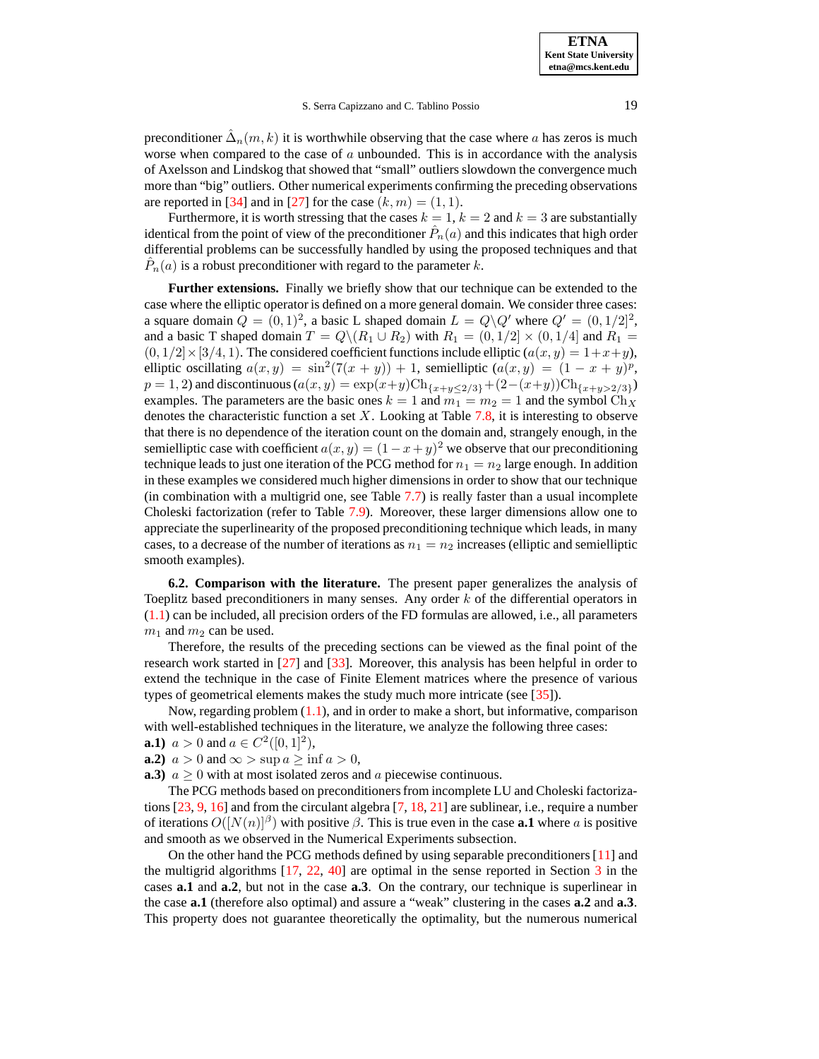preconditioner $\hat{\Delta}_n(m,k)$ it is worthwhile observing that the case where $a$ has zeros is much worse when compared to the case of $a$ unbounded. This is in accordance with the analysis of Axelsson and Lindskog that showed that "small" outliers slowdown the convergence much more than "big" outliers. Other numerical experiments confirming the preceding observations are reported in [34] and in [27] for the case $(k,m) = (1,1)$.

Furthermore, it is worth stressing that the cases $k = 1$, $k = 2$ and $k = 3$ are substantially identical from the point of view of the preconditioner $\hat{P}_n(a)$ and this indicates that high order differential problems can be successfully handled by using the proposed techniques and that $\hat{P}_n(a)$ is a robust preconditioner with regard to the parameter $k$.

**Further extensions.** Finally we briefly show that our technique can be extended to the case where the elliptic operator is defined on a more general domain. We consider three cases: a square domain $Q = (0,1)^2$, a basic L shaped domain $L = Q \backslash Q'$ where $Q' = (0,1/2]^2$, and a basic T shaped domain $T = Q \backslash (R_1 \cup R_2)$ with $R_1 = (0,1/2] \times (0,1/4]$ and $R_1 = (0,1/2] \times [3/4,1)$. The considered coefficient functions include elliptic ($a(x,y) = 1+x+y$), elliptic oscillating $a(x,y) = \sin^2(7(x+y)) + 1$, semielliptic ($a(x,y) = (1-x+y)^p$, $p = 1,2$) and discontinuous ($a(x,y) = \exp(x+y)\mathrm{Ch}_{\{x+y \le 2/3\}} + (2-(x+y))\mathrm{Ch}_{\{x+y>2/3\}}$) examples. The parameters are the basic ones $k = 1$ and $m_1 = m_2 = 1$ and the symbol $\mathrm{Ch}_X$ denotes the characteristic function a set $X$. Looking at Table 7.8, it is interesting to observe that there is no dependence of the iteration count on the domain and, strangely enough, in the semielliptic case with coefficient $a(x,y) = (1-x+y)^2$ we observe that our preconditioning technique leads to just one iteration of the PCG method for $n_1 = n_2$ large enough. In addition in these examples we considered much higher dimensions in order to show that our technique (in combination with a multigrid one, see Table 7.7) is really faster than a usual incomplete Choleski factorization (refer to Table 7.9). Moreover, these larger dimensions allow one to appreciate the superlinearity of the proposed preconditioning technique which leads, in many cases, to a decrease of the number of iterations as $n_1 = n_2$ increases (elliptic and semielliptic smooth examples).

**6.2. Comparison with the literature.** The present paper generalizes the analysis of Toeplitz based preconditioners in many senses. Any order $k$ of the differential operators in (1.1) can be included, all precision orders of the FD formulas are allowed, i.e., all parameters $m_1$ and $m_2$ can be used.

Therefore, the results of the preceding sections can be viewed as the final point of the research work started in [27] and [33]. Moreover, this analysis has been helpful in order to extend the technique in the case of Finite Element matrices where the presence of various types of geometrical elements makes the study much more intricate (see [35]).

Now, regarding problem (1.1), and in order to make a short, but informative, comparison with well-established techniques in the literature, we analyze the following three cases:

**a.1)** $a > 0$ and $a \in C^2([0,1]^2)$,

**a.2)** $a > 0$ and $\infty > \sup a \ge \inf a > 0$,

**a.3)** $a \ge 0$ with at most isolated zeros and $a$ piecewise continuous.

The PCG methods based on preconditioners from incomplete LU and Choleski factorizations [23, 9, 16] and from the circulant algebra [7, 18, 21] are sublinear, i.e., require a number of iterations $O([N(n)]^\beta)$ with positive $\beta$. This is true even in the case **a.1** where $a$ is positive and smooth as we observed in the Numerical Experiments subsection.

On the other hand the PCG methods defined by using separable preconditioners [11] and the multigrid algorithms [17, 22, 40] are optimal in the sense reported in Section 3 in the cases **a.1** and **a.2**, but not in the case **a.3**. On the contrary, our technique is superlinear in the case **a.1** (therefore also optimal) and assure a "weak" clustering in the cases **a.2** and **a.3**. This property does not guarantee theoretically the optimality, but the numerous numerical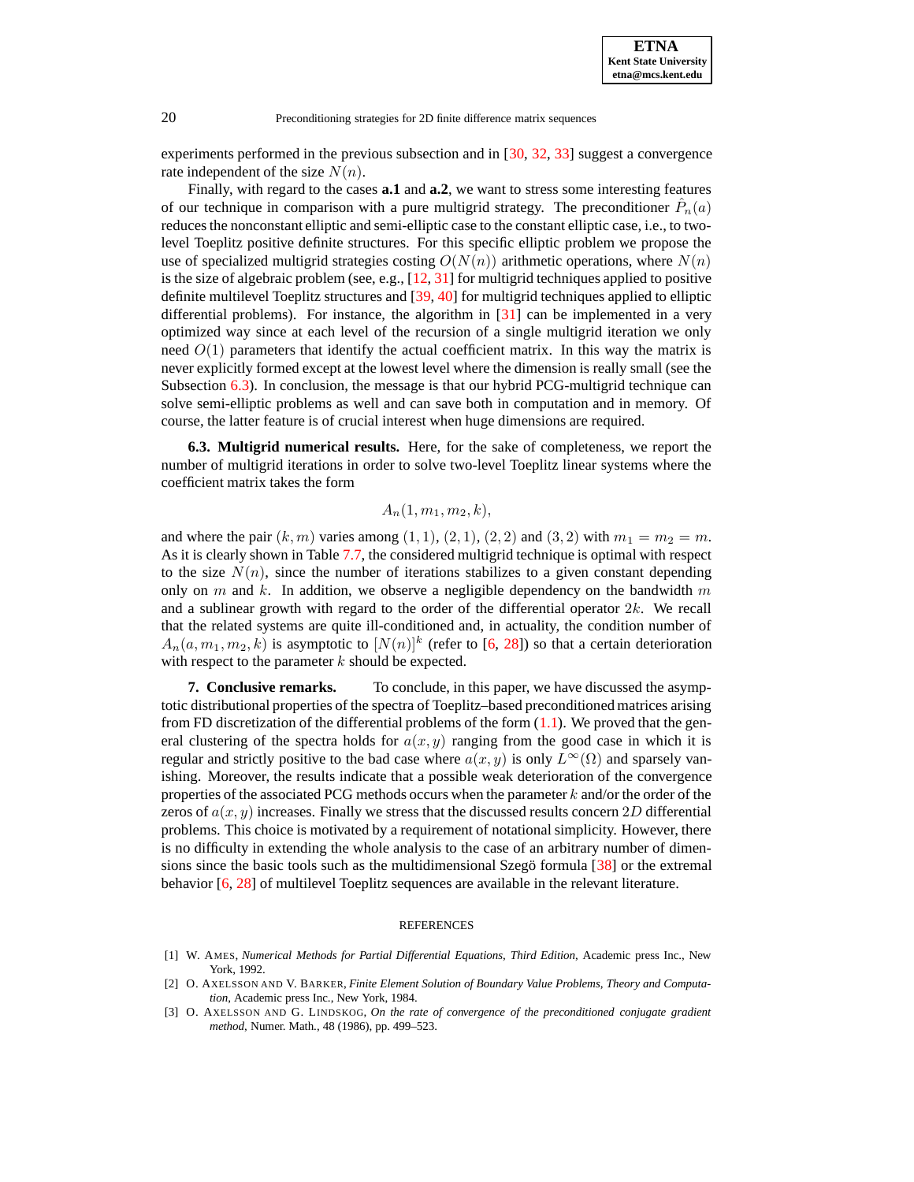experiments performed in the previous subsection and in [30, 32, 33] suggest a convergence rate independent of the size $N(n)$.

Finally, with regard to the cases **a.1** and **a.2**, we want to stress some interesting features of our technique in comparison with a pure multigrid strategy. The preconditioner $\hat{P}_n(a)$ reduces the nonconstant elliptic and semi-elliptic case to the constant elliptic case, i.e., to two-level Toeplitz positive definite structures. For this specific elliptic problem we propose the use of specialized multigrid strategies costing $O(N(n))$ arithmetic operations, where $N(n)$ is the size of algebraic problem (see, e.g., [12, 31] for multigrid techniques applied to positive definite multilevel Toeplitz structures and [39, 40] for multigrid techniques applied to elliptic differential problems). For instance, the algorithm in [31] can be implemented in a very optimized way since at each level of the recursion of a single multigrid iteration we only need $O(1)$ parameters that identify the actual coefficient matrix. In this way the matrix is never explicitly formed except at the lowest level where the dimension is really small (see the Subsection 6.3). In conclusion, the message is that our hybrid PCG-multigrid technique can solve semi-elliptic problems as well and can save both in computation and in memory. Of course, the latter feature is of crucial interest when huge dimensions are required.

**6.3. Multigrid numerical results.** Here, for the sake of completeness, we report the number of multigrid iterations in order to solve two-level Toeplitz linear systems where the coefficient matrix takes the form

$$A_n(1, m_1, m_2, k),$$

and where the pair $(k, m)$ varies among $(1, 1)$, $(2, 1)$, $(2, 2)$ and $(3, 2)$ with $m_1 = m_2 = m$. As it is clearly shown in Table 7.7, the considered multigrid technique is optimal with respect to the size $N(n)$, since the number of iterations stabilizes to a given constant depending only on $m$ and $k$. In addition, we observe a negligible dependency on the bandwidth $m$ and a sublinear growth with regard to the order of the differential operator $2k$. We recall that the related systems are quite ill-conditioned and, in actuality, the condition number of $A_n(a, m_1, m_2, k)$ is asymptotic to $[N(n)]^k$ (refer to [6, 28]) so that a certain deterioration with respect to the parameter $k$ should be expected.

**7. Conclusive remarks.** To conclude, in this paper, we have discussed the asymptotic distributional properties of the spectra of Toeplitz–based preconditioned matrices arising from FD discretization of the differential problems of the form (1.1). We proved that the general clustering of the spectra holds for $a(x, y)$ ranging from the good case in which it is regular and strictly positive to the bad case where $a(x, y)$ is only $L^\infty(\Omega)$ and sparsely vanishing. Moreover, the results indicate that a possible weak deterioration of the convergence properties of the associated PCG methods occurs when the parameter $k$ and/or the order of the zeros of $a(x, y)$ increases. Finally we stress that the discussed results concern $2D$ differential problems. This choice is motivated by a requirement of notational simplicity. However, there is no difficulty in extending the whole analysis to the case of an arbitrary number of dimensions since the basic tools such as the multidimensional Szegö formula [38] or the extremal behavior [6, 28] of multilevel Toeplitz sequences are available in the relevant literature.

REFERENCES

[1] W. Ames, *Numerical Methods for Partial Differential Equations, Third Edition*, Academic press Inc., New York, 1992.

[2] O. Axelsson and V. Barker, *Finite Element Solution of Boundary Value Problems, Theory and Computation*, Academic press Inc., New York, 1984.

[3] O. Axelsson and G. Lindskog, *On the rate of convergence of the preconditioned conjugate gradient method*, Numer. Math., 48 (1986), pp. 499–523.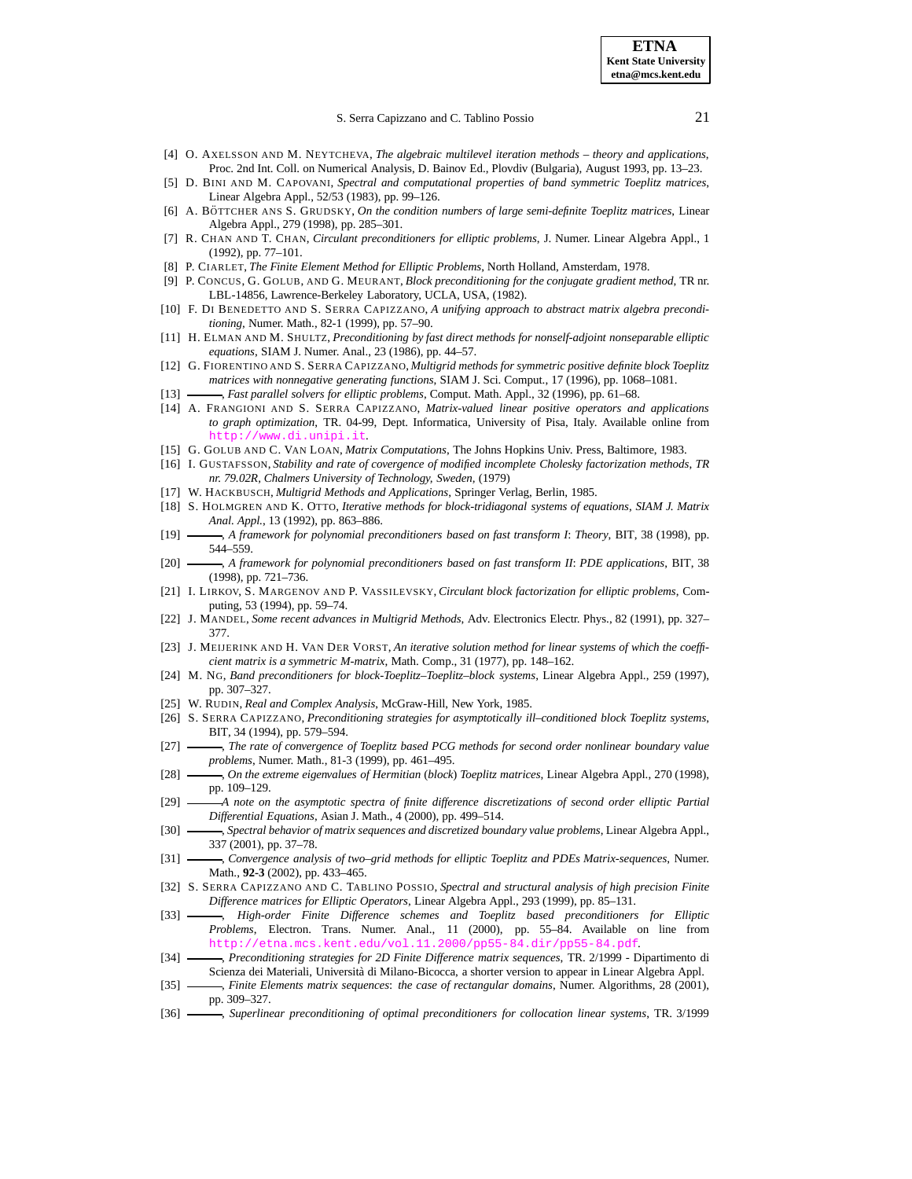[4] O. Axelsson and M. Neytcheva, *The algebraic multilevel iteration methods – theory and applications*, Proc. 2nd Int. Coll. on Numerical Analysis, D. Bainov Ed., Plovdiv (Bulgaria), August 1993, pp. 13–23.

[5] D. Bini and M. Capovani, *Spectral and computational properties of band symmetric Toeplitz matrices*, Linear Algebra Appl., 52/53 (1983), pp. 99–126.

[6] A. Böttcher ans S. Grudsky, *On the condition numbers of large semi-definite Toeplitz matrices*, Linear Algebra Appl., 279 (1998), pp. 285–301.

[7] R. Chan and T. Chan, *Circulant preconditioners for elliptic problems*, J. Numer. Linear Algebra Appl., 1 (1992), pp. 77–101.

[8] P. Ciarlet, *The Finite Element Method for Elliptic Problems*, North Holland, Amsterdam, 1978.

[9] P. Concus, G. Golub, and G. Meurant, *Block preconditioning for the conjugate gradient method*, TR nr. LBL-14856, Lawrence-Berkeley Laboratory, UCLA, USA, (1982).

[10] F. Di Benedetto and S. Serra Capizzano, *A unifying approach to abstract matrix algebra preconditioning*, Numer. Math., 82-1 (1999), pp. 57–90.

[11] H. Elman and M. Shultz, *Preconditioning by fast direct methods for nonself-adjoint nonseparable elliptic equations*, SIAM J. Numer. Anal., 23 (1986), pp. 44–57.

[12] G. Fiorentino and S. Serra Capizzano, *Multigrid methods for symmetric positive definite block Toeplitz matrices with nonnegative generating functions*, SIAM J. Sci. Comput., 17 (1996), pp. 1068–1081.

[13] ———, *Fast parallel solvers for elliptic problems*, Comput. Math. Appl., 32 (1996), pp. 61–68.

[14] A. Frangioni and S. Serra Capizzano, *Matrix-valued linear positive operators and applications to graph optimization*, TR. 04-99, Dept. Informatica, University of Pisa, Italy. Available online from http://www.di.unipi.it.

[15] G. Golub and C. Van Loan, *Matrix Computations*, The Johns Hopkins Univ. Press, Baltimore, 1983.

[16] I. Gustafsson, *Stability and rate of covergence of modified incomplete Cholesky factorization methods*, *TR nr. 79.02R, Chalmers University of Technology, Sweden*, (1979)

[17] W. Hackbusch, *Multigrid Methods and Applications*, Springer Verlag, Berlin, 1985.

[18] S. Holmgren and K. Otto, *Iterative methods for block-tridiagonal systems of equations*, *SIAM J. Matrix Anal. Appl.*, 13 (1992), pp. 863–886.

[19] ———, *A framework for polynomial preconditioners based on fast transform I*: *Theory*, BIT, 38 (1998), pp. 544–559.

[20] ———, *A framework for polynomial preconditioners based on fast transform II*: *PDE applications*, BIT, 38 (1998), pp. 721–736.

[21] I. Lirkov, S. Margenov and P. Vassilevsky, *Circulant block factorization for elliptic problems*, Computing, 53 (1994), pp. 59–74.

[22] J. Mandel, *Some recent advances in Multigrid Methods*, Adv. Electronics Electr. Phys., 82 (1991), pp. 327–377.

[23] J. Meijerink and H. Van Der Vorst, *An iterative solution method for linear systems of which the coefficient matrix is a symmetric M-matrix*, Math. Comp., 31 (1977), pp. 148–162.

[24] M. Ng, *Band preconditioners for block-Toeplitz–Toeplitz–block systems*, Linear Algebra Appl., 259 (1997), pp. 307–327.

[25] W. Rudin, *Real and Complex Analysis*, McGraw-Hill, New York, 1985.

[26] S. Serra Capizzano, *Preconditioning strategies for asymptotically ill–conditioned block Toeplitz systems*, BIT, 34 (1994), pp. 579–594.

[27] ———, *The rate of convergence of Toeplitz based PCG methods for second order nonlinear boundary value problems*, Numer. Math., 81-3 (1999), pp. 461–495.

[28] ———, *On the extreme eigenvalues of Hermitian* (*block*) *Toeplitz matrices*, Linear Algebra Appl., 270 (1998), pp. 109–129.

[29] ———*A note on the asymptotic spectra of finite difference discretizations of second order elliptic Partial Differential Equations*, Asian J. Math., 4 (2000), pp. 499–514.

[30] ———, *Spectral behavior of matrix sequences and discretized boundary value problems*, Linear Algebra Appl., 337 (2001), pp. 37–78.

[31] ———, *Convergence analysis of two–grid methods for elliptic Toeplitz and PDEs Matrix-sequences*, Numer. Math., **92-3** (2002), pp. 433–465.

[32] S. Serra Capizzano and C. Tablino Possio, *Spectral and structural analysis of high precision Finite Difference matrices for Elliptic Operators*, Linear Algebra Appl., 293 (1999), pp. 85–131.

[33] ———, *High-order Finite Difference schemes and Toeplitz based preconditioners for Elliptic Problems*, Electron. Trans. Numer. Anal., 11 (2000), pp. 55–84. Available on line from http://etna.mcs.kent.edu/vol.11.2000/pp55-84.dir/pp55-84.pdf.

[34] ———, *Preconditioning strategies for 2D Finite Difference matrix sequences*, TR. 2/1999 - Dipartimento di Scienza dei Materiali, Università di Milano-Bicocca, a shorter version to appear in Linear Algebra Appl.

[35] ———, *Finite Elements matrix sequences*: *the case of rectangular domains*, Numer. Algorithms, 28 (2001), pp. 309–327.

[36] ———, *Superlinear preconditioning of optimal preconditioners for collocation linear systems*, TR. 3/1999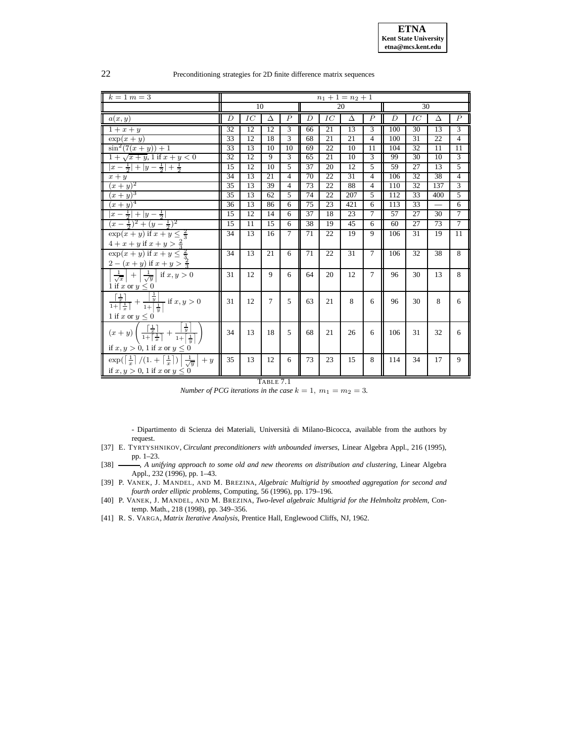| $k=1$ $m=3$ | $n_1+1=n_2+1$ | | | | | | | | | | | |
|---|---|---|---|---|---|---|---|---|---|---|---|---|
| | 10 | | | | 20 | | | | 30 | | | |
| $a(x,y)$ | $D$ | $IC$ | $\Delta$ | $P$ | $D$ | $IC$ | $\Delta$ | $P$ | $D$ | $IC$ | $\Delta$ | $P$ |
| $1+x+y$ | 32 | 12 | 12 | 3 | 66 | 21 | 13 | 3 | 100 | 30 | 13 | 3 |
| $\exp(x+y)$ | 33 | 12 | 18 | 3 | 68 | 21 | 21 | 4 | 100 | 31 | 22 | 4 |
| $\sin^2(7(x+y))+1$ | 33 | 13 | 10 | 10 | 69 | 22 | 10 | 11 | 104 | 32 | 11 | 11 |
| $1+\sqrt{x+y}$, 1 if $x+y<0$ | 32 | 12 | 9 | 3 | 65 | 21 | 10 | 3 | 99 | 30 | 10 | 3 |
| $\lvert x-\frac{1}{2}\rvert+\lvert y-\frac{1}{2}\rvert+\frac{1}{2}$ | 15 | 12 | 10 | 5 | 37 | 20 | 12 | 5 | 59 | 27 | 13 | 5 |
| $x+y$ | 34 | 13 | 21 | 4 | 70 | 22 | 31 | 4 | 106 | 32 | 38 | 4 |
| $(x+y)^2$ | 35 | 13 | 39 | 4 | 73 | 22 | 88 | 4 | 110 | 32 | 137 | 3 |
| $(x+y)^3$ | 35 | 13 | 62 | 5 | 74 | 22 | 207 | 5 | 112 | 33 | 400 | 5 |
| $(x+y)^4$ | 36 | 13 | 86 | 6 | 75 | 23 | 421 | 6 | 113 | 33 | — | 6 |
| $\lvert x-\frac{1}{2}\rvert+\lvert y-\frac{1}{2}\rvert$ | 15 | 12 | 14 | 6 | 37 | 18 | 23 | 7 | 57 | 27 | 30 | 7 |
| $(x-\frac{1}{2})^2+(y-\frac{1}{2})^2$ | 15 | 11 | 15 | 6 | 38 | 19 | 45 | 6 | 60 | 27 | 73 | 7 |
| $\exp(x+y)$ if $x+y\le\frac{2}{3}$ <br> $4+x+y$ if $x+y>\frac{2}{3}$ | 34 | 13 | 16 | 7 | 71 | 22 | 19 | 9 | 106 | 31 | 19 | 11 |
| $\exp(x+y)$ if $x+y\le\frac{2}{3}$ <br> $2-(x+y)$ if $x+y>\frac{2}{3}$ | 34 | 13 | 21 | 6 | 71 | 22 | 31 | 7 | 106 | 32 | 38 | 8 |
| $\left\lvert\frac{1}{\sqrt{x}}\right\rvert+\left\lvert\frac{1}{\sqrt{y}}\right\rvert$ if $x,y>0$ <br> 1 if $x$ or $y\le 0$ | 31 | 12 | 9 | 6 | 64 | 20 | 12 | 7 | 96 | 30 | 13 | 8 |
| $\frac{\lceil\frac{1}{x}\rceil}{1+\lceil\frac{1}{x}\rceil}+\frac{\lceil\frac{1}{y}\rceil}{1+\lceil\frac{1}{y}\rceil}$ if $x,y>0$ <br> 1 if $x$ or $y\le 0$ | 31 | 12 | 7 | 5 | 63 | 21 | 8 | 6 | 96 | 30 | 8 | 6 |
| $(x+y)\left(\frac{\lceil\frac{1}{x}\rceil}{1+\lceil\frac{1}{x}\rceil}+\frac{\lceil\frac{1}{y}\rceil}{1+\lceil\frac{1}{y}\rceil}\right)$ <br> if $x,y>0$, 1 if $x$ or $y\le 0$ | 34 | 13 | 18 | 5 | 68 | 21 | 26 | 6 | 106 | 31 | 32 | 6 |
| $\exp(\lceil\frac{1}{x}\rceil/(1.+\lceil\frac{1}{x}\rceil)\left\lvert\frac{1}{\sqrt{y}}\right\rvert+y$ <br> if $x,y>0$, 1 if $x$ or $y\le 0$ | 35 | 13 | 12 | 6 | 73 | 23 | 15 | 8 | 114 | 34 | 17 | 9 |

TABLE 7.1
*Number of PCG iterations in the case $k=1,\ m_1=m_2=3$.*

- Dipartimento di Scienza dei Materiali, Università di Milano-Bicocca, available from the authors by request.

[37] E. TYRTYSHNIKOV, *Circulant preconditioners with unbounded inverses*, Linear Algebra Appl., 216 (1995), pp. 1–23.

[38] ———, *A unifying approach to some old and new theorems on distribution and clustering*, Linear Algebra Appl., 232 (1996), pp. 1–43.

[39] P. VANEK, J. MANDEL, AND M. BREZINA, *Algebraic Multigrid by smoothed aggregation for second and fourth order elliptic problems*, Computing, 56 (1996), pp. 179–196.

[40] P. VANEK, J. MANDEL, AND M. BREZINA, *Two-level algebraic Multigrid for the Helmholtz problem*, Contemp. Math., 218 (1998), pp. 349–356.

[41] R. S. VARGA, *Matrix Iterative Analysis*, Prentice Hall, Englewood Cliffs, NJ, 1962.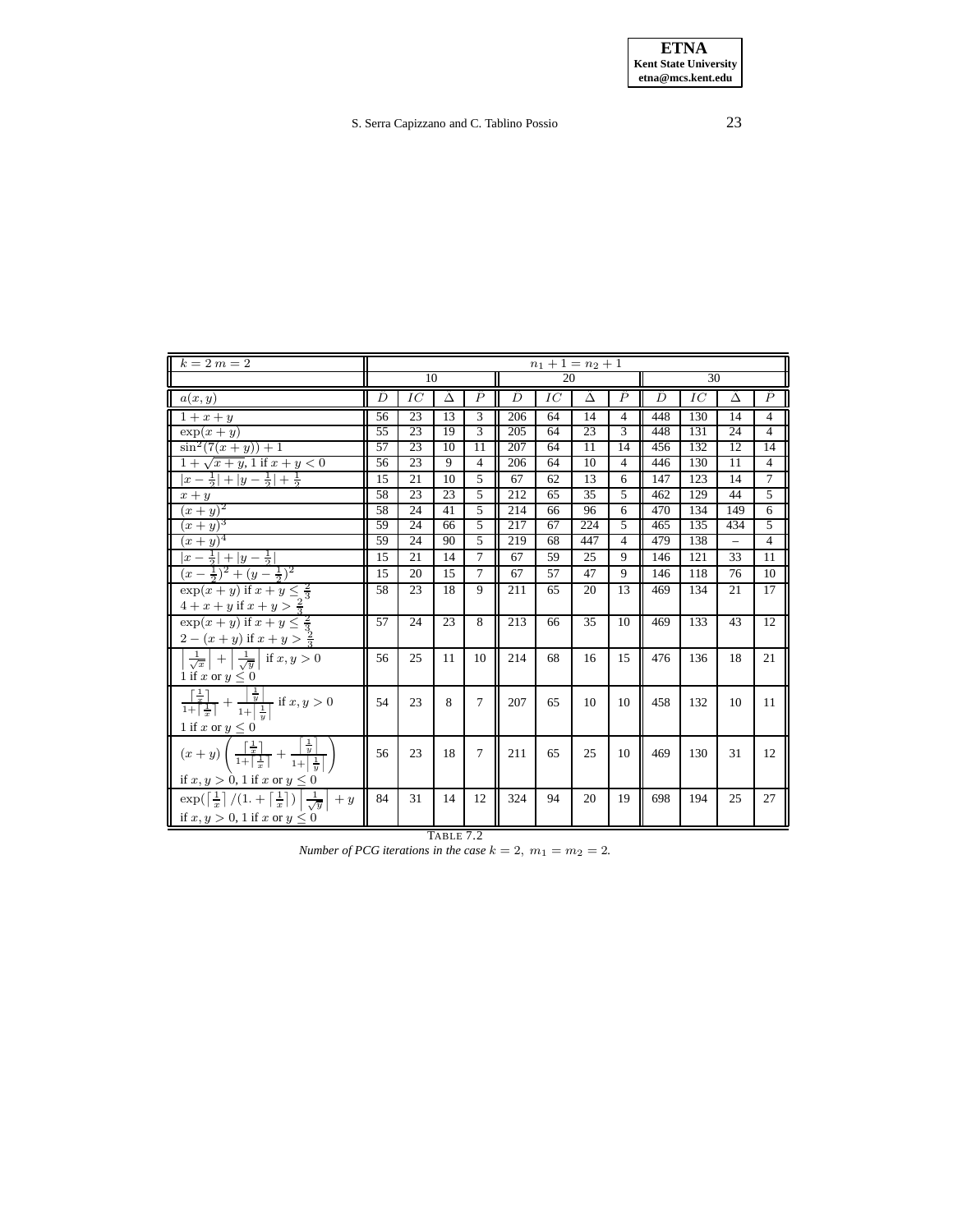| $k = 2\ m = 2$ | $n_1 + 1 = n_2 + 1$ | | | | | | | | | | | |
|---|---|---|---|---|---|---|---|---|---|---|---|---|
| | 10 | | | | 20 | | | | 30 | | | |
| $a(x,y)$ | $D$ | $IC$ | $\Delta$ | $P$ | $D$ | $IC$ | $\Delta$ | $P$ | $D$ | $IC$ | $\Delta$ | $P$ |
| $1 + x + y$ | 56 | 23 | 13 | 3 | 206 | 64 | 14 | 4 | 448 | 130 | 14 | 4 |
| $\exp(x + y)$ | 55 | 23 | 19 | 3 | 205 | 64 | 23 | 3 | 448 | 131 | 24 | 4 |
| $\sin^2(7(x + y)) + 1$ | 57 | 23 | 10 | 11 | 207 | 64 | 11 | 14 | 456 | 132 | 12 | 14 |
| $1 + \sqrt{x + y}$, 1 if $x + y < 0$ | 56 | 23 | 9 | 4 | 206 | 64 | 10 | 4 | 446 | 130 | 11 | 4 |
| $\lvert x - \frac{1}{2}\rvert + \lvert y - \frac{1}{2}\rvert + \frac{1}{2}$ | 15 | 21 | 10 | 5 | 67 | 62 | 13 | 6 | 147 | 123 | 14 | 7 |
| $x + y$ | 58 | 23 | 23 | 5 | 212 | 65 | 35 | 5 | 462 | 129 | 44 | 5 |
| $(x + y)^2$ | 58 | 24 | 41 | 5 | 214 | 66 | 96 | 6 | 470 | 134 | 149 | 6 |
| $(x + y)^3$ | 59 | 24 | 66 | 5 | 217 | 67 | 224 | 5 | 465 | 135 | 434 | 5 |
| $(x + y)^4$ | 59 | 24 | 90 | 5 | 219 | 68 | 447 | 4 | 479 | 138 | – | 4 |
| $\lvert x - \frac{1}{2}\rvert + \lvert y - \frac{1}{2}\rvert$ | 15 | 21 | 14 | 7 | 67 | 59 | 25 | 9 | 146 | 121 | 33 | 11 |
| $(x - \frac{1}{2})^2 + (y - \frac{1}{2})^2$ | 15 | 20 | 15 | 7 | 67 | 57 | 47 | 9 | 146 | 118 | 76 | 10 |
| $\exp(x + y)$ if $x + y \le \frac{2}{3}$ <br> $4 + x + y$ if $x + y > \frac{2}{3}$ | 58 | 23 | 18 | 9 | 211 | 65 | 20 | 13 | 469 | 134 | 21 | 17 |
| $\exp(x + y)$ if $x + y \le \frac{2}{3}$ <br> $2 - (x + y)$ if $x + y > \frac{2}{3}$ | 57 | 24 | 23 | 8 | 213 | 66 | 35 | 10 | 469 | 133 | 43 | 12 |
| $\left\lceil \frac{1}{\sqrt{x}} \right\rceil + \left\lceil \frac{1}{\sqrt{y}} \right\rceil$ if $x, y > 0$ <br> 1 if $x$ or $y \le 0$ | 56 | 25 | 11 | 10 | 214 | 68 | 16 | 15 | 476 | 136 | 18 | 21 |
| $\frac{\lceil \frac{1}{x} \rceil}{1 + \lceil \frac{1}{x} \rceil} + \frac{\lceil \frac{1}{y} \rceil}{1 + \lceil \frac{1}{y} \rceil}$ if $x, y > 0$ <br> 1 if $x$ or $y \le 0$ | 54 | 23 | 8 | 7 | 207 | 65 | 10 | 10 | 458 | 132 | 10 | 11 |
| $(x + y) \left( \frac{\lceil \frac{1}{x} \rceil}{1 + \lceil \frac{1}{x} \rceil} + \frac{\lceil \frac{1}{y} \rceil}{1 + \lceil \frac{1}{y} \rceil} \right)$ <br> if $x, y > 0$, 1 if $x$ or $y \le 0$ | 56 | 23 | 18 | 7 | 211 | 65 | 25 | 10 | 469 | 130 | 31 | 12 |
| $\exp(\lceil \frac{1}{x} \rceil / (1. + \lceil \frac{1}{x} \rceil)) \left\lceil \frac{1}{\sqrt{y}} \right\rceil + y$ <br> if $x, y > 0$, 1 if $x$ or $y \le 0$ | 84 | 31 | 14 | 12 | 324 | 94 | 20 | 19 | 698 | 194 | 25 | 27 |

TABLE 7.2
*Number of PCG iterations in the case $k = 2,\ m_1 = m_2 = 2$.*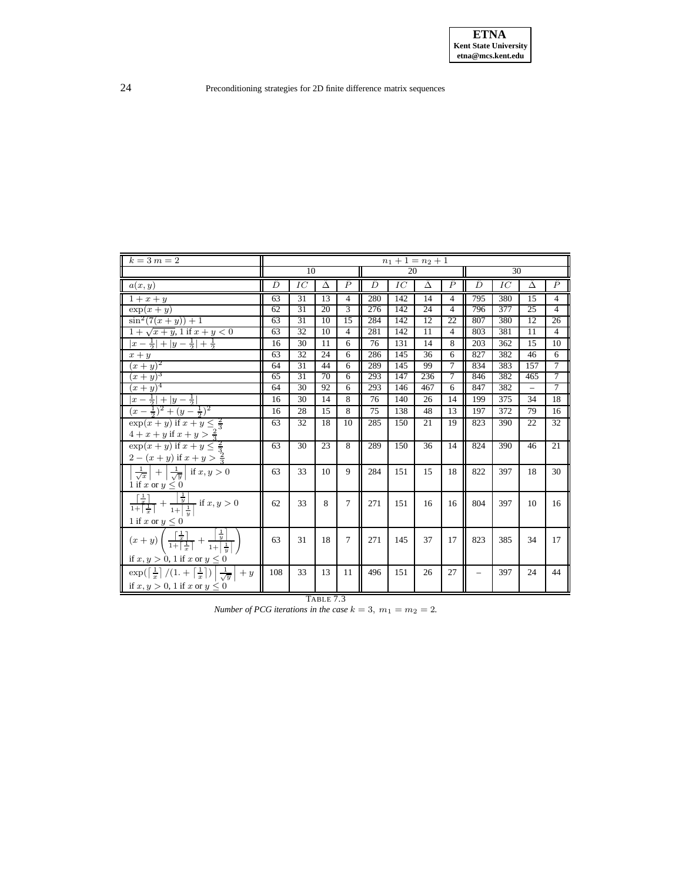| $k=3$ $m=2$ | $n_1+1=n_2+1$ | | | | | | | | | | | |
|---|---|---|---|---|---|---|---|---|---|---|---|---|
| | 10 | | | | 20 | | | | 30 | | | |
| $a(x,y)$ | $D$ | $IC$ | $\Delta$ | $P$ | $D$ | $IC$ | $\Delta$ | $P$ | $D$ | $IC$ | $\Delta$ | $P$ |
| $1+x+y$ | 63 | 31 | 13 | 4 | 280 | 142 | 14 | 4 | 795 | 380 | 15 | 4 |
| $\exp(x+y)$ | 62 | 31 | 20 | 3 | 276 | 142 | 24 | 4 | 796 | 377 | 25 | 4 |
| $\sin^2(7(x+y))+1$ | 63 | 31 | 10 | 15 | 284 | 142 | 12 | 22 | 807 | 380 | 12 | 26 |
| $1+\sqrt{x+y}$, 1 if $x+y<0$ | 63 | 32 | 10 | 4 | 281 | 142 | 11 | 4 | 803 | 381 | 11 | 4 |
| $\lvert x-\frac{1}{2}\rvert+\lvert y-\frac{1}{2}\rvert+\frac{1}{2}$ | 16 | 30 | 11 | 6 | 76 | 131 | 14 | 8 | 203 | 362 | 15 | 10 |
| $x+y$ | 63 | 32 | 24 | 6 | 286 | 145 | 36 | 6 | 827 | 382 | 46 | 6 |
| $(x+y)^2$ | 64 | 31 | 44 | 6 | 289 | 145 | 99 | 7 | 834 | 383 | 157 | 7 |
| $(x+y)^3$ | 65 | 31 | 70 | 6 | 293 | 147 | 236 | 7 | 846 | 382 | 465 | 7 |
| $(x+y)^4$ | 64 | 30 | 92 | 6 | 293 | 146 | 467 | 6 | 847 | 382 | – | 7 |
| $\lvert x-\frac{1}{2}\rvert+\lvert y-\frac{1}{2}\rvert$ | 16 | 30 | 14 | 8 | 76 | 140 | 26 | 14 | 199 | 375 | 34 | 18 |
| $(x-\frac{1}{2})^2+(y-\frac{1}{2})^2$ | 16 | 28 | 15 | 8 | 75 | 138 | 48 | 13 | 197 | 372 | 79 | 16 |
| $\exp(x+y)$ if $x+y\le\frac{2}{3}$<br>$4+x+y$ if $x+y>\frac{2}{3}$ | 63 | 32 | 18 | 10 | 285 | 150 | 21 | 19 | 823 | 390 | 22 | 32 |
| $\exp(x+y)$ if $x+y\le\frac{2}{3}$<br>$2-(x+y)$ if $x+y>\frac{2}{3}$ | 63 | 30 | 23 | 8 | 289 | 150 | 36 | 14 | 824 | 390 | 46 | 21 |
| $\left\lvert\frac{1}{\sqrt{x}}\right\rvert+\left\lvert\frac{1}{\sqrt{y}}\right\rvert$ if $x,y>0$<br>1 if $x$ or $y\le 0$ | 63 | 33 | 10 | 9 | 284 | 151 | 15 | 18 | 822 | 397 | 18 | 30 |
| $\frac{\lceil\frac{1}{x}\rceil}{1+\lceil\frac{1}{x}\rceil}+\frac{\lceil\frac{1}{y}\rceil}{1+\lceil\frac{1}{y}\rceil}$ if $x,y>0$<br>1 if $x$ or $y\le 0$ | 62 | 33 | 8 | 7 | 271 | 151 | 16 | 16 | 804 | 397 | 10 | 16 |
| $(x+y)\left(\frac{\lceil\frac{1}{x}\rceil}{1+\lceil\frac{1}{x}\rceil}+\frac{\lceil\frac{1}{y}\rceil}{1+\lceil\frac{1}{y}\rceil}\right)$<br>if $x,y>0$, 1 if $x$ or $y\le 0$ | 63 | 31 | 18 | 7 | 271 | 145 | 37 | 17 | 823 | 385 | 34 | 17 |
| $\exp(\lceil\frac{1}{x}\rceil/(1.+\lceil\frac{1}{x}\rceil))\left\lvert\frac{1}{\sqrt{y}}\right\rvert+y$<br>if $x,y>0$, 1 if $x$ or $y\le 0$ | 108 | 33 | 13 | 11 | 496 | 151 | 26 | 27 | – | 397 | 24 | 44 |

TABLE 7.3
*Number of PCG iterations in the case $k=3,\ m_1=m_2=2$.*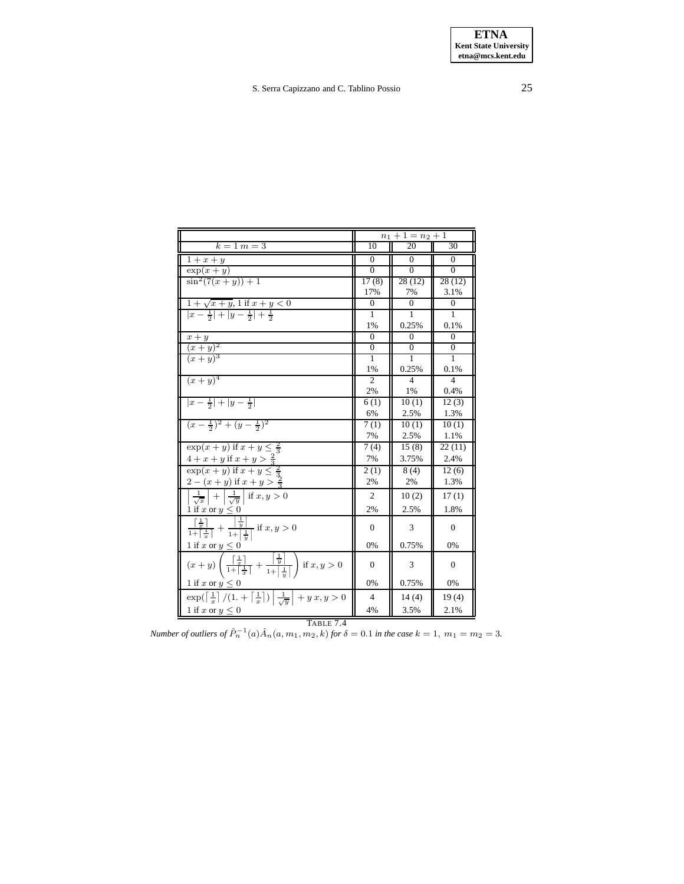|  | $n_1+1=n_2+1$ | | |
|---|---|---|---|
| $k=1\ m=3$ | 10 | 20 | 30 |
| $1+x+y$ | 0 | 0 | 0 |
| $\exp(x+y)$ | 0 | 0 | 0 |
| $\sin^2(7(x+y))+1$ | 17 (8) | 28 (12) | 28 (12) |
|  | 17% | 7% | 3.1% |
| $1+\sqrt{x+y}$, 1 if $x+y<0$ | 0 | 0 | 0 |
| $\lvert x-\frac{1}{2}\rvert+\lvert y-\frac{1}{2}\rvert+\frac{1}{2}$ | 1 | 1 | 1 |
|  | 1% | 0.25% | 0.1% |
| $x+y$ | 0 | 0 | 0 |
| $(x+y)^2$ | 0 | 0 | 0 |
| $(x+y)^3$ | 1 | 1 | 1 |
|  | 1% | 0.25% | 0.1% |
| $(x+y)^4$ | 2 | 4 | 4 |
|  | 2% | 1% | 0.4% |
| $\lvert x-\frac{1}{2}\rvert+\lvert y-\frac{1}{2}\rvert$ | 6 (1) | 10 (1) | 12 (3) |
|  | 6% | 2.5% | 1.3% |
| $(x-\frac{1}{2})^2+(y-\frac{1}{2})^2$ | 7 (1) | 10 (1) | 10 (1) |
|  | 7% | 2.5% | 1.1% |
| $\exp(x+y)$ if $x+y\le\frac{2}{3}$ | 7 (4) | 15 (8) | 22 (11) |
| $4+x+y$ if $x+y>\frac{2}{3}$ | 7% | 3.75% | 2.4% |
| $\exp(x+y)$ if $x+y\le\frac{2}{3}$ | 2 (1) | 8 (4) | 12 (6) |
| $2-(x+y)$ if $x+y>\frac{2}{3}$ | 2% | 2% | 1.3% |
| $\left\lvert\frac{1}{\sqrt{x}}\right\rvert+\left\lvert\frac{1}{\sqrt{y}}\right\rvert$ if $x,y>0$ | 2 | 10 (2) | 17 (1) |
| 1 if $x$ or $y\le 0$ | 2% | 2.5% | 1.8% |
| $\frac{\lceil\frac{1}{x}\rceil}{1+\lceil\frac{1}{x}\rceil}+\frac{\lceil\frac{1}{y}\rceil}{1+\lceil\frac{1}{y}\rceil}$ if $x,y>0$ | 0 | 3 | 0 |
| 1 if $x$ or $y\le 0$ | 0% | 0.75% | 0% |
| $(x+y)\left(\frac{\lceil\frac{1}{x}\rceil}{1+\lceil\frac{1}{x}\rceil}+\frac{\lceil\frac{1}{y}\rceil}{1+\lceil\frac{1}{y}\rceil}\right)$ if $x,y>0$ | 0 | 3 | 0 |
| 1 if $x$ or $y\le 0$ | 0% | 0.75% | 0% |
| $\exp(\lceil\frac{1}{x}\rceil/(1.+\lceil\frac{1}{x}\rceil)\left\lvert\frac{1}{\sqrt{y}}\right\rvert+y\ x,y>0$ | 4 | 14 (4) | 19 (4) |
| 1 if $x$ or $y\le 0$ | 4% | 3.5% | 2.1% |

TABLE 7.4

*Number of outliers of $\hat{P}_n^{-1}(a)\hat{A}_n(a,m_1,m_2,k)$ for $\delta=0.1$ in the case $k=1,\ m_1=m_2=3$.*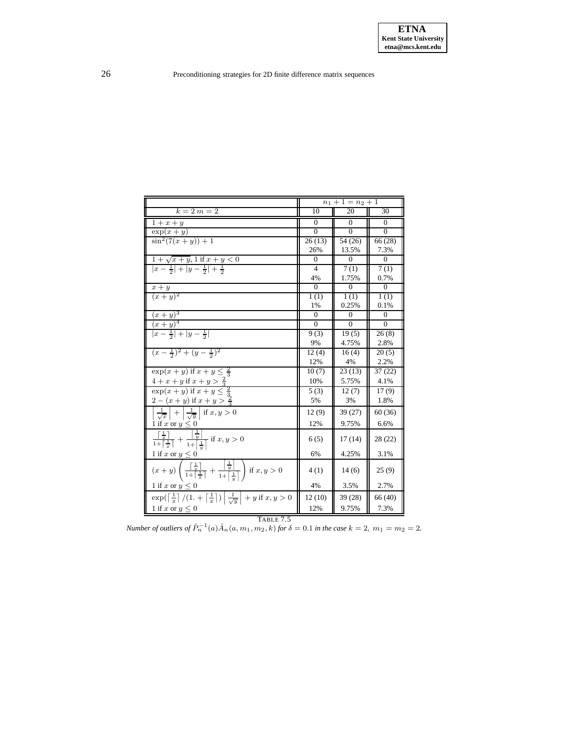| | $n_1+1=n_2+1$ | | |
|---|---|---|---|
| $k=2$ $m=2$ | 10 | 20 | 30 |
| $1+x+y$ | 0 | 0 | 0 |
| $\exp(x+y)$ | 0 | 0 | 0 |
| $\sin^2(7(x+y))+1$ | 26 (13)<br>26% | 54 (26)<br>13.5% | 66 (28)<br>7.3% |
| $1+\sqrt{x+y}$, 1 if $x+y<0$ | 0 | 0 | 0 |
| $\lvert x-\frac{1}{2}\rvert+\lvert y-\frac{1}{2}\rvert+\frac{1}{2}$ | 4<br>4% | 7 (1)<br>1.75% | 7 (1)<br>0.7% |
| $x+y$ | 0 | 0 | 0 |
| $(x+y)^2$ | 1 (1)<br>1% | 1 (1)<br>0.25% | 1 (1)<br>0.1% |
| $(x+y)^3$ | 0 | 0 | 0 |
| $(x+y)^4$ | 0 | 0 | 0 |
| $\lvert x-\frac{1}{2}\rvert+\lvert y-\frac{1}{2}\rvert$ | 9 (3)<br>9% | 19 (5)<br>4.75% | 26 (8)<br>2.8% |
| $(x-\frac{1}{2})^2+(y-\frac{1}{2})^2$ | 12 (4)<br>12% | 16 (4)<br>4% | 20 (5)<br>2.2% |
| $\exp(x+y)$ if $x+y\le\frac{2}{3}$<br>$4+x+y$ if $x+y>\frac{2}{3}$ | 10 (7)<br>10% | 23 (13)<br>5.75% | 37 (22)<br>4.1% |
| $\exp(x+y)$ if $x+y\le\frac{2}{3}$<br>$2-(x+y)$ if $x+y>\frac{2}{3}$ | 5 (3)<br>5% | 12 (7)<br>3% | 17 (9)<br>1.8% |
| $\left\lceil\frac{1}{\sqrt{x}}\right\rceil+\left\lceil\frac{1}{\sqrt{y}}\right\rceil$ if $x,y>0$<br>1 if $x$ or $y\le 0$ | 12 (9)<br>12% | 39 (27)<br>9.75% | 60 (36)<br>6.6% |
| $\frac{\lceil\frac{1}{x}\rceil}{1+\lceil\frac{1}{x}\rceil}+\frac{\lceil\frac{1}{y}\rceil}{1+\lceil\frac{1}{y}\rceil}$ if $x,y>0$<br>1 if $x$ or $y\le 0$ | 6 (5)<br>6% | 17 (14)<br>4.25% | 28 (22)<br>3.1% |
| $(x+y)\left(\frac{\lceil\frac{1}{x}\rceil}{1+\lceil\frac{1}{x}\rceil}+\frac{\lceil\frac{1}{y}\rceil}{1+\lceil\frac{1}{y}\rceil}\right)$ if $x,y>0$<br>1 if $x$ or $y\le 0$ | 4 (1)<br>4% | 14 (6)<br>3.5% | 25 (9)<br>2.7% |
| $\exp(\lceil\frac{1}{x}\rceil/(1.+\lceil\frac{1}{x}\rceil)\left\lceil\frac{1}{\sqrt{y}}\right\rceil+y$ if $x,y>0$<br>1 if $x$ or $y\le 0$ | 12 (10)<br>12% | 39 (28)<br>9.75% | 66 (40)<br>7.3% |

TABLE 7.5

*Number of outliers of $\hat{P}_n^{-1}(a)\hat{A}_n(a,m_1,m_2,k)$ for $\delta=0.1$ in the case $k=2,\ m_1=m_2=2$.*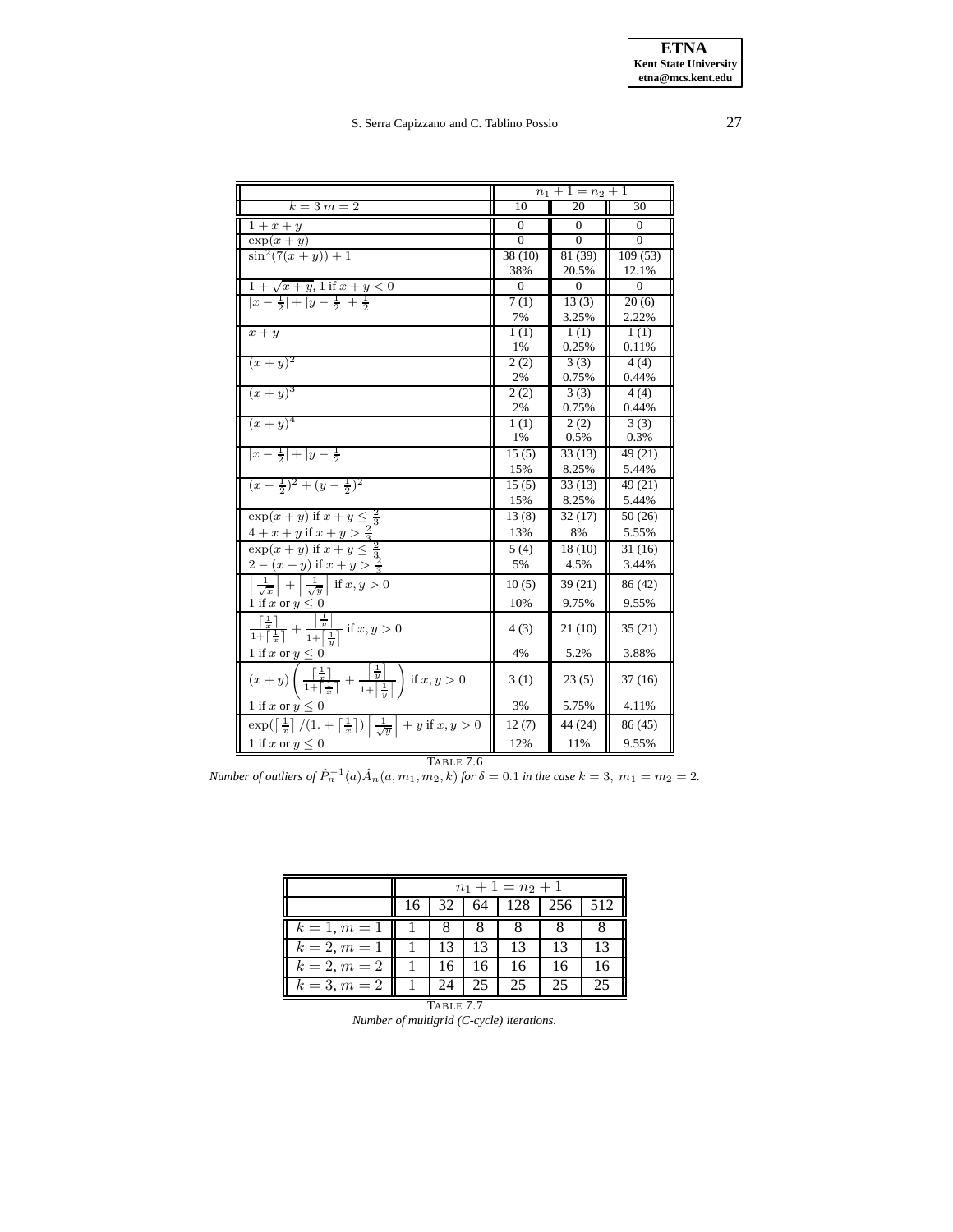| $k=3\ m=2$ | $n_1+1=n_2+1$ 10 | 20 | 30 |
|---|---|---|---|
| $1+x+y$ | 0 | 0 | 0 |
| $\exp(x+y)$ | 0 | 0 | 0 |
| $\sin^2(7(x+y))+1$ | 38 (10) 38% | 81 (39) 20.5% | 109 (53) 12.1% |
| $1+\sqrt{x+y}$, 1 if $x+y<0$ | 0 | 0 | 0 |
| $\lvert x-\frac{1}{2}\rvert+\lvert y-\frac{1}{2}\rvert+\frac{1}{2}$ | 7 (1) 7% | 13 (3) 3.25% | 20 (6) 2.22% |
| $x+y$ | 1 (1) 1% | 1 (1) 0.25% | 1 (1) 0.11% |
| $(x+y)^2$ | 2 (2) 2% | 3 (3) 0.75% | 4 (4) 0.44% |
| $(x+y)^3$ | 2 (2) 2% | 3 (3) 0.75% | 4 (4) 0.44% |
| $(x+y)^4$ | 1 (1) 1% | 2 (2) 0.5% | 3 (3) 0.3% |
| $\lvert x-\frac{1}{2}\rvert+\lvert y-\frac{1}{2}\rvert$ | 15 (5) 15% | 33 (13) 8.25% | 49 (21) 5.44% |
| $(x-\frac{1}{2})^2+(y-\frac{1}{2})^2$ | 15 (5) 15% | 33 (13) 8.25% | 49 (21) 5.44% |
| $\exp(x+y)$ if $x+y\leq\frac{2}{3}$; $4+x+y$ if $x+y>\frac{2}{3}$ | 13 (8) 13% | 32 (17) 8% | 50 (26) 5.55% |
| $\exp(x+y)$ if $x+y\leq\frac{2}{3}$; $2-(x+y)$ if $x+y>\frac{2}{3}$ | 5 (4) 5% | 18 (10) 4.5% | 31 (16) 3.44% |
| $\left\lvert\frac{1}{\sqrt{x}}\right\rvert+\left\lvert\frac{1}{\sqrt{y}}\right\rvert$ if $x,y>0$; 1 if $x$ or $y\leq 0$ | 10 (5) 10% | 39 (21) 9.75% | 86 (42) 9.55% |
| $\frac{\lceil\frac{1}{x}\rceil}{1+\lceil\frac{1}{x}\rceil}+\frac{\lceil\frac{1}{y}\rceil}{1+\lceil\frac{1}{y}\rceil}$ if $x,y>0$; 1 if $x$ or $y\leq 0$ | 4 (3) 4% | 21 (10) 5.2% | 35 (21) 3.88% |
| $(x+y)\left(\frac{\lceil\frac{1}{x}\rceil}{1+\lceil\frac{1}{x}\rceil}+\frac{\lceil\frac{1}{y}\rceil}{1+\lceil\frac{1}{y}\rceil}\right)$ if $x,y>0$; 1 if $x$ or $y\leq 0$ | 3 (1) 3% | 23 (5) 5.75% | 37 (16) 4.11% |
| $\exp(\lceil\frac{1}{x}\rceil/(1.+\lceil\frac{1}{x}\rceil)\left\lvert\frac{1}{\sqrt{y}}\right\rvert+y$ if $x,y>0$; 1 if $x$ or $y\leq 0$ | 12 (7) 12% | 44 (24) 11% | 86 (45) 9.55% |

TABLE 7.6
*Number of outliers of $\hat{P}_n^{-1}(a)\hat{A}_n(a,m_1,m_2,k)$ for $\delta=0.1$ in the case $k=3,\ m_1=m_2=2$.*

| | $n_1+1=n_2+1$ 16 | 32 | 64 | 128 | 256 | 512 |
|---|---|---|---|---|---|---|
| $k=1, m=1$ | 1 | 8 | 8 | 8 | 8 | 8 |
| $k=2, m=1$ | 1 | 13 | 13 | 13 | 13 | 13 |
| $k=2, m=2$ | 1 | 16 | 16 | 16 | 16 | 16 |
| $k=3, m=2$ | 1 | 24 | 25 | 25 | 25 | 25 |

TABLE 7.7
*Number of multigrid (C-cycle) iterations.*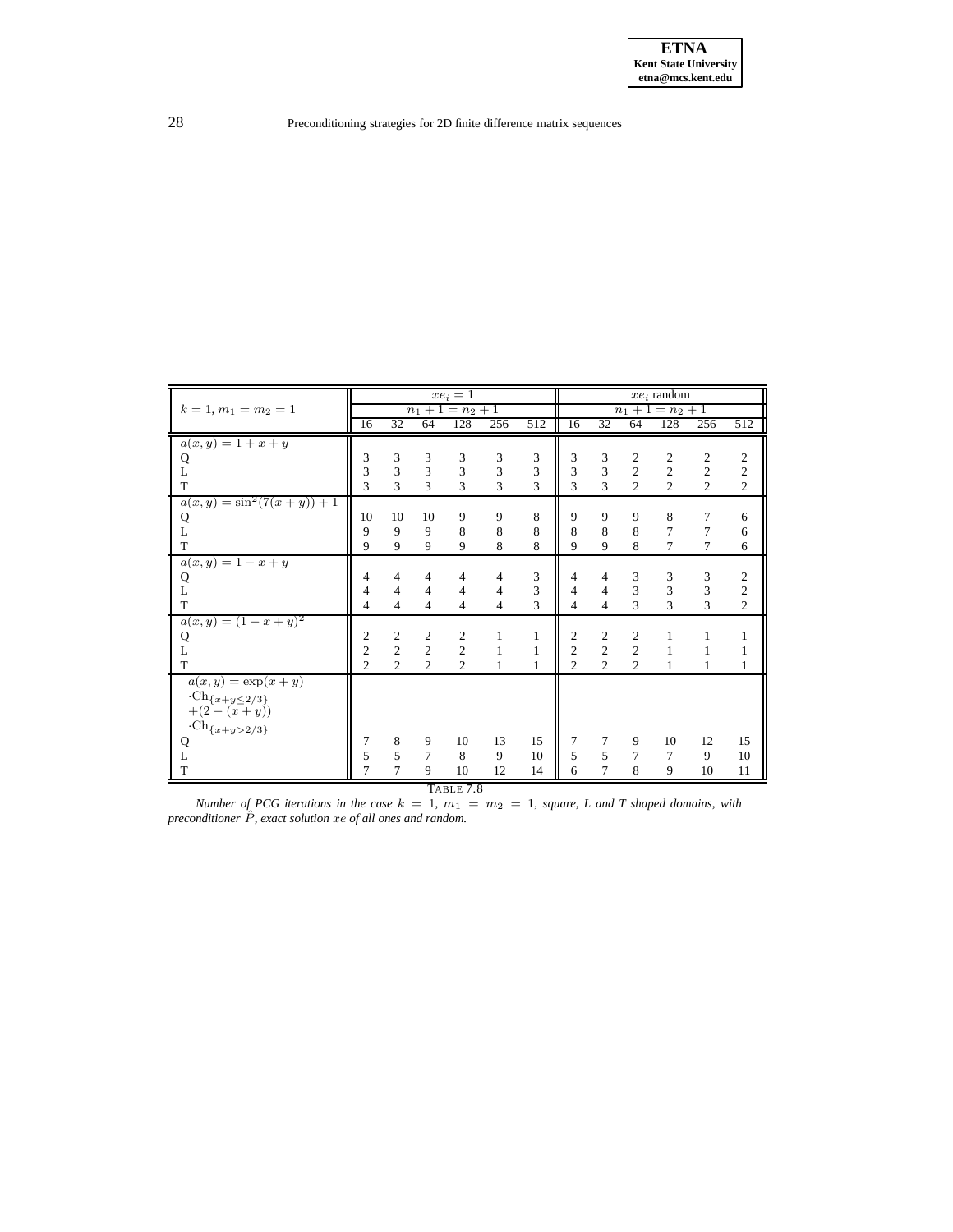| $k=1, m_1=m_2=1$ | $xe_i=1$ | | | | | | $xe_i$ random | | | | | |
|---|---|---|---|---|---|---|---|---|---|---|---|---|
| | $n_1+1=n_2+1$ | | | | | | $n_1+1=n_2+1$ | | | | | |
| | 16 | 32 | 64 | 128 | 256 | 512 | 16 | 32 | 64 | 128 | 256 | 512 |
| $a(x,y)=1+x+y$ | | | | | | | | | | | | |
| Q | 3 | 3 | 3 | 3 | 3 | 3 | 3 | 3 | 2 | 2 | 2 | 2 |
| L | 3 | 3 | 3 | 3 | 3 | 3 | 3 | 3 | 2 | 2 | 2 | 2 |
| T | 3 | 3 | 3 | 3 | 3 | 3 | 3 | 3 | 2 | 2 | 2 | 2 |
| $a(x,y)=\sin^2(7(x+y))+1$ | | | | | | | | | | | | |
| Q | 10 | 10 | 10 | 9 | 9 | 8 | 9 | 9 | 9 | 8 | 7 | 6 |
| L | 9 | 9 | 9 | 8 | 8 | 8 | 8 | 8 | 8 | 7 | 7 | 6 |
| T | 9 | 9 | 9 | 9 | 8 | 8 | 9 | 9 | 8 | 7 | 7 | 6 |
| $a(x,y)=1-x+y$ | | | | | | | | | | | | |
| Q | 4 | 4 | 4 | 4 | 4 | 3 | 4 | 4 | 3 | 3 | 3 | 2 |
| L | 4 | 4 | 4 | 4 | 4 | 3 | 4 | 4 | 3 | 3 | 3 | 2 |
| T | 4 | 4 | 4 | 4 | 4 | 3 | 4 | 4 | 3 | 3 | 3 | 2 |
| $a(x,y)=(1-x+y)^2$ | | | | | | | | | | | | |
| Q | 2 | 2 | 2 | 2 | 1 | 1 | 2 | 2 | 2 | 1 | 1 | 1 |
| L | 2 | 2 | 2 | 2 | 1 | 1 | 2 | 2 | 2 | 1 | 1 | 1 |
| T | 2 | 2 | 2 | 2 | 1 | 1 | 2 | 2 | 2 | 1 | 1 | 1 |
| $a(x,y)=\exp(x+y)$ $\cdot\mathrm{Ch}_{\{x+y\leq 2/3\}}$ $+(2-(x+y))$ $\cdot\mathrm{Ch}_{\{x+y>2/3\}}$ | | | | | | | | | | | | |
| Q | 7 | 8 | 9 | 10 | 13 | 15 | 7 | 7 | 9 | 10 | 12 | 15 |
| L | 5 | 5 | 7 | 8 | 9 | 10 | 5 | 5 | 7 | 7 | 9 | 10 |
| T | 7 | 7 | 9 | 10 | 12 | 14 | 6 | 7 | 8 | 9 | 10 | 11 |

TABLE 7.8

*Number of PCG iterations in the case $k=1$, $m_1=m_2=1$, square, L and T shaped domains, with preconditioner $\hat{P}$, exact solution $xe$ of all ones and random.*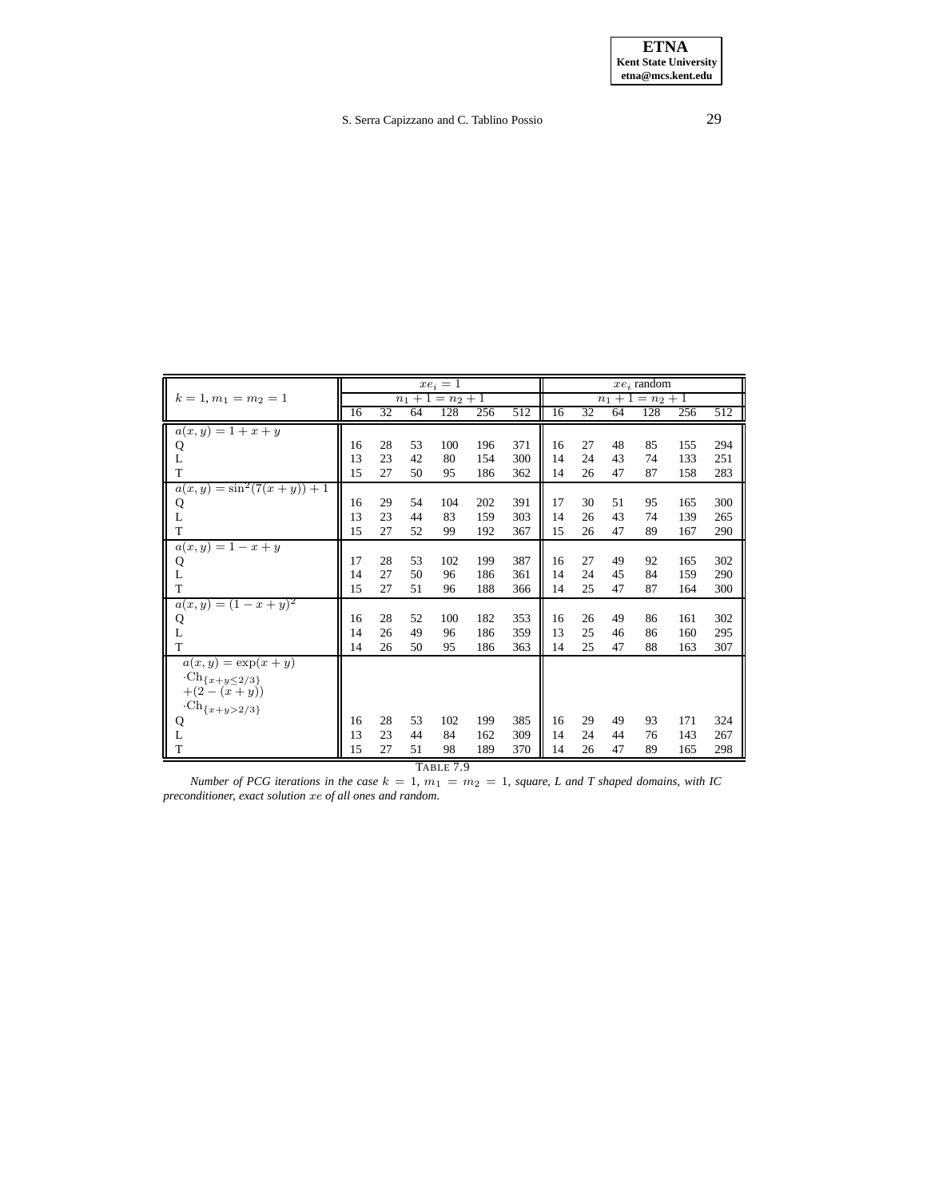| $k = 1, m_1 = m_2 = 1$ | $xe_i = 1$ | | | | | | $xe_i$ random | | | | | |
|---|---|---|---|---|---|---|---|---|---|---|---|---|
| | $n_1 + 1 = n_2 + 1$ | | | | | | $n_1 + 1 = n_2 + 1$ | | | | | |
| | 16 | 32 | 64 | 128 | 256 | 512 | 16 | 32 | 64 | 128 | 256 | 512 |
| $a(x, y) = 1 + x + y$ | | | | | | | | | | | | |
| Q | 16 | 28 | 53 | 100 | 196 | 371 | 16 | 27 | 48 | 85 | 155 | 294 |
| L | 13 | 23 | 42 | 80 | 154 | 300 | 14 | 24 | 43 | 74 | 133 | 251 |
| T | 15 | 27 | 50 | 95 | 186 | 362 | 14 | 26 | 47 | 87 | 158 | 283 |
| $a(x, y) = \sin^2(7(x + y)) + 1$ | | | | | | | | | | | | |
| Q | 16 | 29 | 54 | 104 | 202 | 391 | 17 | 30 | 51 | 95 | 165 | 300 |
| L | 13 | 23 | 44 | 83 | 159 | 303 | 14 | 26 | 43 | 74 | 139 | 265 |
| T | 15 | 27 | 52 | 99 | 192 | 367 | 15 | 26 | 47 | 89 | 167 | 290 |
| $a(x, y) = 1 - x + y$ | | | | | | | | | | | | |
| Q | 17 | 28 | 53 | 102 | 199 | 387 | 16 | 27 | 49 | 92 | 165 | 302 |
| L | 14 | 27 | 50 | 96 | 186 | 361 | 14 | 24 | 45 | 84 | 159 | 290 |
| T | 15 | 27 | 51 | 96 | 188 | 366 | 14 | 25 | 47 | 87 | 164 | 300 |
| $a(x, y) = (1 - x + y)^2$ | | | | | | | | | | | | |
| Q | 16 | 28 | 52 | 100 | 182 | 353 | 16 | 26 | 49 | 86 | 161 | 302 |
| L | 14 | 26 | 49 | 96 | 186 | 359 | 13 | 25 | 46 | 86 | 160 | 295 |
| T | 14 | 26 | 50 | 95 | 186 | 363 | 14 | 25 | 47 | 88 | 163 | 307 |
| $a(x, y) = \exp(x + y)$ $\cdot \mathrm{Ch}_{\{x+y \leq 2/3\}}$ $+(2 - (x + y))$ $\cdot \mathrm{Ch}_{\{x+y > 2/3\}}$ | | | | | | | | | | | | |
| Q | 16 | 28 | 53 | 102 | 199 | 385 | 16 | 29 | 49 | 93 | 171 | 324 |
| L | 13 | 23 | 44 | 84 | 162 | 309 | 14 | 24 | 44 | 76 | 143 | 267 |
| T | 15 | 27 | 51 | 98 | 189 | 370 | 14 | 26 | 47 | 89 | 165 | 298 |

TABLE 7.9

*Number of PCG iterations in the case $k = 1$, $m_1 = m_2 = 1$, square, L and T shaped domains, with IC preconditioner, exact solution $xe$ of all ones and random.*